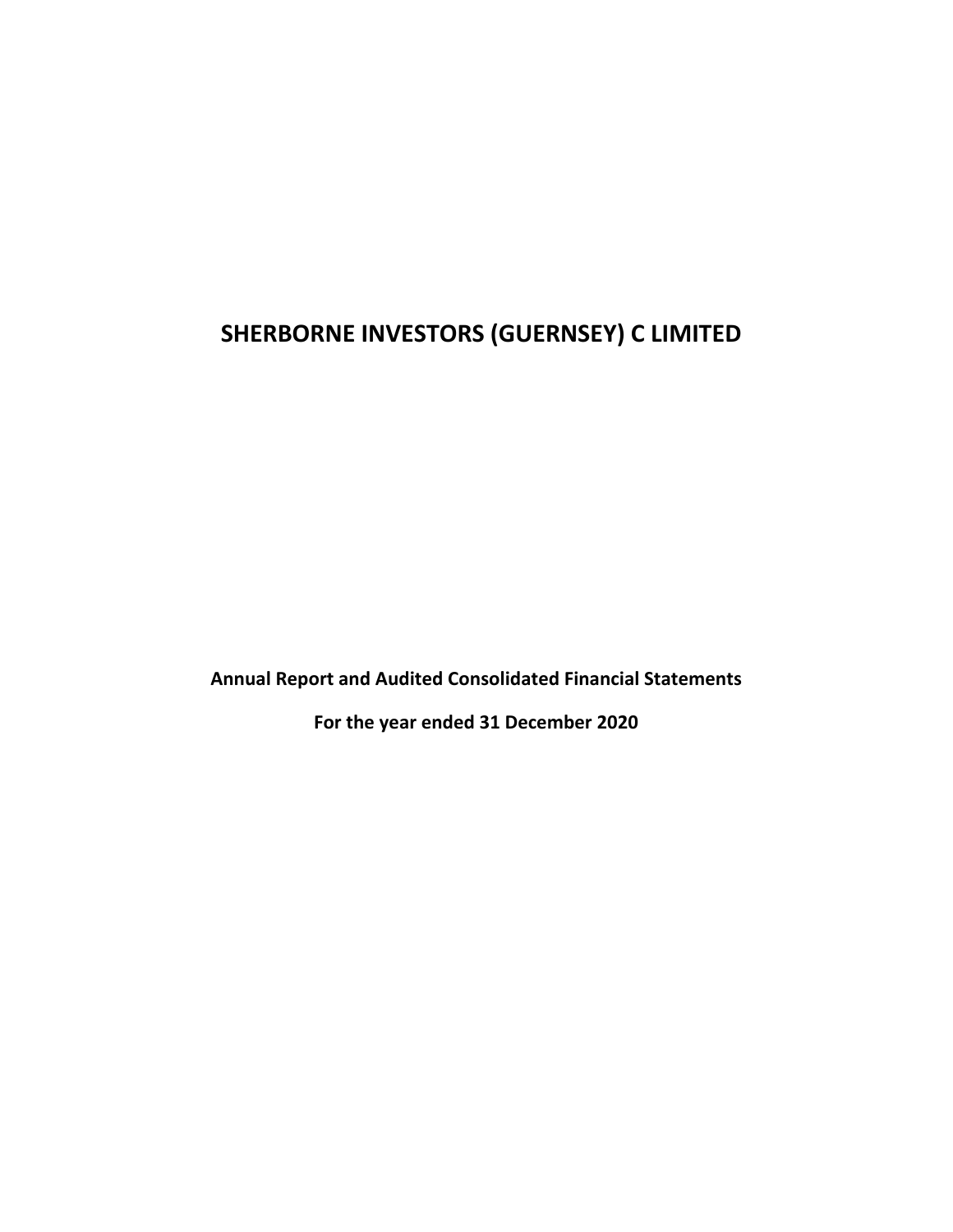# SHERBORNE INVESTORS (GUERNSEY) C LIMITED

**Annual Report and Audited Consolidated Financial Statements**

**For the year ended 31 December 2020**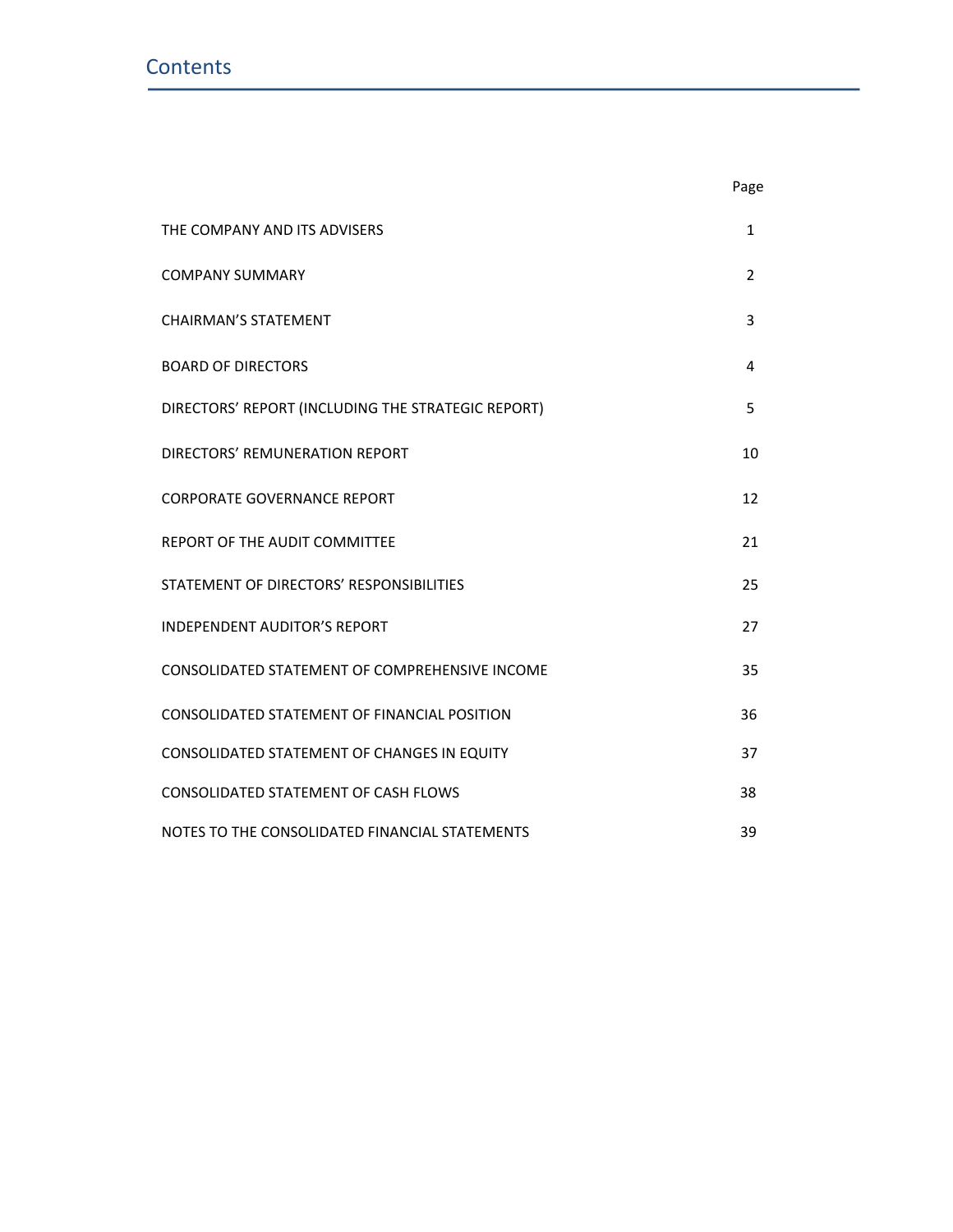# Contents

| | Page |
|---|---|
| THE COMPANY AND ITS ADVISERS | 1 |
| COMPANY SUMMARY | 2 |
| CHAIRMAN'S STATEMENT | 3 |
| BOARD OF DIRECTORS | 4 |
| DIRECTORS' REPORT (INCLUDING THE STRATEGIC REPORT) | 5 |
| DIRECTORS' REMUNERATION REPORT | 10 |
| CORPORATE GOVERNANCE REPORT | 12 |
| REPORT OF THE AUDIT COMMITTEE | 21 |
| STATEMENT OF DIRECTORS' RESPONSIBILITIES | 25 |
| INDEPENDENT AUDITOR'S REPORT | 27 |
| CONSOLIDATED STATEMENT OF COMPREHENSIVE INCOME | 35 |
| CONSOLIDATED STATEMENT OF FINANCIAL POSITION | 36 |
| CONSOLIDATED STATEMENT OF CHANGES IN EQUITY | 37 |
| CONSOLIDATED STATEMENT OF CASH FLOWS | 38 |
| NOTES TO THE CONSOLIDATED FINANCIAL STATEMENTS | 39 |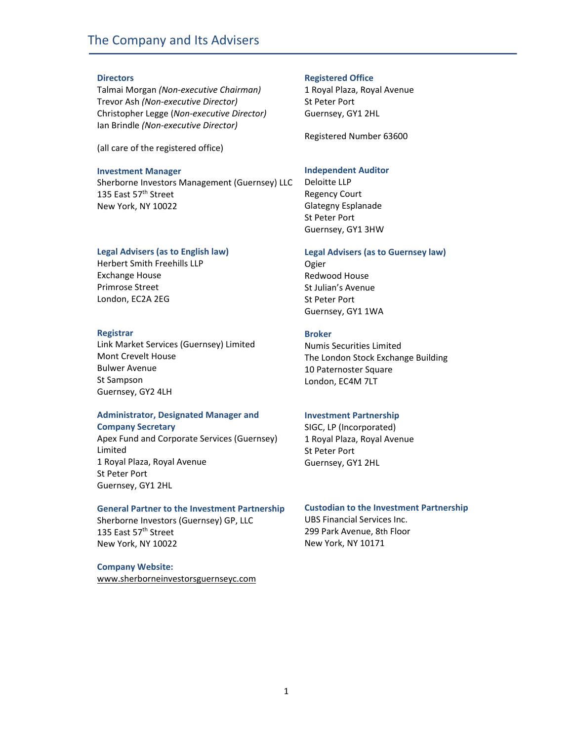# The Company and Its Advisers

**Directors**
Talmai Morgan *(Non-executive Chairman)*
Trevor Ash *(Non-executive Director)*
Christopher Legge (*Non-executive Director)*
Ian Brindle *(Non-executive Director)*

(all care of the registered office)

**Registered Office**
1 Royal Plaza, Royal Avenue
St Peter Port
Guernsey, GY1 2HL

Registered Number 63600

**Investment Manager**
Sherborne Investors Management (Guernsey) LLC
135 East 57th Street
New York, NY 10022

**Independent Auditor**
Deloitte LLP
Regency Court
Glategny Esplanade
St Peter Port
Guernsey, GY1 3HW

**Legal Advisers (as to English law)**
Herbert Smith Freehills LLP
Exchange House
Primrose Street
London, EC2A 2EG

**Legal Advisers (as to Guernsey law)**
Ogier
Redwood House
St Julian's Avenue
St Peter Port
Guernsey, GY1 1WA

**Registrar**
Link Market Services (Guernsey) Limited
Mont Crevelt House
Bulwer Avenue
St Sampson
Guernsey, GY2 4LH

**Broker**
Numis Securities Limited
The London Stock Exchange Building
10 Paternoster Square
London, EC4M 7LT

**Administrator, Designated Manager and Company Secretary**
Apex Fund and Corporate Services (Guernsey) Limited
1 Royal Plaza, Royal Avenue
St Peter Port
Guernsey, GY1 2HL

**Investment Partnership**
SIGC, LP (Incorporated)
1 Royal Plaza, Royal Avenue
St Peter Port
Guernsey, GY1 2HL

**General Partner to the Investment Partnership**
Sherborne Investors (Guernsey) GP, LLC
135 East 57th Street
New York, NY 10022

**Custodian to the Investment Partnership**
UBS Financial Services Inc.
299 Park Avenue, 8th Floor
New York, NY 10171

**Company Website:**
www.sherborneinvestorsguernseyc.com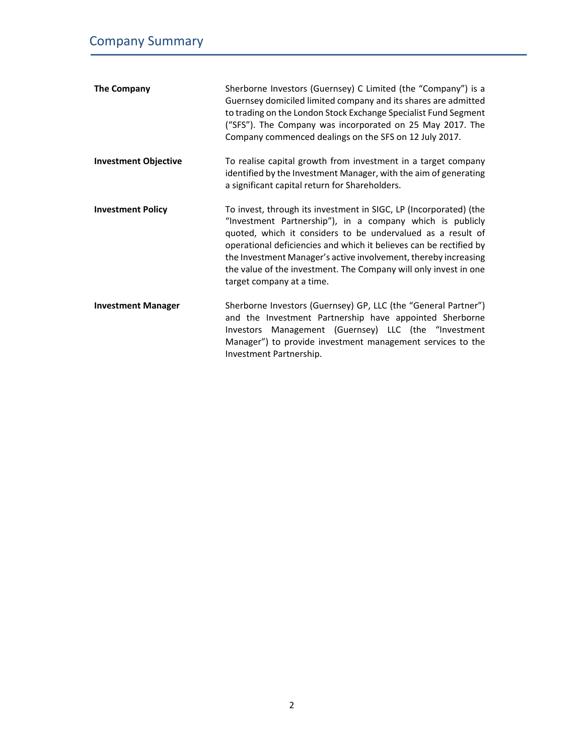# Company Summary

| | |
|---|---|
| **The Company** | Sherborne Investors (Guernsey) C Limited (the "Company") is a Guernsey domiciled limited company and its shares are admitted to trading on the London Stock Exchange Specialist Fund Segment ("SFS"). The Company was incorporated on 25 May 2017. The Company commenced dealings on the SFS on 12 July 2017. |
| **Investment Objective** | To realise capital growth from investment in a target company identified by the Investment Manager, with the aim of generating a significant capital return for Shareholders. |
| **Investment Policy** | To invest, through its investment in SIGC, LP (Incorporated) (the "Investment Partnership"), in a company which is publicly quoted, which it considers to be undervalued as a result of operational deficiencies and which it believes can be rectified by the Investment Manager's active involvement, thereby increasing the value of the investment. The Company will only invest in one target company at a time. |
| **Investment Manager** | Sherborne Investors (Guernsey) GP, LLC (the "General Partner") and the Investment Partnership have appointed Sherborne Investors Management (Guernsey) LLC (the "Investment Manager") to provide investment management services to the Investment Partnership. |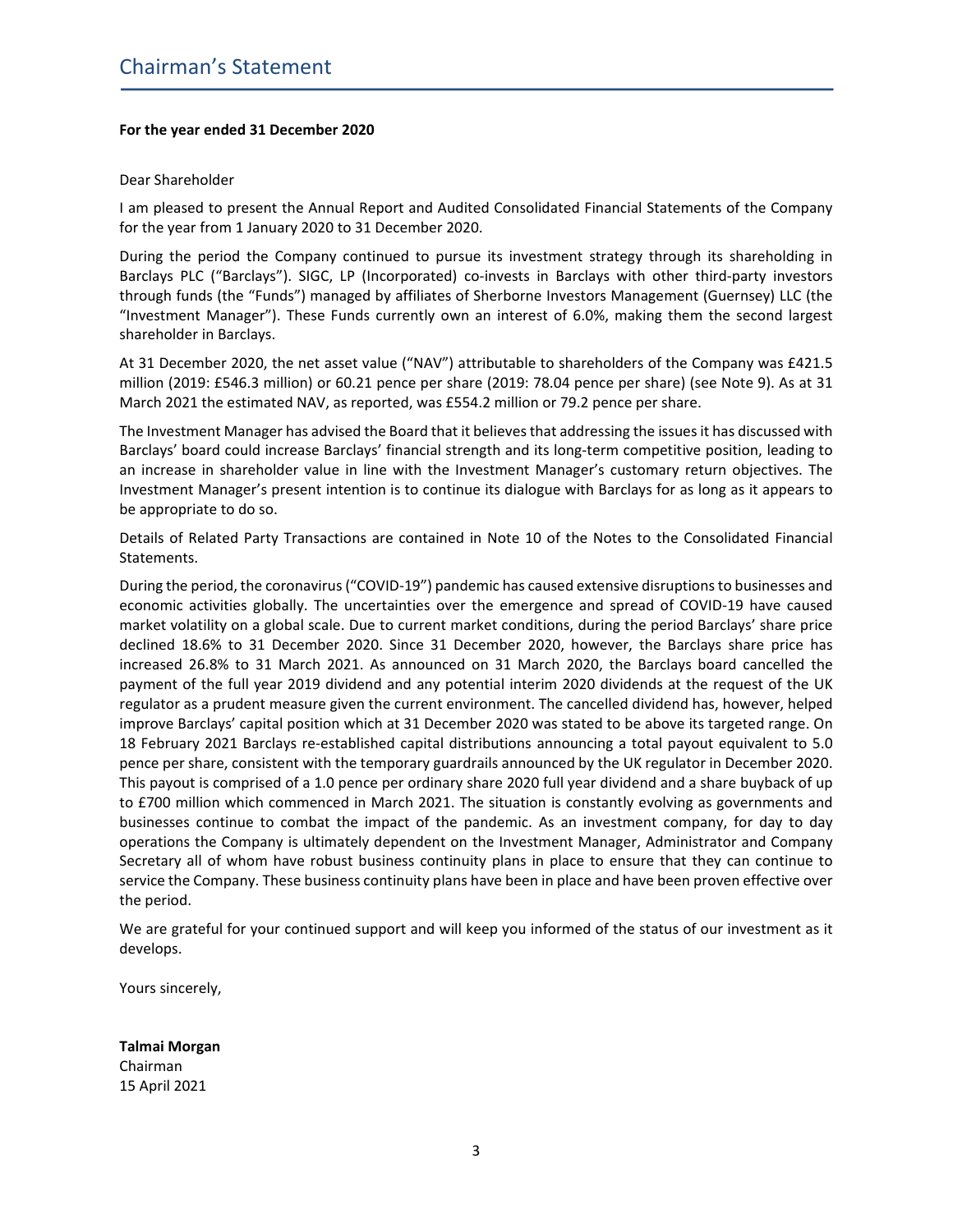# Chairman's Statement

**For the year ended 31 December 2020**

Dear Shareholder

I am pleased to present the Annual Report and Audited Consolidated Financial Statements of the Company for the year from 1 January 2020 to 31 December 2020.

During the period the Company continued to pursue its investment strategy through its shareholding in Barclays PLC ("Barclays"). SIGC, LP (Incorporated) co-invests in Barclays with other third-party investors through funds (the "Funds") managed by affiliates of Sherborne Investors Management (Guernsey) LLC (the "Investment Manager"). These Funds currently own an interest of 6.0%, making them the second largest shareholder in Barclays.

At 31 December 2020, the net asset value ("NAV") attributable to shareholders of the Company was £421.5 million (2019: £546.3 million) or 60.21 pence per share (2019: 78.04 pence per share) (see Note 9). As at 31 March 2021 the estimated NAV, as reported, was £554.2 million or 79.2 pence per share.

The Investment Manager has advised the Board that it believes that addressing the issues it has discussed with Barclays' board could increase Barclays' financial strength and its long-term competitive position, leading to an increase in shareholder value in line with the Investment Manager's customary return objectives. The Investment Manager's present intention is to continue its dialogue with Barclays for as long as it appears to be appropriate to do so.

Details of Related Party Transactions are contained in Note 10 of the Notes to the Consolidated Financial Statements.

During the period, the coronavirus ("COVID-19") pandemic has caused extensive disruptions to businesses and economic activities globally. The uncertainties over the emergence and spread of COVID-19 have caused market volatility on a global scale. Due to current market conditions, during the period Barclays' share price declined 18.6% to 31 December 2020. Since 31 December 2020, however, the Barclays share price has increased 26.8% to 31 March 2021. As announced on 31 March 2020, the Barclays board cancelled the payment of the full year 2019 dividend and any potential interim 2020 dividends at the request of the UK regulator as a prudent measure given the current environment. The cancelled dividend has, however, helped improve Barclays' capital position which at 31 December 2020 was stated to be above its targeted range. On 18 February 2021 Barclays re-established capital distributions announcing a total payout equivalent to 5.0 pence per share, consistent with the temporary guardrails announced by the UK regulator in December 2020. This payout is comprised of a 1.0 pence per ordinary share 2020 full year dividend and a share buyback of up to £700 million which commenced in March 2021. The situation is constantly evolving as governments and businesses continue to combat the impact of the pandemic. As an investment company, for day to day operations the Company is ultimately dependent on the Investment Manager, Administrator and Company Secretary all of whom have robust business continuity plans in place to ensure that they can continue to service the Company. These business continuity plans have been in place and have been proven effective over the period.

We are grateful for your continued support and will keep you informed of the status of our investment as it develops.

Yours sincerely,

**Talmai Morgan**
Chairman
15 April 2021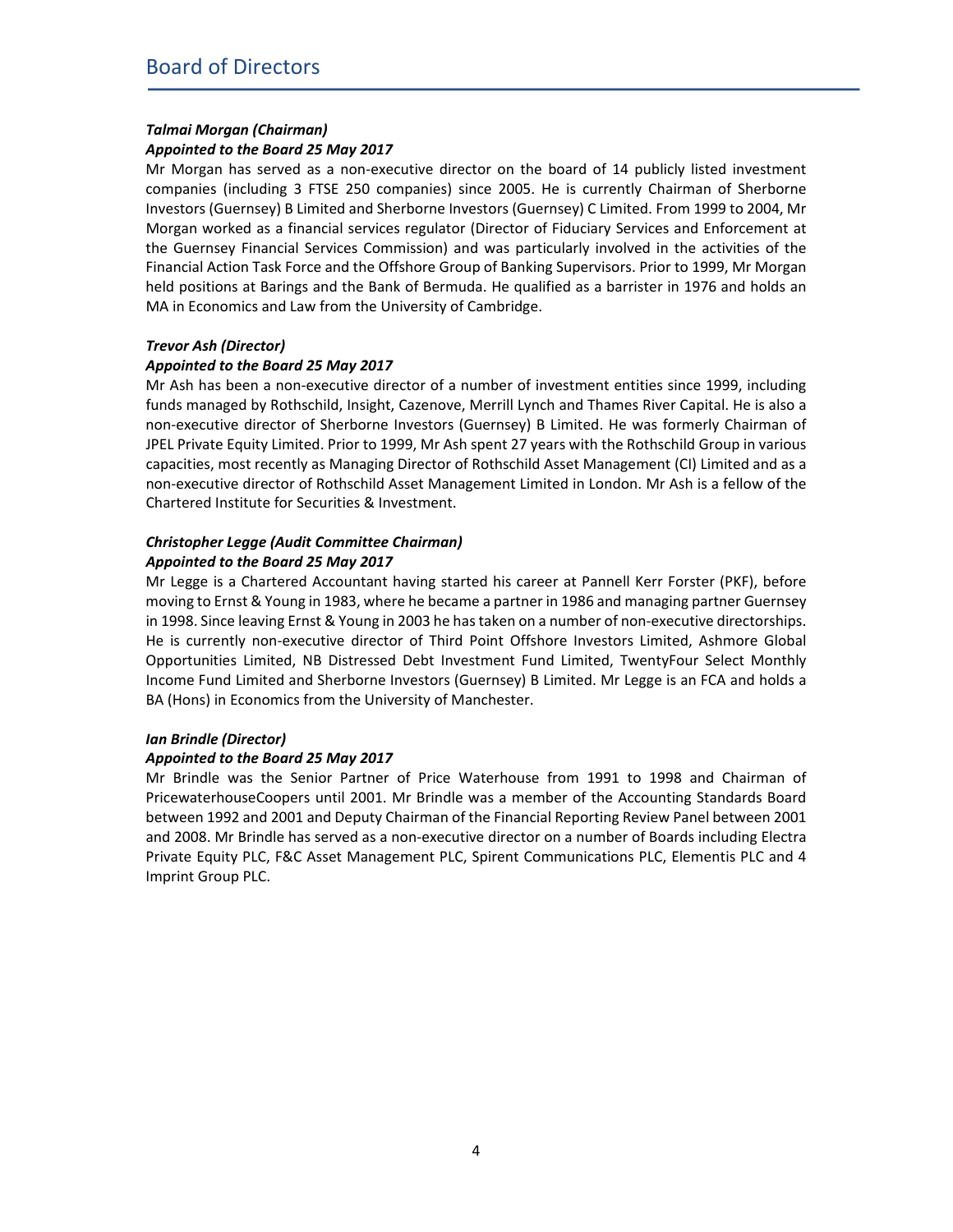# Board of Directors

***Talmai Morgan (Chairman)***
***Appointed to the Board 25 May 2017***

Mr Morgan has served as a non-executive director on the board of 14 publicly listed investment companies (including 3 FTSE 250 companies) since 2005. He is currently Chairman of Sherborne Investors (Guernsey) B Limited and Sherborne Investors (Guernsey) C Limited. From 1999 to 2004, Mr Morgan worked as a financial services regulator (Director of Fiduciary Services and Enforcement at the Guernsey Financial Services Commission) and was particularly involved in the activities of the Financial Action Task Force and the Offshore Group of Banking Supervisors. Prior to 1999, Mr Morgan held positions at Barings and the Bank of Bermuda. He qualified as a barrister in 1976 and holds an MA in Economics and Law from the University of Cambridge.

***Trevor Ash (Director)***
***Appointed to the Board 25 May 2017***

Mr Ash has been a non-executive director of a number of investment entities since 1999, including funds managed by Rothschild, Insight, Cazenove, Merrill Lynch and Thames River Capital. He is also a non-executive director of Sherborne Investors (Guernsey) B Limited. He was formerly Chairman of JPEL Private Equity Limited. Prior to 1999, Mr Ash spent 27 years with the Rothschild Group in various capacities, most recently as Managing Director of Rothschild Asset Management (CI) Limited and as a non-executive director of Rothschild Asset Management Limited in London. Mr Ash is a fellow of the Chartered Institute for Securities & Investment.

***Christopher Legge (Audit Committee Chairman)***
***Appointed to the Board 25 May 2017***

Mr Legge is a Chartered Accountant having started his career at Pannell Kerr Forster (PKF), before moving to Ernst & Young in 1983, where he became a partner in 1986 and managing partner Guernsey in 1998. Since leaving Ernst & Young in 2003 he has taken on a number of non-executive directorships. He is currently non-executive director of Third Point Offshore Investors Limited, Ashmore Global Opportunities Limited, NB Distressed Debt Investment Fund Limited, TwentyFour Select Monthly Income Fund Limited and Sherborne Investors (Guernsey) B Limited. Mr Legge is an FCA and holds a BA (Hons) in Economics from the University of Manchester.

***Ian Brindle (Director)***
***Appointed to the Board 25 May 2017***

Mr Brindle was the Senior Partner of Price Waterhouse from 1991 to 1998 and Chairman of PricewaterhouseCoopers until 2001. Mr Brindle was a member of the Accounting Standards Board between 1992 and 2001 and Deputy Chairman of the Financial Reporting Review Panel between 2001 and 2008. Mr Brindle has served as a non-executive director on a number of Boards including Electra Private Equity PLC, F&C Asset Management PLC, Spirent Communications PLC, Elementis PLC and 4 Imprint Group PLC.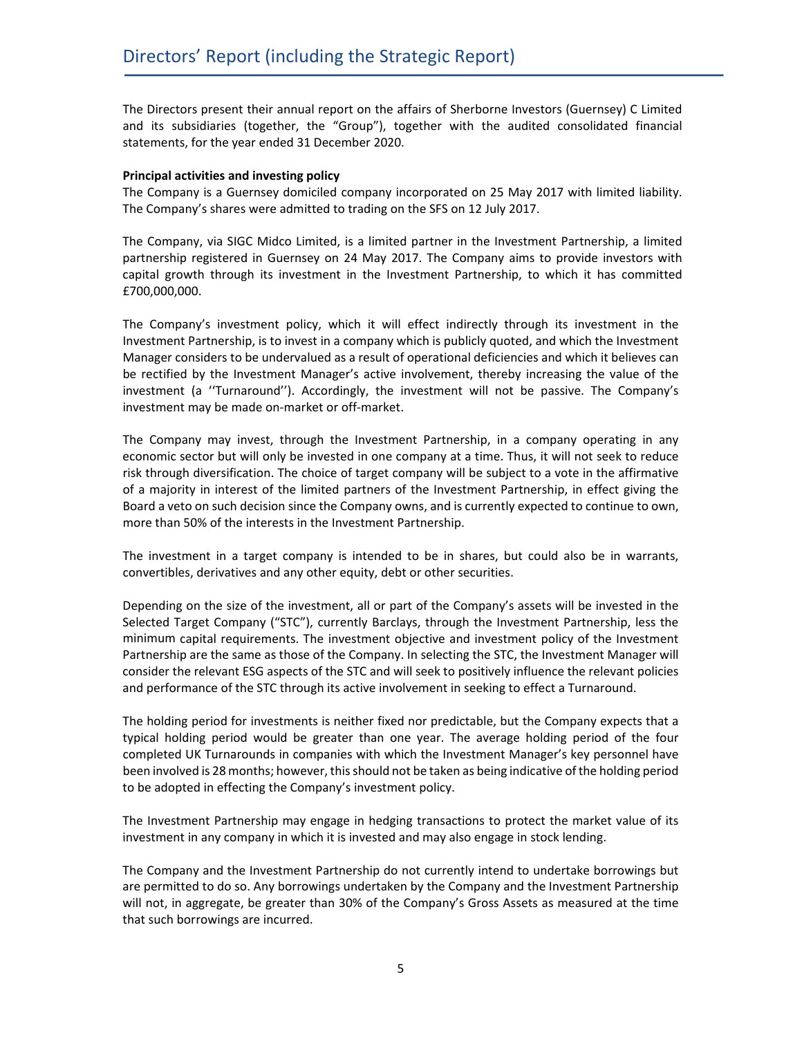# Directors' Report (including the Strategic Report)

The Directors present their annual report on the affairs of Sherborne Investors (Guernsey) C Limited and its subsidiaries (together, the "Group"), together with the audited consolidated financial statements, for the year ended 31 December 2020.

**Principal activities and investing policy**

The Company is a Guernsey domiciled company incorporated on 25 May 2017 with limited liability. The Company's shares were admitted to trading on the SFS on 12 July 2017.

The Company, via SIGC Midco Limited, is a limited partner in the Investment Partnership, a limited partnership registered in Guernsey on 24 May 2017. The Company aims to provide investors with capital growth through its investment in the Investment Partnership, to which it has committed £700,000,000.

The Company's investment policy, which it will effect indirectly through its investment in the Investment Partnership, is to invest in a company which is publicly quoted, and which the Investment Manager considers to be undervalued as a result of operational deficiencies and which it believes can be rectified by the Investment Manager's active involvement, thereby increasing the value of the investment (a ''Turnaround''). Accordingly, the investment will not be passive. The Company's investment may be made on-market or off-market.

The Company may invest, through the Investment Partnership, in a company operating in any economic sector but will only be invested in one company at a time. Thus, it will not seek to reduce risk through diversification. The choice of target company will be subject to a vote in the affirmative of a majority in interest of the limited partners of the Investment Partnership, in effect giving the Board a veto on such decision since the Company owns, and is currently expected to continue to own, more than 50% of the interests in the Investment Partnership.

The investment in a target company is intended to be in shares, but could also be in warrants, convertibles, derivatives and any other equity, debt or other securities.

Depending on the size of the investment, all or part of the Company's assets will be invested in the Selected Target Company ("STC"), currently Barclays, through the Investment Partnership, less the minimum capital requirements. The investment objective and investment policy of the Investment Partnership are the same as those of the Company. In selecting the STC, the Investment Manager will consider the relevant ESG aspects of the STC and will seek to positively influence the relevant policies and performance of the STC through its active involvement in seeking to effect a Turnaround.

The holding period for investments is neither fixed nor predictable, but the Company expects that a typical holding period would be greater than one year. The average holding period of the four completed UK Turnarounds in companies with which the Investment Manager's key personnel have been involved is 28 months; however, this should not be taken as being indicative of the holding period to be adopted in effecting the Company's investment policy.

The Investment Partnership may engage in hedging transactions to protect the market value of its investment in any company in which it is invested and may also engage in stock lending.

The Company and the Investment Partnership do not currently intend to undertake borrowings but are permitted to do so. Any borrowings undertaken by the Company and the Investment Partnership will not, in aggregate, be greater than 30% of the Company's Gross Assets as measured at the time that such borrowings are incurred.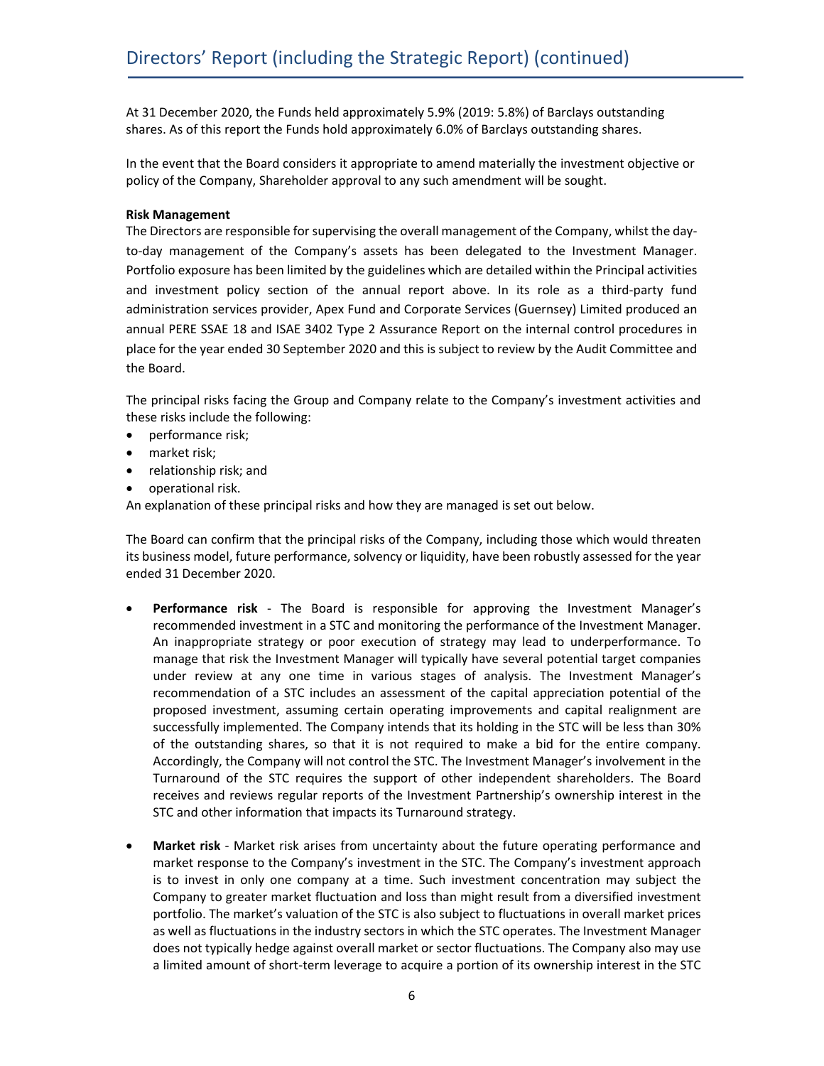At 31 December 2020, the Funds held approximately 5.9% (2019: 5.8%) of Barclays outstanding shares. As of this report the Funds hold approximately 6.0% of Barclays outstanding shares.

In the event that the Board considers it appropriate to amend materially the investment objective or policy of the Company, Shareholder approval to any such amendment will be sought.

**Risk Management**

The Directors are responsible for supervising the overall management of the Company, whilst the day-to-day management of the Company's assets has been delegated to the Investment Manager. Portfolio exposure has been limited by the guidelines which are detailed within the Principal activities and investment policy section of the annual report above. In its role as a third-party fund administration services provider, Apex Fund and Corporate Services (Guernsey) Limited produced an annual PERE SSAE 18 and ISAE 3402 Type 2 Assurance Report on the internal control procedures in place for the year ended 30 September 2020 and this is subject to review by the Audit Committee and the Board.

The principal risks facing the Group and Company relate to the Company's investment activities and these risks include the following:

- performance risk;
- market risk;
- relationship risk; and
- operational risk.

An explanation of these principal risks and how they are managed is set out below.

The Board can confirm that the principal risks of the Company, including those which would threaten its business model, future performance, solvency or liquidity, have been robustly assessed for the year ended 31 December 2020.

- **Performance risk** - The Board is responsible for approving the Investment Manager's recommended investment in a STC and monitoring the performance of the Investment Manager. An inappropriate strategy or poor execution of strategy may lead to underperformance. To manage that risk the Investment Manager will typically have several potential target companies under review at any one time in various stages of analysis. The Investment Manager's recommendation of a STC includes an assessment of the capital appreciation potential of the proposed investment, assuming certain operating improvements and capital realignment are successfully implemented. The Company intends that its holding in the STC will be less than 30% of the outstanding shares, so that it is not required to make a bid for the entire company. Accordingly, the Company will not control the STC. The Investment Manager's involvement in the Turnaround of the STC requires the support of other independent shareholders. The Board receives and reviews regular reports of the Investment Partnership's ownership interest in the STC and other information that impacts its Turnaround strategy.

- **Market risk** - Market risk arises from uncertainty about the future operating performance and market response to the Company's investment in the STC. The Company's investment approach is to invest in only one company at a time. Such investment concentration may subject the Company to greater market fluctuation and loss than might result from a diversified investment portfolio. The market's valuation of the STC is also subject to fluctuations in overall market prices as well as fluctuations in the industry sectors in which the STC operates. The Investment Manager does not typically hedge against overall market or sector fluctuations. The Company also may use a limited amount of short-term leverage to acquire a portion of its ownership interest in the STC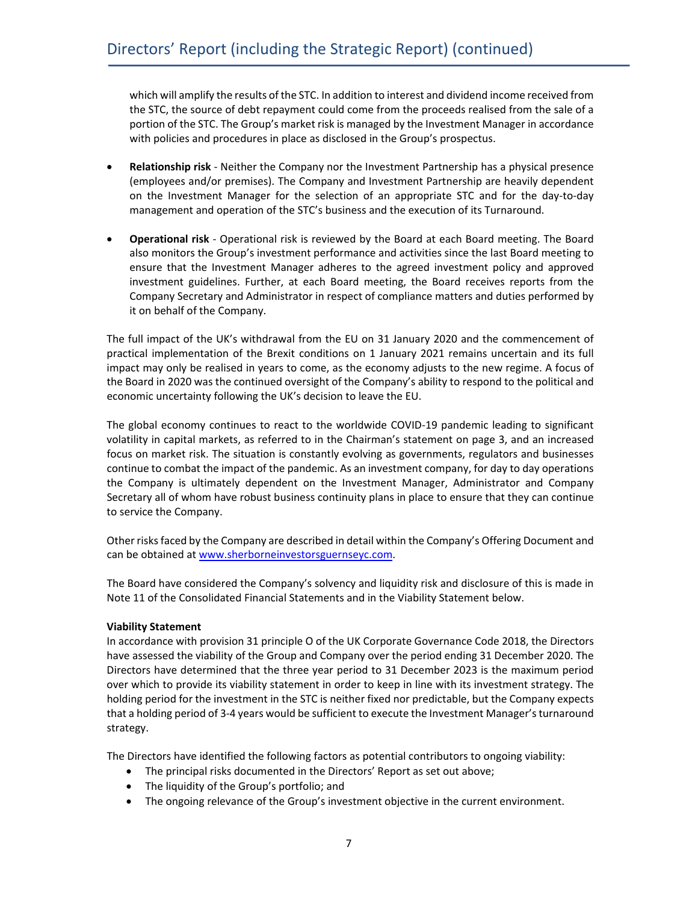which will amplify the results of the STC. In addition to interest and dividend income received from the STC, the source of debt repayment could come from the proceeds realised from the sale of a portion of the STC. The Group's market risk is managed by the Investment Manager in accordance with policies and procedures in place as disclosed in the Group's prospectus.

- **Relationship risk** - Neither the Company nor the Investment Partnership has a physical presence (employees and/or premises). The Company and Investment Partnership are heavily dependent on the Investment Manager for the selection of an appropriate STC and for the day-to-day management and operation of the STC's business and the execution of its Turnaround.

- **Operational risk** - Operational risk is reviewed by the Board at each Board meeting. The Board also monitors the Group's investment performance and activities since the last Board meeting to ensure that the Investment Manager adheres to the agreed investment policy and approved investment guidelines. Further, at each Board meeting, the Board receives reports from the Company Secretary and Administrator in respect of compliance matters and duties performed by it on behalf of the Company.

The full impact of the UK's withdrawal from the EU on 31 January 2020 and the commencement of practical implementation of the Brexit conditions on 1 January 2021 remains uncertain and its full impact may only be realised in years to come, as the economy adjusts to the new regime. A focus of the Board in 2020 was the continued oversight of the Company's ability to respond to the political and economic uncertainty following the UK's decision to leave the EU.

The global economy continues to react to the worldwide COVID-19 pandemic leading to significant volatility in capital markets, as referred to in the Chairman's statement on page 3, and an increased focus on market risk. The situation is constantly evolving as governments, regulators and businesses continue to combat the impact of the pandemic. As an investment company, for day to day operations the Company is ultimately dependent on the Investment Manager, Administrator and Company Secretary all of whom have robust business continuity plans in place to ensure that they can continue to service the Company.

Other risks faced by the Company are described in detail within the Company's Offering Document and can be obtained at www.sherborneinvestorsguernseyc.com.

The Board have considered the Company's solvency and liquidity risk and disclosure of this is made in Note 11 of the Consolidated Financial Statements and in the Viability Statement below.

**Viability Statement**

In accordance with provision 31 principle O of the UK Corporate Governance Code 2018, the Directors have assessed the viability of the Group and Company over the period ending 31 December 2020. The Directors have determined that the three year period to 31 December 2023 is the maximum period over which to provide its viability statement in order to keep in line with its investment strategy. The holding period for the investment in the STC is neither fixed nor predictable, but the Company expects that a holding period of 3-4 years would be sufficient to execute the Investment Manager's turnaround strategy.

The Directors have identified the following factors as potential contributors to ongoing viability:

- The principal risks documented in the Directors' Report as set out above;
- The liquidity of the Group's portfolio; and
- The ongoing relevance of the Group's investment objective in the current environment.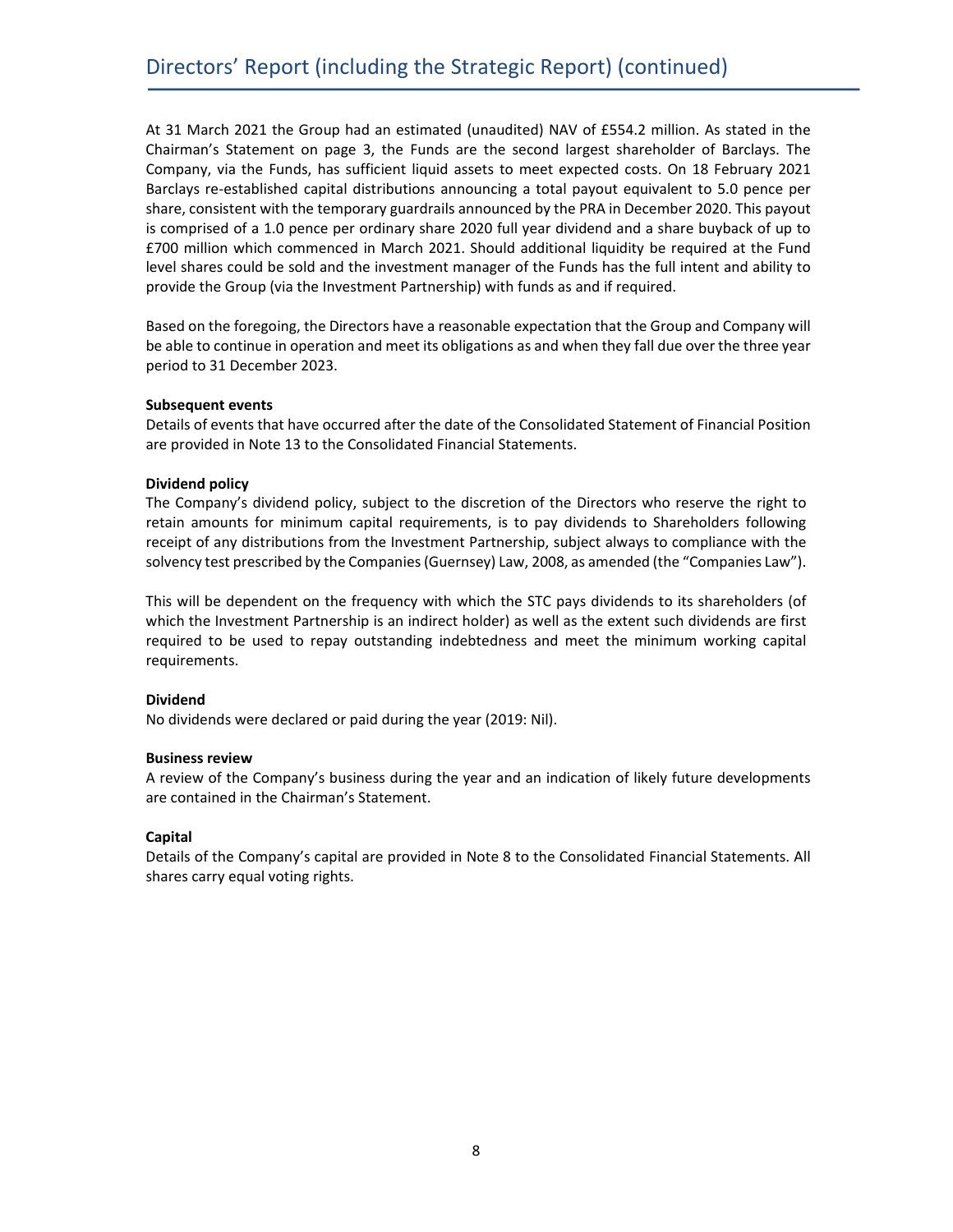At 31 March 2021 the Group had an estimated (unaudited) NAV of £554.2 million. As stated in the Chairman's Statement on page 3, the Funds are the second largest shareholder of Barclays. The Company, via the Funds, has sufficient liquid assets to meet expected costs. On 18 February 2021 Barclays re-established capital distributions announcing a total payout equivalent to 5.0 pence per share, consistent with the temporary guardrails announced by the PRA in December 2020. This payout is comprised of a 1.0 pence per ordinary share 2020 full year dividend and a share buyback of up to £700 million which commenced in March 2021. Should additional liquidity be required at the Fund level shares could be sold and the investment manager of the Funds has the full intent and ability to provide the Group (via the Investment Partnership) with funds as and if required.

Based on the foregoing, the Directors have a reasonable expectation that the Group and Company will be able to continue in operation and meet its obligations as and when they fall due over the three year period to 31 December 2023.

**Subsequent events**

Details of events that have occurred after the date of the Consolidated Statement of Financial Position are provided in Note 13 to the Consolidated Financial Statements.

**Dividend policy**

The Company's dividend policy, subject to the discretion of the Directors who reserve the right to retain amounts for minimum capital requirements, is to pay dividends to Shareholders following receipt of any distributions from the Investment Partnership, subject always to compliance with the solvency test prescribed by the Companies (Guernsey) Law, 2008, as amended (the "Companies Law").

This will be dependent on the frequency with which the STC pays dividends to its shareholders (of which the Investment Partnership is an indirect holder) as well as the extent such dividends are first required to be used to repay outstanding indebtedness and meet the minimum working capital requirements.

**Dividend**

No dividends were declared or paid during the year (2019: Nil).

**Business review**

A review of the Company's business during the year and an indication of likely future developments are contained in the Chairman's Statement.

**Capital**

Details of the Company's capital are provided in Note 8 to the Consolidated Financial Statements. All shares carry equal voting rights.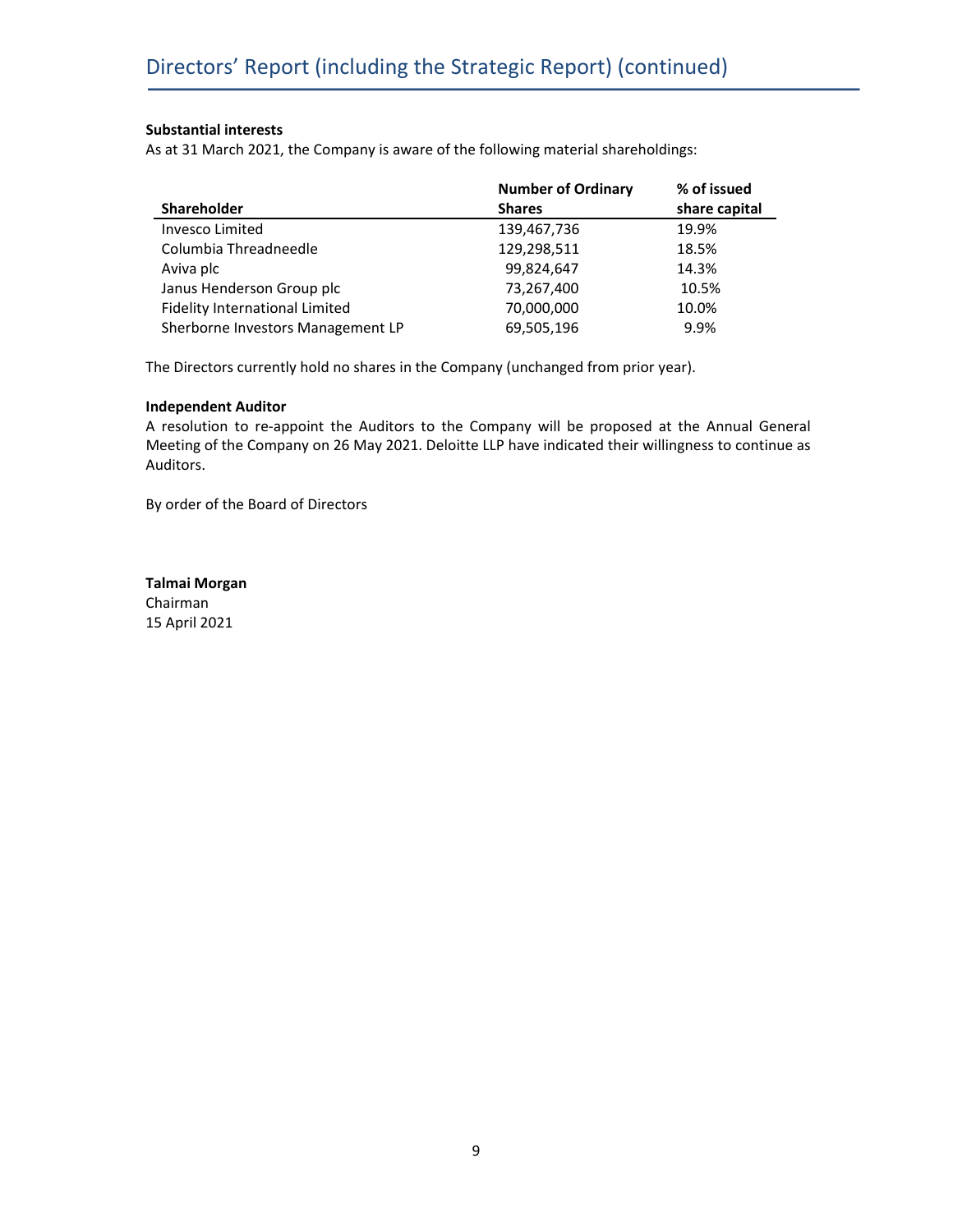**Substantial interests**

As at 31 March 2021, the Company is aware of the following material shareholdings:

| Shareholder | Number of Ordinary Shares | % of issued share capital |
|---|---|---|
| Invesco Limited | 139,467,736 | 19.9% |
| Columbia Threadneedle | 129,298,511 | 18.5% |
| Aviva plc | 99,824,647 | 14.3% |
| Janus Henderson Group plc | 73,267,400 | 10.5% |
| Fidelity International Limited | 70,000,000 | 10.0% |
| Sherborne Investors Management LP | 69,505,196 | 9.9% |

The Directors currently hold no shares in the Company (unchanged from prior year).

**Independent Auditor**

A resolution to re-appoint the Auditors to the Company will be proposed at the Annual General Meeting of the Company on 26 May 2021. Deloitte LLP have indicated their willingness to continue as Auditors.

By order of the Board of Directors

**Talmai Morgan**
Chairman
15 April 2021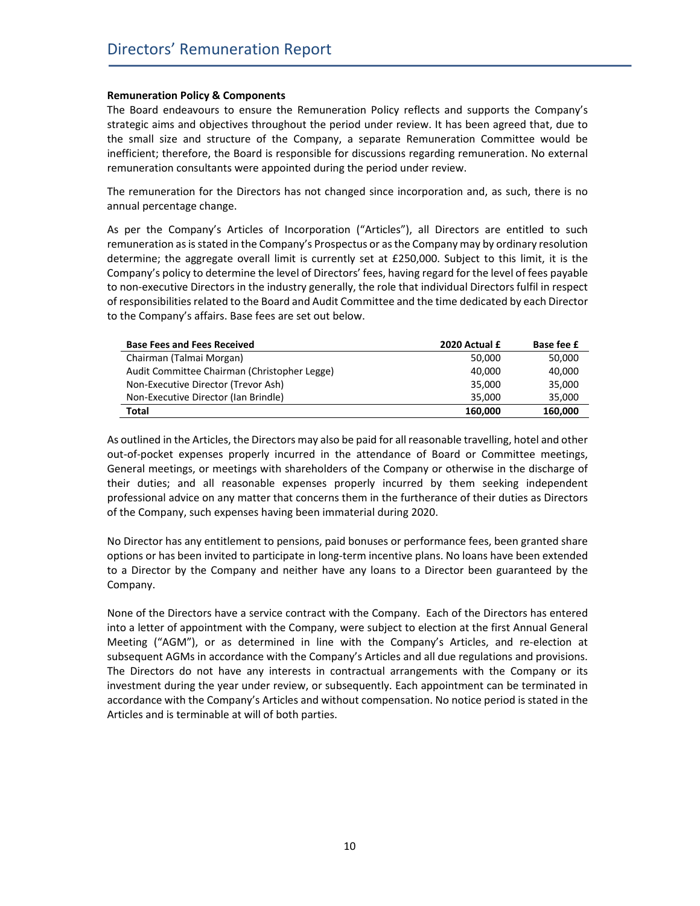### Remuneration Policy & Components

The Board endeavours to ensure the Remuneration Policy reflects and supports the Company's strategic aims and objectives throughout the period under review. It has been agreed that, due to the small size and structure of the Company, a separate Remuneration Committee would be inefficient; therefore, the Board is responsible for discussions regarding remuneration. No external remuneration consultants were appointed during the period under review.

The remuneration for the Directors has not changed since incorporation and, as such, there is no annual percentage change.

As per the Company's Articles of Incorporation ("Articles"), all Directors are entitled to such remuneration as is stated in the Company's Prospectus or as the Company may by ordinary resolution determine; the aggregate overall limit is currently set at £250,000. Subject to this limit, it is the Company's policy to determine the level of Directors' fees, having regard for the level of fees payable to non-executive Directors in the industry generally, the role that individual Directors fulfil in respect of responsibilities related to the Board and Audit Committee and the time dedicated by each Director to the Company's affairs. Base fees are set out below.

| Base Fees and Fees Received | 2020 Actual £ | Base fee £ |
|---|---|---|
| Chairman (Talmai Morgan) | 50,000 | 50,000 |
| Audit Committee Chairman (Christopher Legge) | 40,000 | 40,000 |
| Non-Executive Director (Trevor Ash) | 35,000 | 35,000 |
| Non-Executive Director (Ian Brindle) | 35,000 | 35,000 |
| **Total** | **160,000** | **160,000** |

As outlined in the Articles, the Directors may also be paid for all reasonable travelling, hotel and other out-of-pocket expenses properly incurred in the attendance of Board or Committee meetings, General meetings, or meetings with shareholders of the Company or otherwise in the discharge of their duties; and all reasonable expenses properly incurred by them seeking independent professional advice on any matter that concerns them in the furtherance of their duties as Directors of the Company, such expenses having been immaterial during 2020.

No Director has any entitlement to pensions, paid bonuses or performance fees, been granted share options or has been invited to participate in long-term incentive plans. No loans have been extended to a Director by the Company and neither have any loans to a Director been guaranteed by the Company.

None of the Directors have a service contract with the Company. Each of the Directors has entered into a letter of appointment with the Company, were subject to election at the first Annual General Meeting ("AGM"), or as determined in line with the Company's Articles, and re-election at subsequent AGMs in accordance with the Company's Articles and all due regulations and provisions. The Directors do not have any interests in contractual arrangements with the Company or its investment during the year under review, or subsequently. Each appointment can be terminated in accordance with the Company's Articles and without compensation. No notice period is stated in the Articles and is terminable at will of both parties.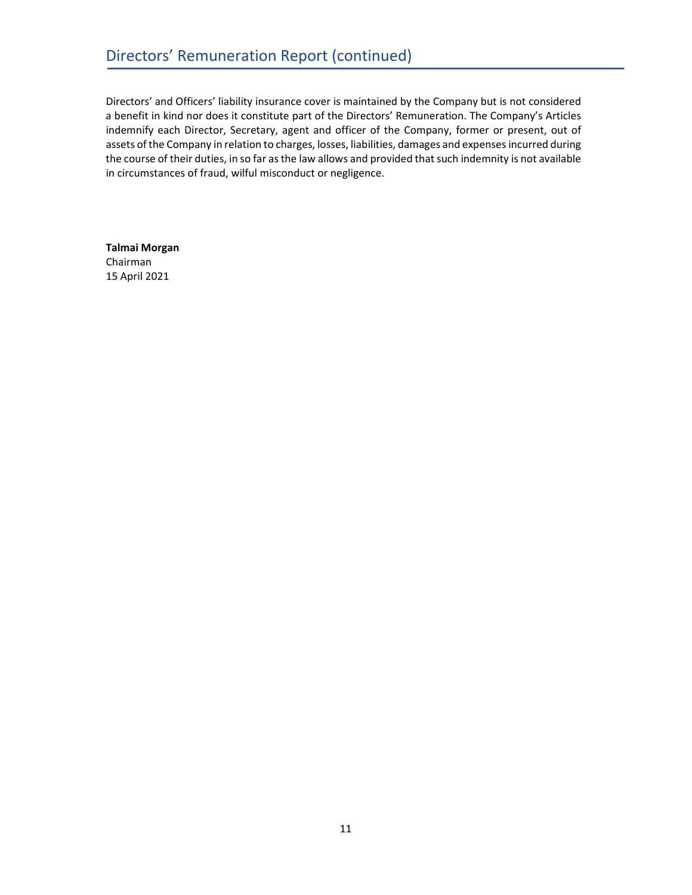# Directors' Remuneration Report (continued)

Directors' and Officers' liability insurance cover is maintained by the Company but is not considered a benefit in kind nor does it constitute part of the Directors' Remuneration. The Company's Articles indemnify each Director, Secretary, agent and officer of the Company, former or present, out of assets of the Company in relation to charges, losses, liabilities, damages and expenses incurred during the course of their duties, in so far as the law allows and provided that such indemnity is not available in circumstances of fraud, wilful misconduct or negligence.

**Talmai Morgan**
Chairman
15 April 2021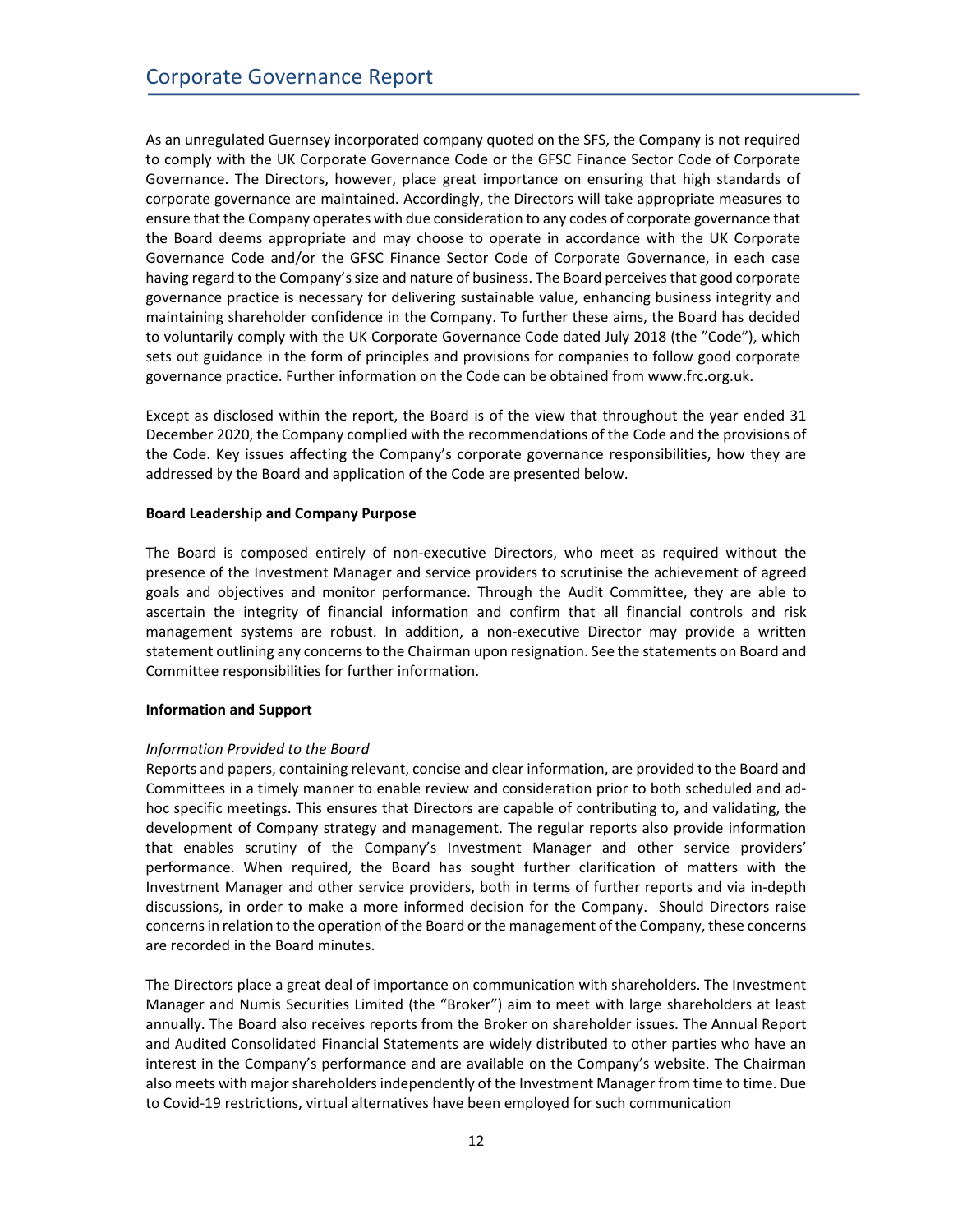# Corporate Governance Report

As an unregulated Guernsey incorporated company quoted on the SFS, the Company is not required to comply with the UK Corporate Governance Code or the GFSC Finance Sector Code of Corporate Governance. The Directors, however, place great importance on ensuring that high standards of corporate governance are maintained. Accordingly, the Directors will take appropriate measures to ensure that the Company operates with due consideration to any codes of corporate governance that the Board deems appropriate and may choose to operate in accordance with the UK Corporate Governance Code and/or the GFSC Finance Sector Code of Corporate Governance, in each case having regard to the Company's size and nature of business. The Board perceives that good corporate governance practice is necessary for delivering sustainable value, enhancing business integrity and maintaining shareholder confidence in the Company. To further these aims, the Board has decided to voluntarily comply with the UK Corporate Governance Code dated July 2018 (the "Code"), which sets out guidance in the form of principles and provisions for companies to follow good corporate governance practice. Further information on the Code can be obtained from www.frc.org.uk.

Except as disclosed within the report, the Board is of the view that throughout the year ended 31 December 2020, the Company complied with the recommendations of the Code and the provisions of the Code. Key issues affecting the Company's corporate governance responsibilities, how they are addressed by the Board and application of the Code are presented below.

**Board Leadership and Company Purpose**

The Board is composed entirely of non-executive Directors, who meet as required without the presence of the Investment Manager and service providers to scrutinise the achievement of agreed goals and objectives and monitor performance. Through the Audit Committee, they are able to ascertain the integrity of financial information and confirm that all financial controls and risk management systems are robust. In addition, a non-executive Director may provide a written statement outlining any concerns to the Chairman upon resignation. See the statements on Board and Committee responsibilities for further information.

**Information and Support**

*Information Provided to the Board*

Reports and papers, containing relevant, concise and clear information, are provided to the Board and Committees in a timely manner to enable review and consideration prior to both scheduled and ad-hoc specific meetings. This ensures that Directors are capable of contributing to, and validating, the development of Company strategy and management. The regular reports also provide information that enables scrutiny of the Company's Investment Manager and other service providers' performance. When required, the Board has sought further clarification of matters with the Investment Manager and other service providers, both in terms of further reports and via in-depth discussions, in order to make a more informed decision for the Company. Should Directors raise concerns in relation to the operation of the Board or the management of the Company, these concerns are recorded in the Board minutes.

The Directors place a great deal of importance on communication with shareholders. The Investment Manager and Numis Securities Limited (the "Broker") aim to meet with large shareholders at least annually. The Board also receives reports from the Broker on shareholder issues. The Annual Report and Audited Consolidated Financial Statements are widely distributed to other parties who have an interest in the Company's performance and are available on the Company's website. The Chairman also meets with major shareholders independently of the Investment Manager from time to time. Due to Covid-19 restrictions, virtual alternatives have been employed for such communication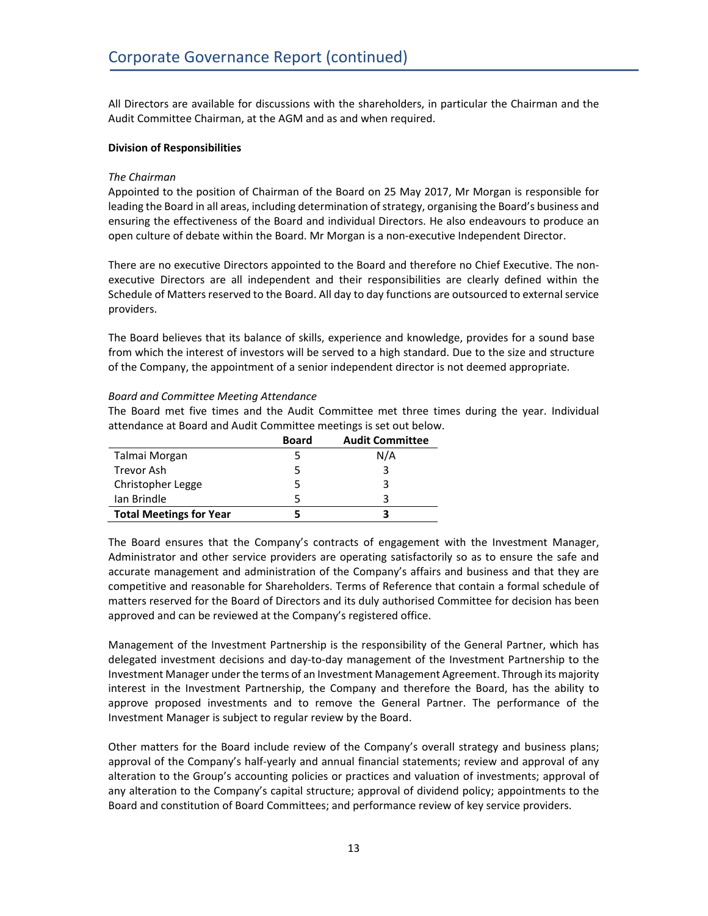## Corporate Governance Report (continued)

All Directors are available for discussions with the shareholders, in particular the Chairman and the Audit Committee Chairman, at the AGM and as and when required.

**Division of Responsibilities**

*The Chairman*

Appointed to the position of Chairman of the Board on 25 May 2017, Mr Morgan is responsible for leading the Board in all areas, including determination of strategy, organising the Board's business and ensuring the effectiveness of the Board and individual Directors. He also endeavours to produce an open culture of debate within the Board. Mr Morgan is a non-executive Independent Director.

There are no executive Directors appointed to the Board and therefore no Chief Executive. The non-executive Directors are all independent and their responsibilities are clearly defined within the Schedule of Matters reserved to the Board. All day to day functions are outsourced to external service providers.

The Board believes that its balance of skills, experience and knowledge, provides for a sound base from which the interest of investors will be served to a high standard. Due to the size and structure of the Company, the appointment of a senior independent director is not deemed appropriate.

*Board and Committee Meeting Attendance*

The Board met five times and the Audit Committee met three times during the year. Individual attendance at Board and Audit Committee meetings is set out below.

| | Board | Audit Committee |
|---|---|---|
| Talmai Morgan | 5 | N/A |
| Trevor Ash | 5 | 3 |
| Christopher Legge | 5 | 3 |
| Ian Brindle | 5 | 3 |
| **Total Meetings for Year** | **5** | **3** |

The Board ensures that the Company's contracts of engagement with the Investment Manager, Administrator and other service providers are operating satisfactorily so as to ensure the safe and accurate management and administration of the Company's affairs and business and that they are competitive and reasonable for Shareholders. Terms of Reference that contain a formal schedule of matters reserved for the Board of Directors and its duly authorised Committee for decision has been approved and can be reviewed at the Company's registered office.

Management of the Investment Partnership is the responsibility of the General Partner, which has delegated investment decisions and day-to-day management of the Investment Partnership to the Investment Manager under the terms of an Investment Management Agreement. Through its majority interest in the Investment Partnership, the Company and therefore the Board, has the ability to approve proposed investments and to remove the General Partner. The performance of the Investment Manager is subject to regular review by the Board.

Other matters for the Board include review of the Company's overall strategy and business plans; approval of the Company's half-yearly and annual financial statements; review and approval of any alteration to the Group's accounting policies or practices and valuation of investments; approval of any alteration to the Company's capital structure; approval of dividend policy; appointments to the Board and constitution of Board Committees; and performance review of key service providers.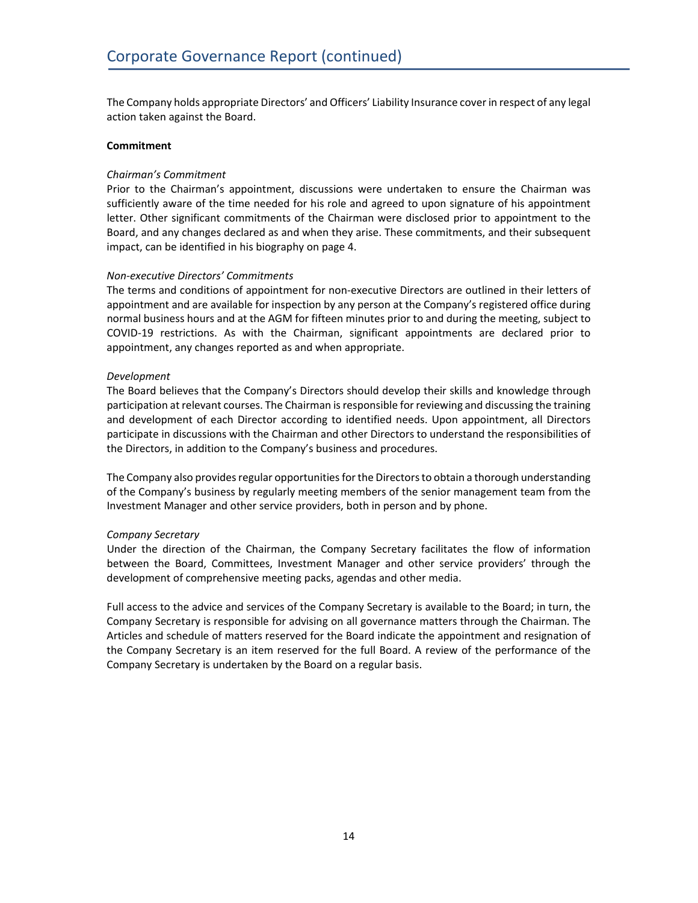The Company holds appropriate Directors' and Officers' Liability Insurance cover in respect of any legal action taken against the Board.

**Commitment**

*Chairman's Commitment*

Prior to the Chairman's appointment, discussions were undertaken to ensure the Chairman was sufficiently aware of the time needed for his role and agreed to upon signature of his appointment letter. Other significant commitments of the Chairman were disclosed prior to appointment to the Board, and any changes declared as and when they arise. These commitments, and their subsequent impact, can be identified in his biography on page 4.

*Non-executive Directors' Commitments*

The terms and conditions of appointment for non-executive Directors are outlined in their letters of appointment and are available for inspection by any person at the Company's registered office during normal business hours and at the AGM for fifteen minutes prior to and during the meeting, subject to COVID-19 restrictions. As with the Chairman, significant appointments are declared prior to appointment, any changes reported as and when appropriate.

*Development*

The Board believes that the Company's Directors should develop their skills and knowledge through participation at relevant courses. The Chairman is responsible for reviewing and discussing the training and development of each Director according to identified needs. Upon appointment, all Directors participate in discussions with the Chairman and other Directors to understand the responsibilities of the Directors, in addition to the Company's business and procedures.

The Company also provides regular opportunities for the Directors to obtain a thorough understanding of the Company's business by regularly meeting members of the senior management team from the Investment Manager and other service providers, both in person and by phone.

*Company Secretary*

Under the direction of the Chairman, the Company Secretary facilitates the flow of information between the Board, Committees, Investment Manager and other service providers' through the development of comprehensive meeting packs, agendas and other media.

Full access to the advice and services of the Company Secretary is available to the Board; in turn, the Company Secretary is responsible for advising on all governance matters through the Chairman. The Articles and schedule of matters reserved for the Board indicate the appointment and resignation of the Company Secretary is an item reserved for the full Board. A review of the performance of the Company Secretary is undertaken by the Board on a regular basis.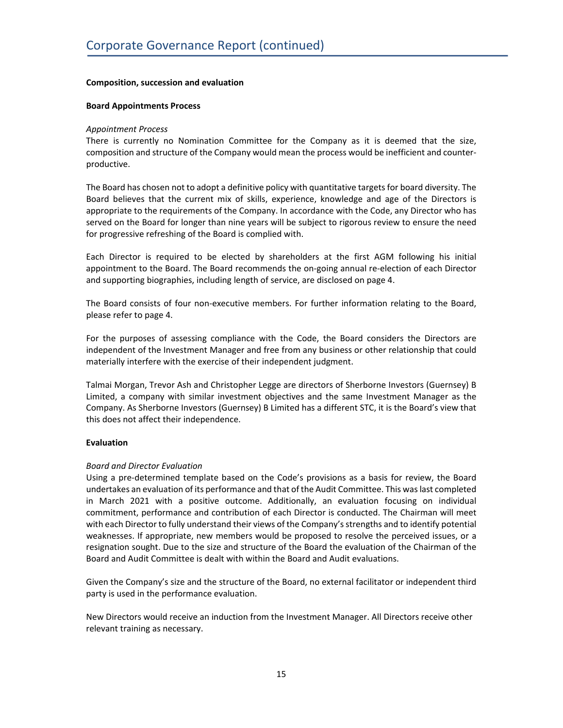## Composition, succession and evaluation

### Board Appointments Process

*Appointment Process*

There is currently no Nomination Committee for the Company as it is deemed that the size, composition and structure of the Company would mean the process would be inefficient and counter-productive.

The Board has chosen not to adopt a definitive policy with quantitative targets for board diversity. The Board believes that the current mix of skills, experience, knowledge and age of the Directors is appropriate to the requirements of the Company. In accordance with the Code, any Director who has served on the Board for longer than nine years will be subject to rigorous review to ensure the need for progressive refreshing of the Board is complied with.

Each Director is required to be elected by shareholders at the first AGM following his initial appointment to the Board. The Board recommends the on-going annual re-election of each Director and supporting biographies, including length of service, are disclosed on page 4.

The Board consists of four non-executive members. For further information relating to the Board, please refer to page 4.

For the purposes of assessing compliance with the Code, the Board considers the Directors are independent of the Investment Manager and free from any business or other relationship that could materially interfere with the exercise of their independent judgment.

Talmai Morgan, Trevor Ash and Christopher Legge are directors of Sherborne Investors (Guernsey) B Limited, a company with similar investment objectives and the same Investment Manager as the Company. As Sherborne Investors (Guernsey) B Limited has a different STC, it is the Board's view that this does not affect their independence.

### Evaluation

*Board and Director Evaluation*

Using a pre-determined template based on the Code's provisions as a basis for review, the Board undertakes an evaluation of its performance and that of the Audit Committee. This was last completed in March 2021 with a positive outcome. Additionally, an evaluation focusing on individual commitment, performance and contribution of each Director is conducted. The Chairman will meet with each Director to fully understand their views of the Company's strengths and to identify potential weaknesses. If appropriate, new members would be proposed to resolve the perceived issues, or a resignation sought. Due to the size and structure of the Board the evaluation of the Chairman of the Board and Audit Committee is dealt with within the Board and Audit evaluations.

Given the Company's size and the structure of the Board, no external facilitator or independent third party is used in the performance evaluation.

New Directors would receive an induction from the Investment Manager. All Directors receive other relevant training as necessary.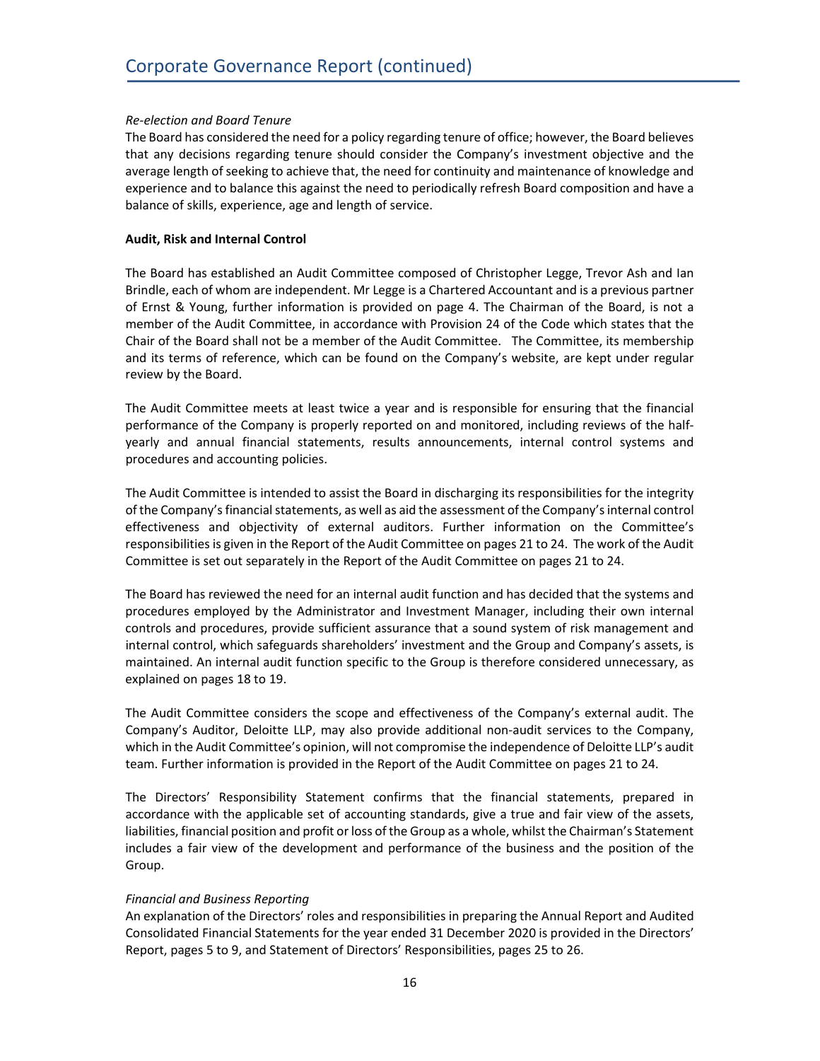*Re-election and Board Tenure*

The Board has considered the need for a policy regarding tenure of office; however, the Board believes that any decisions regarding tenure should consider the Company's investment objective and the average length of seeking to achieve that, the need for continuity and maintenance of knowledge and experience and to balance this against the need to periodically refresh Board composition and have a balance of skills, experience, age and length of service.

**Audit, Risk and Internal Control**

The Board has established an Audit Committee composed of Christopher Legge, Trevor Ash and Ian Brindle, each of whom are independent. Mr Legge is a Chartered Accountant and is a previous partner of Ernst & Young, further information is provided on page 4. The Chairman of the Board, is not a member of the Audit Committee, in accordance with Provision 24 of the Code which states that the Chair of the Board shall not be a member of the Audit Committee. The Committee, its membership and its terms of reference, which can be found on the Company's website, are kept under regular review by the Board.

The Audit Committee meets at least twice a year and is responsible for ensuring that the financial performance of the Company is properly reported on and monitored, including reviews of the half-yearly and annual financial statements, results announcements, internal control systems and procedures and accounting policies.

The Audit Committee is intended to assist the Board in discharging its responsibilities for the integrity of the Company's financial statements, as well as aid the assessment of the Company's internal control effectiveness and objectivity of external auditors. Further information on the Committee's responsibilities is given in the Report of the Audit Committee on pages 21 to 24. The work of the Audit Committee is set out separately in the Report of the Audit Committee on pages 21 to 24.

The Board has reviewed the need for an internal audit function and has decided that the systems and procedures employed by the Administrator and Investment Manager, including their own internal controls and procedures, provide sufficient assurance that a sound system of risk management and internal control, which safeguards shareholders' investment and the Group and Company's assets, is maintained. An internal audit function specific to the Group is therefore considered unnecessary, as explained on pages 18 to 19.

The Audit Committee considers the scope and effectiveness of the Company's external audit. The Company's Auditor, Deloitte LLP, may also provide additional non-audit services to the Company, which in the Audit Committee's opinion, will not compromise the independence of Deloitte LLP's audit team. Further information is provided in the Report of the Audit Committee on pages 21 to 24.

The Directors' Responsibility Statement confirms that the financial statements, prepared in accordance with the applicable set of accounting standards, give a true and fair view of the assets, liabilities, financial position and profit or loss of the Group as a whole, whilst the Chairman's Statement includes a fair view of the development and performance of the business and the position of the Group.

*Financial and Business Reporting*

An explanation of the Directors' roles and responsibilities in preparing the Annual Report and Audited Consolidated Financial Statements for the year ended 31 December 2020 is provided in the Directors' Report, pages 5 to 9, and Statement of Directors' Responsibilities, pages 25 to 26.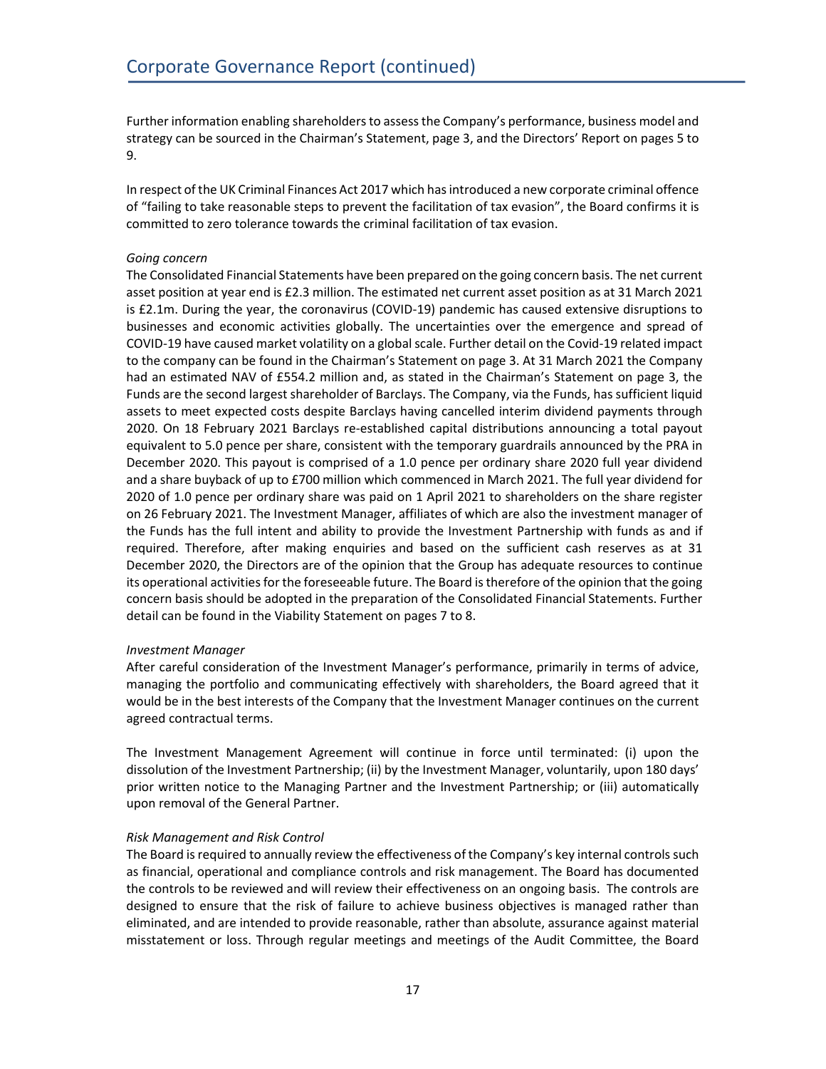# Corporate Governance Report (continued)

Further information enabling shareholders to assess the Company's performance, business model and strategy can be sourced in the Chairman's Statement, page 3, and the Directors' Report on pages 5 to 9.

In respect of the UK Criminal Finances Act 2017 which has introduced a new corporate criminal offence of "failing to take reasonable steps to prevent the facilitation of tax evasion", the Board confirms it is committed to zero tolerance towards the criminal facilitation of tax evasion.

*Going concern*

The Consolidated Financial Statements have been prepared on the going concern basis. The net current asset position at year end is £2.3 million. The estimated net current asset position as at 31 March 2021 is £2.1m. During the year, the coronavirus (COVID-19) pandemic has caused extensive disruptions to businesses and economic activities globally. The uncertainties over the emergence and spread of COVID-19 have caused market volatility on a global scale. Further detail on the Covid-19 related impact to the company can be found in the Chairman's Statement on page 3. At 31 March 2021 the Company had an estimated NAV of £554.2 million and, as stated in the Chairman's Statement on page 3, the Funds are the second largest shareholder of Barclays. The Company, via the Funds, has sufficient liquid assets to meet expected costs despite Barclays having cancelled interim dividend payments through 2020. On 18 February 2021 Barclays re-established capital distributions announcing a total payout equivalent to 5.0 pence per share, consistent with the temporary guardrails announced by the PRA in December 2020. This payout is comprised of a 1.0 pence per ordinary share 2020 full year dividend and a share buyback of up to £700 million which commenced in March 2021. The full year dividend for 2020 of 1.0 pence per ordinary share was paid on 1 April 2021 to shareholders on the share register on 26 February 2021. The Investment Manager, affiliates of which are also the investment manager of the Funds has the full intent and ability to provide the Investment Partnership with funds as and if required. Therefore, after making enquiries and based on the sufficient cash reserves as at 31 December 2020, the Directors are of the opinion that the Group has adequate resources to continue its operational activities for the foreseeable future. The Board is therefore of the opinion that the going concern basis should be adopted in the preparation of the Consolidated Financial Statements. Further detail can be found in the Viability Statement on pages 7 to 8.

*Investment Manager*

After careful consideration of the Investment Manager's performance, primarily in terms of advice, managing the portfolio and communicating effectively with shareholders, the Board agreed that it would be in the best interests of the Company that the Investment Manager continues on the current agreed contractual terms.

The Investment Management Agreement will continue in force until terminated: (i) upon the dissolution of the Investment Partnership; (ii) by the Investment Manager, voluntarily, upon 180 days' prior written notice to the Managing Partner and the Investment Partnership; or (iii) automatically upon removal of the General Partner.

*Risk Management and Risk Control*

The Board is required to annually review the effectiveness of the Company's key internal controls such as financial, operational and compliance controls and risk management. The Board has documented the controls to be reviewed and will review their effectiveness on an ongoing basis. The controls are designed to ensure that the risk of failure to achieve business objectives is managed rather than eliminated, and are intended to provide reasonable, rather than absolute, assurance against material misstatement or loss. Through regular meetings and meetings of the Audit Committee, the Board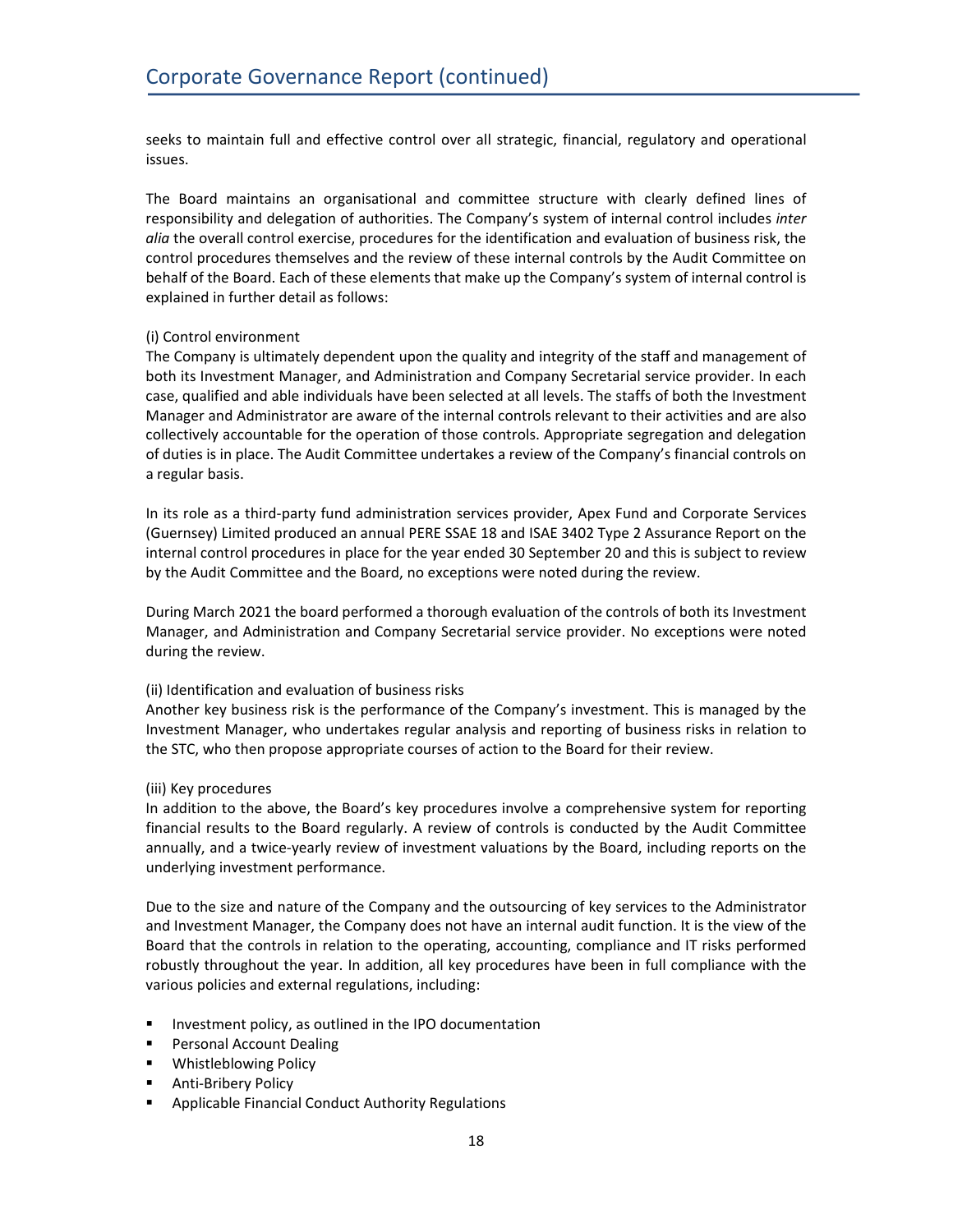seeks to maintain full and effective control over all strategic, financial, regulatory and operational issues.

The Board maintains an organisational and committee structure with clearly defined lines of responsibility and delegation of authorities. The Company's system of internal control includes *inter alia* the overall control exercise, procedures for the identification and evaluation of business risk, the control procedures themselves and the review of these internal controls by the Audit Committee on behalf of the Board. Each of these elements that make up the Company's system of internal control is explained in further detail as follows:

(i) Control environment
The Company is ultimately dependent upon the quality and integrity of the staff and management of both its Investment Manager, and Administration and Company Secretarial service provider. In each case, qualified and able individuals have been selected at all levels. The staffs of both the Investment Manager and Administrator are aware of the internal controls relevant to their activities and are also collectively accountable for the operation of those controls. Appropriate segregation and delegation of duties is in place. The Audit Committee undertakes a review of the Company's financial controls on a regular basis.

In its role as a third-party fund administration services provider, Apex Fund and Corporate Services (Guernsey) Limited produced an annual PERE SSAE 18 and ISAE 3402 Type 2 Assurance Report on the internal control procedures in place for the year ended 30 September 20 and this is subject to review by the Audit Committee and the Board, no exceptions were noted during the review.

During March 2021 the board performed a thorough evaluation of the controls of both its Investment Manager, and Administration and Company Secretarial service provider. No exceptions were noted during the review.

(ii) Identification and evaluation of business risks
Another key business risk is the performance of the Company's investment. This is managed by the Investment Manager, who undertakes regular analysis and reporting of business risks in relation to the STC, who then propose appropriate courses of action to the Board for their review.

(iii) Key procedures
In addition to the above, the Board's key procedures involve a comprehensive system for reporting financial results to the Board regularly. A review of controls is conducted by the Audit Committee annually, and a twice-yearly review of investment valuations by the Board, including reports on the underlying investment performance.

Due to the size and nature of the Company and the outsourcing of key services to the Administrator and Investment Manager, the Company does not have an internal audit function. It is the view of the Board that the controls in relation to the operating, accounting, compliance and IT risks performed robustly throughout the year. In addition, all key procedures have been in full compliance with the various policies and external regulations, including:

- Investment policy, as outlined in the IPO documentation
- Personal Account Dealing
- Whistleblowing Policy
- Anti-Bribery Policy
- Applicable Financial Conduct Authority Regulations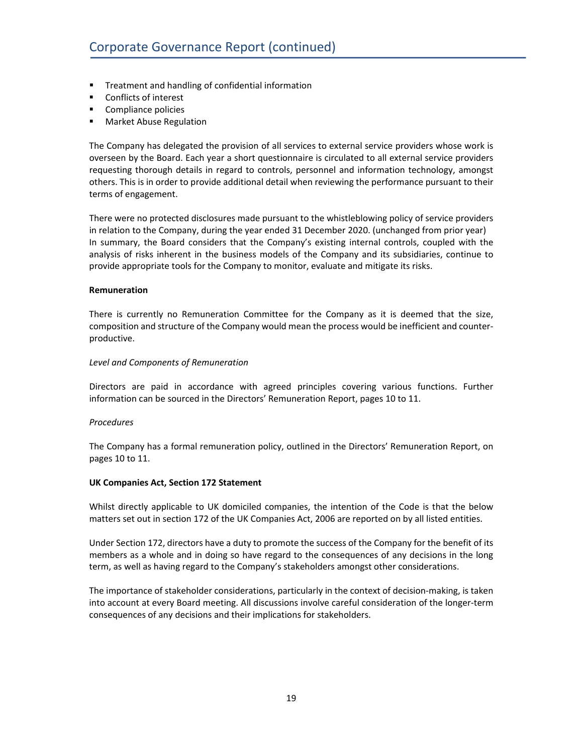- Treatment and handling of confidential information
- Conflicts of interest
- Compliance policies
- Market Abuse Regulation

The Company has delegated the provision of all services to external service providers whose work is overseen by the Board. Each year a short questionnaire is circulated to all external service providers requesting thorough details in regard to controls, personnel and information technology, amongst others. This is in order to provide additional detail when reviewing the performance pursuant to their terms of engagement.

There were no protected disclosures made pursuant to the whistleblowing policy of service providers in relation to the Company, during the year ended 31 December 2020. (unchanged from prior year)
In summary, the Board considers that the Company's existing internal controls, coupled with the analysis of risks inherent in the business models of the Company and its subsidiaries, continue to provide appropriate tools for the Company to monitor, evaluate and mitigate its risks.

**Remuneration**

There is currently no Remuneration Committee for the Company as it is deemed that the size, composition and structure of the Company would mean the process would be inefficient and counter-productive.

*Level and Components of Remuneration*

Directors are paid in accordance with agreed principles covering various functions. Further information can be sourced in the Directors' Remuneration Report, pages 10 to 11.

*Procedures*

The Company has a formal remuneration policy, outlined in the Directors' Remuneration Report, on pages 10 to 11.

**UK Companies Act, Section 172 Statement**

Whilst directly applicable to UK domiciled companies, the intention of the Code is that the below matters set out in section 172 of the UK Companies Act, 2006 are reported on by all listed entities.

Under Section 172, directors have a duty to promote the success of the Company for the benefit of its members as a whole and in doing so have regard to the consequences of any decisions in the long term, as well as having regard to the Company's stakeholders amongst other considerations.

The importance of stakeholder considerations, particularly in the context of decision-making, is taken into account at every Board meeting. All discussions involve careful consideration of the longer-term consequences of any decisions and their implications for stakeholders.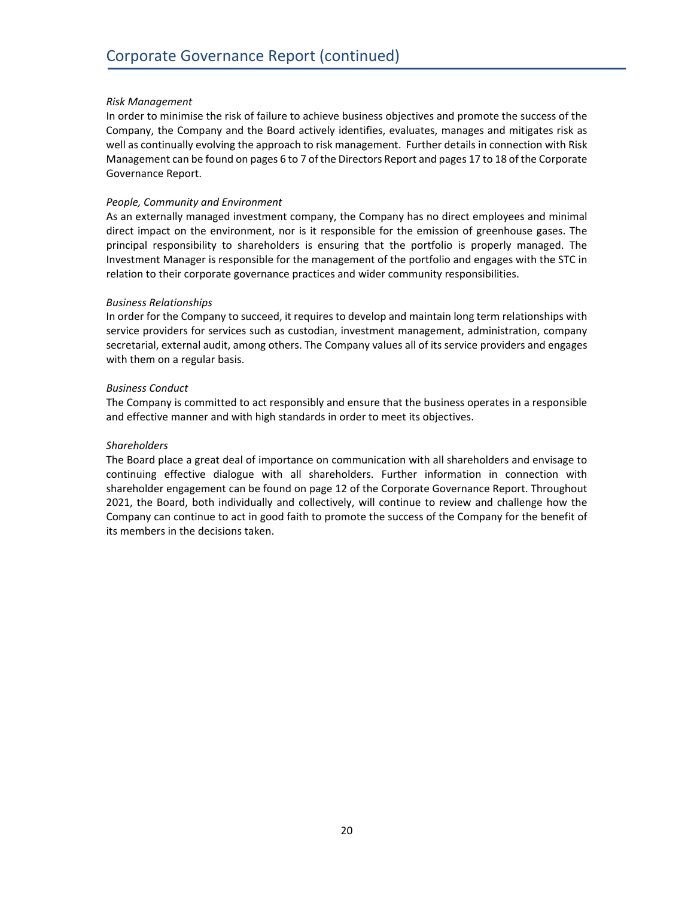## Corporate Governance Report (continued)

*Risk Management*

In order to minimise the risk of failure to achieve business objectives and promote the success of the Company, the Company and the Board actively identifies, evaluates, manages and mitigates risk as well as continually evolving the approach to risk management. Further details in connection with Risk Management can be found on pages 6 to 7 of the Directors Report and pages 17 to 18 of the Corporate Governance Report.

*People, Community and Environment*

As an externally managed investment company, the Company has no direct employees and minimal direct impact on the environment, nor is it responsible for the emission of greenhouse gases. The principal responsibility to shareholders is ensuring that the portfolio is properly managed. The Investment Manager is responsible for the management of the portfolio and engages with the STC in relation to their corporate governance practices and wider community responsibilities.

*Business Relationships*

In order for the Company to succeed, it requires to develop and maintain long term relationships with service providers for services such as custodian, investment management, administration, company secretarial, external audit, among others. The Company values all of its service providers and engages with them on a regular basis.

*Business Conduct*

The Company is committed to act responsibly and ensure that the business operates in a responsible and effective manner and with high standards in order to meet its objectives.

*Shareholders*

The Board place a great deal of importance on communication with all shareholders and envisage to continuing effective dialogue with all shareholders. Further information in connection with shareholder engagement can be found on page 12 of the Corporate Governance Report. Throughout 2021, the Board, both individually and collectively, will continue to review and challenge how the Company can continue to act in good faith to promote the success of the Company for the benefit of its members in the decisions taken.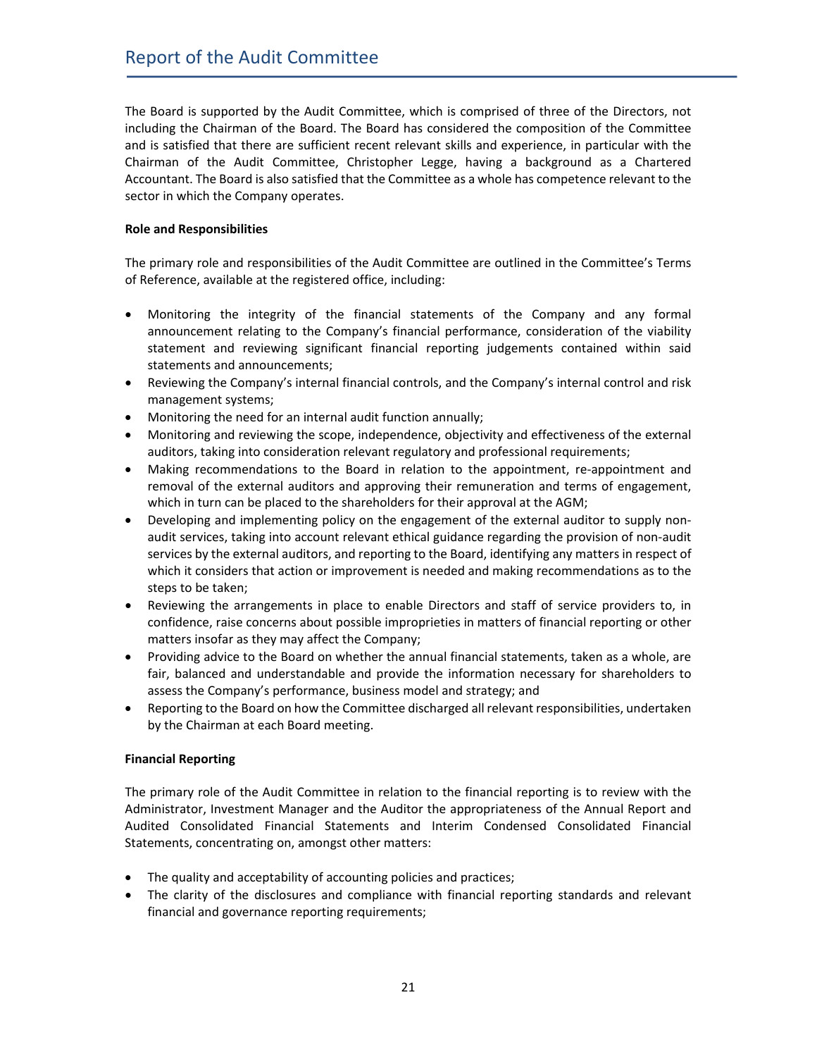# Report of the Audit Committee

The Board is supported by the Audit Committee, which is comprised of three of the Directors, not including the Chairman of the Board. The Board has considered the composition of the Committee and is satisfied that there are sufficient recent relevant skills and experience, in particular with the Chairman of the Audit Committee, Christopher Legge, having a background as a Chartered Accountant. The Board is also satisfied that the Committee as a whole has competence relevant to the sector in which the Company operates.

**Role and Responsibilities**

The primary role and responsibilities of the Audit Committee are outlined in the Committee's Terms of Reference, available at the registered office, including:

- Monitoring the integrity of the financial statements of the Company and any formal announcement relating to the Company's financial performance, consideration of the viability statement and reviewing significant financial reporting judgements contained within said statements and announcements;
- Reviewing the Company's internal financial controls, and the Company's internal control and risk management systems;
- Monitoring the need for an internal audit function annually;
- Monitoring and reviewing the scope, independence, objectivity and effectiveness of the external auditors, taking into consideration relevant regulatory and professional requirements;
- Making recommendations to the Board in relation to the appointment, re-appointment and removal of the external auditors and approving their remuneration and terms of engagement, which in turn can be placed to the shareholders for their approval at the AGM;
- Developing and implementing policy on the engagement of the external auditor to supply non-audit services, taking into account relevant ethical guidance regarding the provision of non-audit services by the external auditors, and reporting to the Board, identifying any matters in respect of which it considers that action or improvement is needed and making recommendations as to the steps to be taken;
- Reviewing the arrangements in place to enable Directors and staff of service providers to, in confidence, raise concerns about possible improprieties in matters of financial reporting or other matters insofar as they may affect the Company;
- Providing advice to the Board on whether the annual financial statements, taken as a whole, are fair, balanced and understandable and provide the information necessary for shareholders to assess the Company's performance, business model and strategy; and
- Reporting to the Board on how the Committee discharged all relevant responsibilities, undertaken by the Chairman at each Board meeting.

**Financial Reporting**

The primary role of the Audit Committee in relation to the financial reporting is to review with the Administrator, Investment Manager and the Auditor the appropriateness of the Annual Report and Audited Consolidated Financial Statements and Interim Condensed Consolidated Financial Statements, concentrating on, amongst other matters:

- The quality and acceptability of accounting policies and practices;
- The clarity of the disclosures and compliance with financial reporting standards and relevant financial and governance reporting requirements;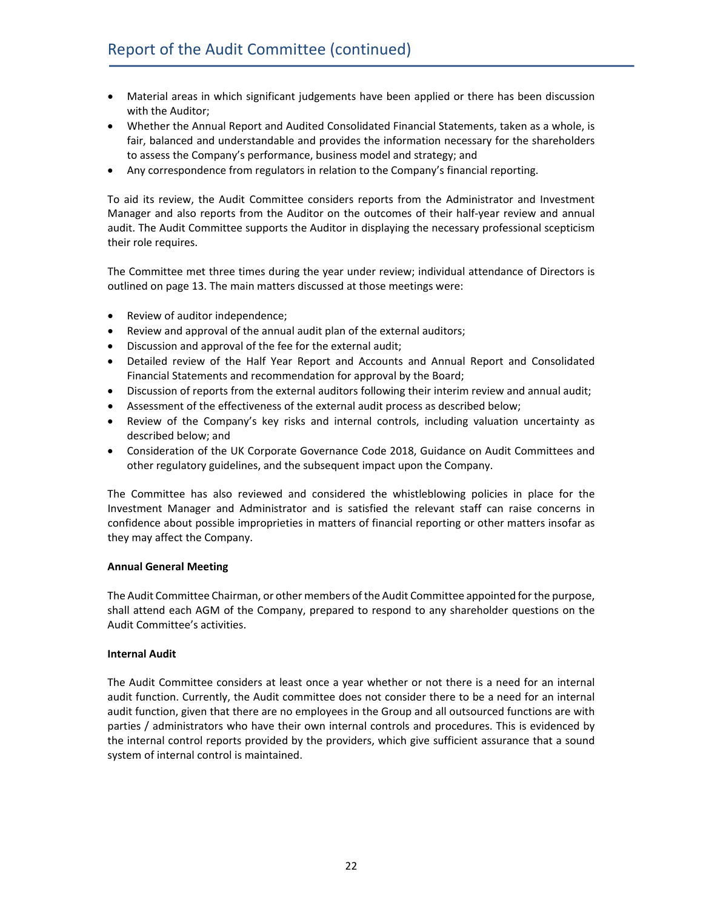- Material areas in which significant judgements have been applied or there has been discussion with the Auditor;
- Whether the Annual Report and Audited Consolidated Financial Statements, taken as a whole, is fair, balanced and understandable and provides the information necessary for the shareholders to assess the Company's performance, business model and strategy; and
- Any correspondence from regulators in relation to the Company's financial reporting.

To aid its review, the Audit Committee considers reports from the Administrator and Investment Manager and also reports from the Auditor on the outcomes of their half-year review and annual audit. The Audit Committee supports the Auditor in displaying the necessary professional scepticism their role requires.

The Committee met three times during the year under review; individual attendance of Directors is outlined on page 13. The main matters discussed at those meetings were:

- Review of auditor independence;
- Review and approval of the annual audit plan of the external auditors;
- Discussion and approval of the fee for the external audit;
- Detailed review of the Half Year Report and Accounts and Annual Report and Consolidated Financial Statements and recommendation for approval by the Board;
- Discussion of reports from the external auditors following their interim review and annual audit;
- Assessment of the effectiveness of the external audit process as described below;
- Review of the Company's key risks and internal controls, including valuation uncertainty as described below; and
- Consideration of the UK Corporate Governance Code 2018, Guidance on Audit Committees and other regulatory guidelines, and the subsequent impact upon the Company.

The Committee has also reviewed and considered the whistleblowing policies in place for the Investment Manager and Administrator and is satisfied the relevant staff can raise concerns in confidence about possible improprieties in matters of financial reporting or other matters insofar as they may affect the Company.

**Annual General Meeting**

The Audit Committee Chairman, or other members of the Audit Committee appointed for the purpose, shall attend each AGM of the Company, prepared to respond to any shareholder questions on the Audit Committee's activities.

**Internal Audit**

The Audit Committee considers at least once a year whether or not there is a need for an internal audit function. Currently, the Audit committee does not consider there to be a need for an internal audit function, given that there are no employees in the Group and all outsourced functions are with parties / administrators who have their own internal controls and procedures. This is evidenced by the internal control reports provided by the providers, which give sufficient assurance that a sound system of internal control is maintained.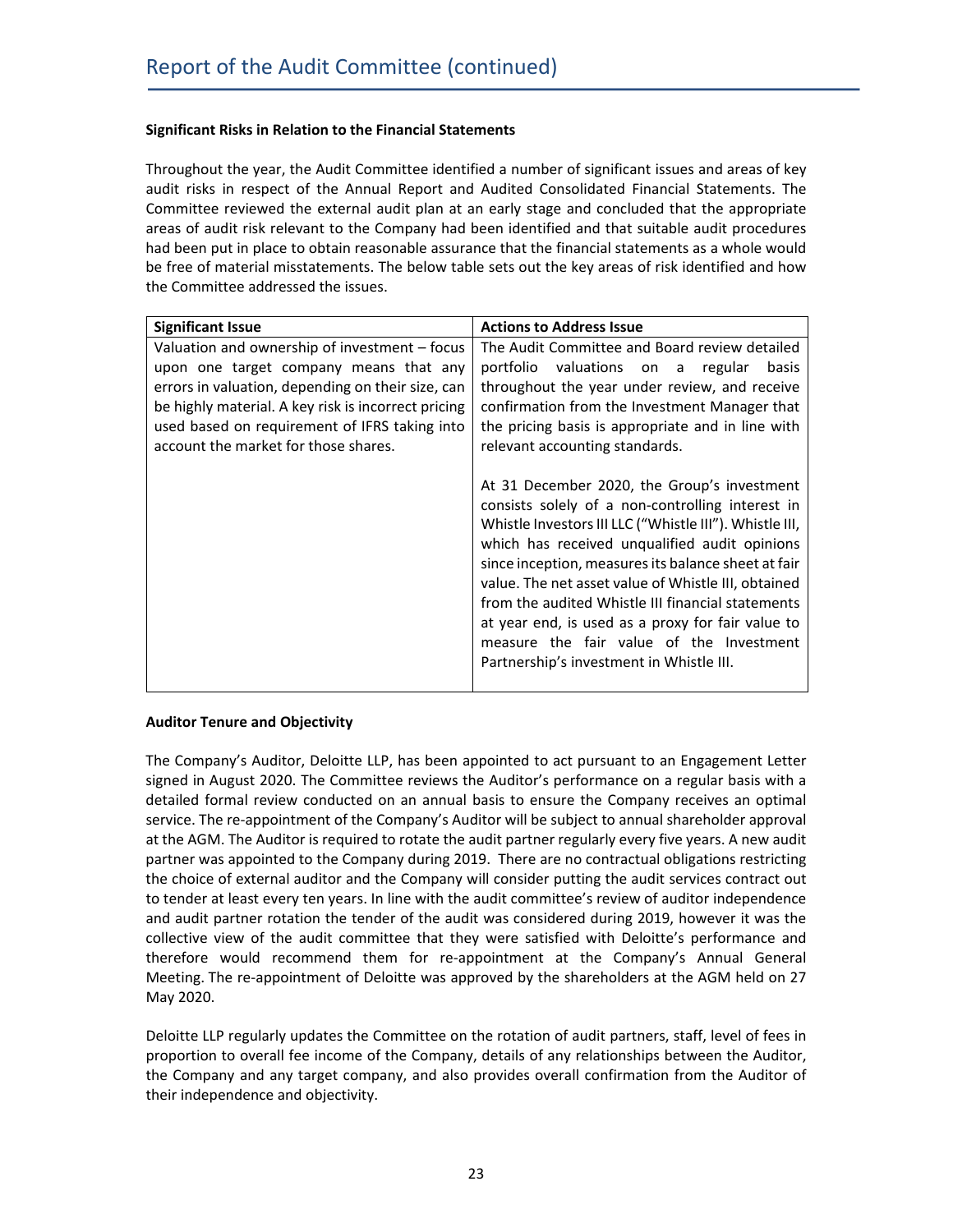## Significant Risks in Relation to the Financial Statements

Throughout the year, the Audit Committee identified a number of significant issues and areas of key audit risks in respect of the Annual Report and Audited Consolidated Financial Statements. The Committee reviewed the external audit plan at an early stage and concluded that the appropriate areas of audit risk relevant to the Company had been identified and that suitable audit procedures had been put in place to obtain reasonable assurance that the financial statements as a whole would be free of material misstatements. The below table sets out the key areas of risk identified and how the Committee addressed the issues.

| Significant Issue | Actions to Address Issue |
| --- | --- |
| Valuation and ownership of investment – focus upon one target company means that any errors in valuation, depending on their size, can be highly material. A key risk is incorrect pricing used based on requirement of IFRS taking into account the market for those shares. | The Audit Committee and Board review detailed portfolio valuations on a regular basis throughout the year under review, and receive confirmation from the Investment Manager that the pricing basis is appropriate and in line with relevant accounting standards.<br><br>At 31 December 2020, the Group's investment consists solely of a non-controlling interest in Whistle Investors III LLC ("Whistle III"). Whistle III, which has received unqualified audit opinions since inception, measures its balance sheet at fair value. The net asset value of Whistle III, obtained from the audited Whistle III financial statements at year end, is used as a proxy for fair value to measure the fair value of the Investment Partnership's investment in Whistle III. |

## Auditor Tenure and Objectivity

The Company's Auditor, Deloitte LLP, has been appointed to act pursuant to an Engagement Letter signed in August 2020. The Committee reviews the Auditor's performance on a regular basis with a detailed formal review conducted on an annual basis to ensure the Company receives an optimal service. The re-appointment of the Company's Auditor will be subject to annual shareholder approval at the AGM. The Auditor is required to rotate the audit partner regularly every five years. A new audit partner was appointed to the Company during 2019. There are no contractual obligations restricting the choice of external auditor and the Company will consider putting the audit services contract out to tender at least every ten years. In line with the audit committee's review of auditor independence and audit partner rotation the tender of the audit was considered during 2019, however it was the collective view of the audit committee that they were satisfied with Deloitte's performance and therefore would recommend them for re-appointment at the Company's Annual General Meeting. The re-appointment of Deloitte was approved by the shareholders at the AGM held on 27 May 2020.

Deloitte LLP regularly updates the Committee on the rotation of audit partners, staff, level of fees in proportion to overall fee income of the Company, details of any relationships between the Auditor, the Company and any target company, and also provides overall confirmation from the Auditor of their independence and objectivity.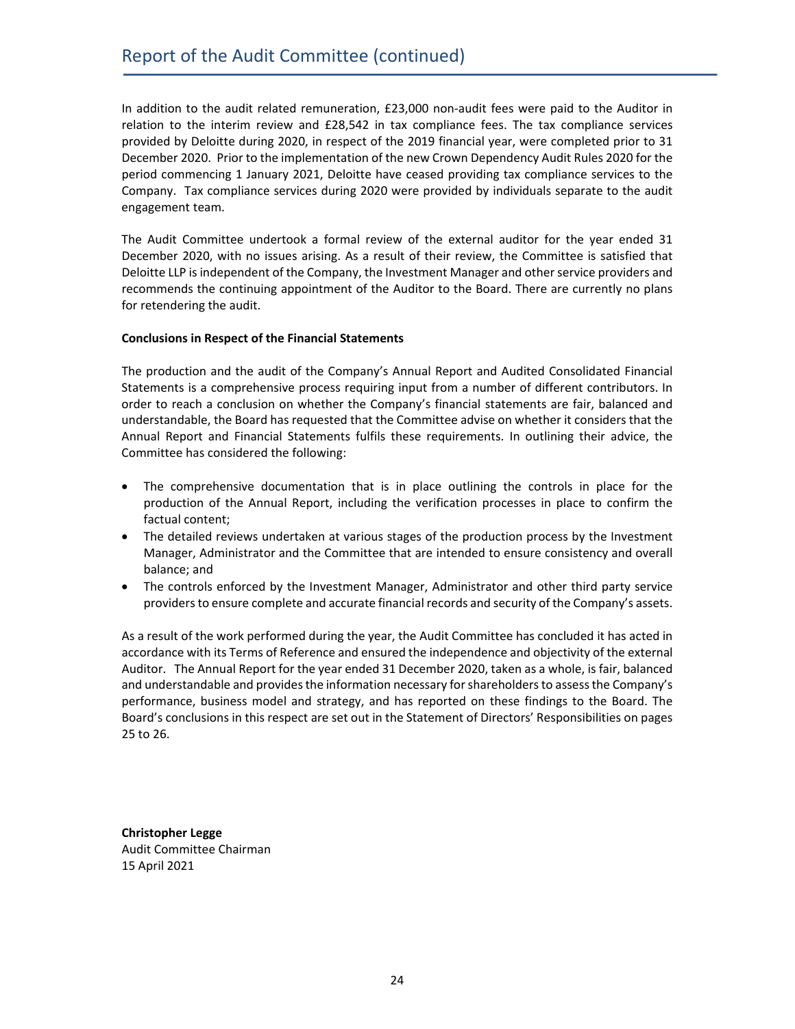# Report of the Audit Committee (continued)

In addition to the audit related remuneration, £23,000 non-audit fees were paid to the Auditor in relation to the interim review and £28,542 in tax compliance fees. The tax compliance services provided by Deloitte during 2020, in respect of the 2019 financial year, were completed prior to 31 December 2020. Prior to the implementation of the new Crown Dependency Audit Rules 2020 for the period commencing 1 January 2021, Deloitte have ceased providing tax compliance services to the Company. Tax compliance services during 2020 were provided by individuals separate to the audit engagement team.

The Audit Committee undertook a formal review of the external auditor for the year ended 31 December 2020, with no issues arising. As a result of their review, the Committee is satisfied that Deloitte LLP is independent of the Company, the Investment Manager and other service providers and recommends the continuing appointment of the Auditor to the Board. There are currently no plans for retendering the audit.

**Conclusions in Respect of the Financial Statements**

The production and the audit of the Company's Annual Report and Audited Consolidated Financial Statements is a comprehensive process requiring input from a number of different contributors. In order to reach a conclusion on whether the Company's financial statements are fair, balanced and understandable, the Board has requested that the Committee advise on whether it considers that the Annual Report and Financial Statements fulfils these requirements. In outlining their advice, the Committee has considered the following:

- The comprehensive documentation that is in place outlining the controls in place for the production of the Annual Report, including the verification processes in place to confirm the factual content;
- The detailed reviews undertaken at various stages of the production process by the Investment Manager, Administrator and the Committee that are intended to ensure consistency and overall balance; and
- The controls enforced by the Investment Manager, Administrator and other third party service providers to ensure complete and accurate financial records and security of the Company's assets.

As a result of the work performed during the year, the Audit Committee has concluded it has acted in accordance with its Terms of Reference and ensured the independence and objectivity of the external Auditor. The Annual Report for the year ended 31 December 2020, taken as a whole, is fair, balanced and understandable and provides the information necessary for shareholders to assess the Company's performance, business model and strategy, and has reported on these findings to the Board. The Board's conclusions in this respect are set out in the Statement of Directors' Responsibilities on pages 25 to 26.

**Christopher Legge**
Audit Committee Chairman
15 April 2021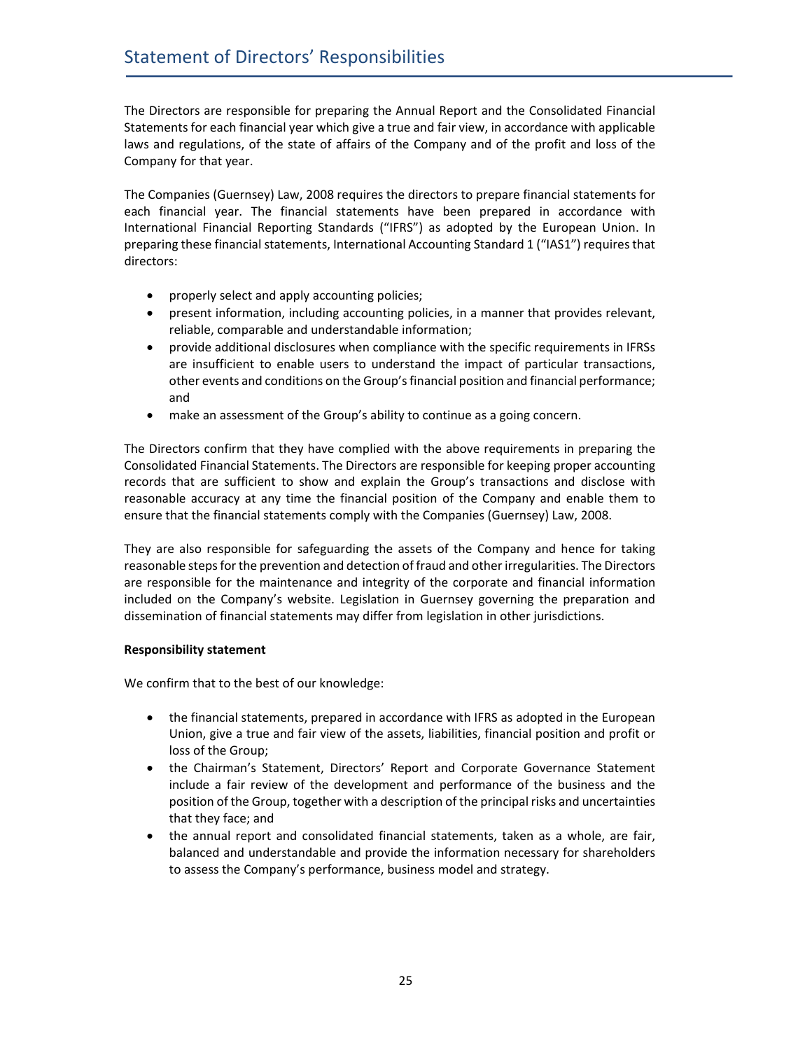# Statement of Directors' Responsibilities

The Directors are responsible for preparing the Annual Report and the Consolidated Financial Statements for each financial year which give a true and fair view, in accordance with applicable laws and regulations, of the state of affairs of the Company and of the profit and loss of the Company for that year.

The Companies (Guernsey) Law, 2008 requires the directors to prepare financial statements for each financial year. The financial statements have been prepared in accordance with International Financial Reporting Standards ("IFRS") as adopted by the European Union. In preparing these financial statements, International Accounting Standard 1 ("IAS1") requires that directors:

- properly select and apply accounting policies;
- present information, including accounting policies, in a manner that provides relevant, reliable, comparable and understandable information;
- provide additional disclosures when compliance with the specific requirements in IFRSs are insufficient to enable users to understand the impact of particular transactions, other events and conditions on the Group's financial position and financial performance; and
- make an assessment of the Group's ability to continue as a going concern.

The Directors confirm that they have complied with the above requirements in preparing the Consolidated Financial Statements. The Directors are responsible for keeping proper accounting records that are sufficient to show and explain the Group's transactions and disclose with reasonable accuracy at any time the financial position of the Company and enable them to ensure that the financial statements comply with the Companies (Guernsey) Law, 2008.

They are also responsible for safeguarding the assets of the Company and hence for taking reasonable steps for the prevention and detection of fraud and other irregularities. The Directors are responsible for the maintenance and integrity of the corporate and financial information included on the Company's website. Legislation in Guernsey governing the preparation and dissemination of financial statements may differ from legislation in other jurisdictions.

**Responsibility statement**

We confirm that to the best of our knowledge:

- the financial statements, prepared in accordance with IFRS as adopted in the European Union, give a true and fair view of the assets, liabilities, financial position and profit or loss of the Group;
- the Chairman's Statement, Directors' Report and Corporate Governance Statement include a fair review of the development and performance of the business and the position of the Group, together with a description of the principal risks and uncertainties that they face; and
- the annual report and consolidated financial statements, taken as a whole, are fair, balanced and understandable and provide the information necessary for shareholders to assess the Company's performance, business model and strategy.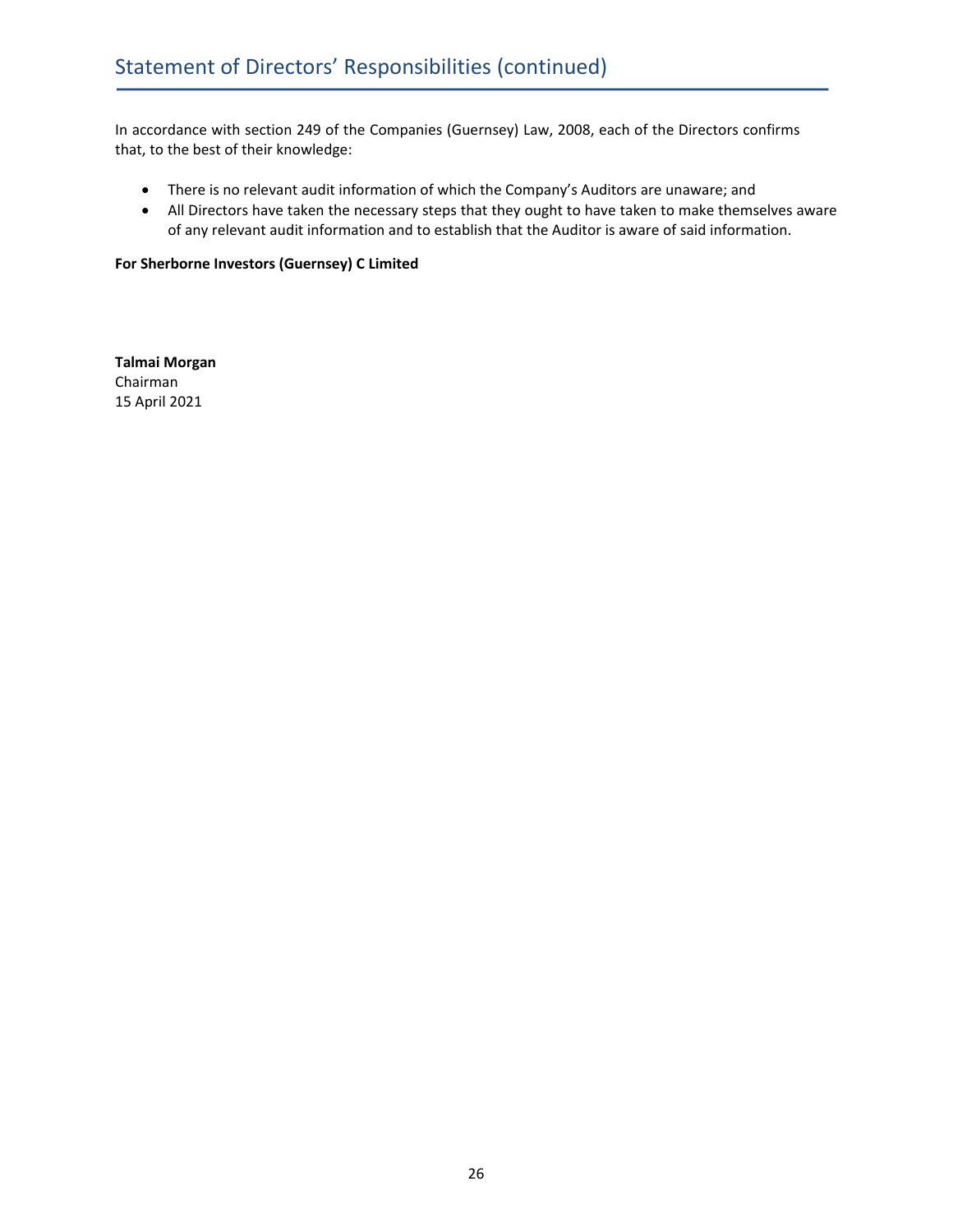## Statement of Directors' Responsibilities (continued)

In accordance with section 249 of the Companies (Guernsey) Law, 2008, each of the Directors confirms that, to the best of their knowledge:

- There is no relevant audit information of which the Company's Auditors are unaware; and
- All Directors have taken the necessary steps that they ought to have taken to make themselves aware of any relevant audit information and to establish that the Auditor is aware of said information.

**For Sherborne Investors (Guernsey) C Limited**

**Talmai Morgan**
Chairman
15 April 2021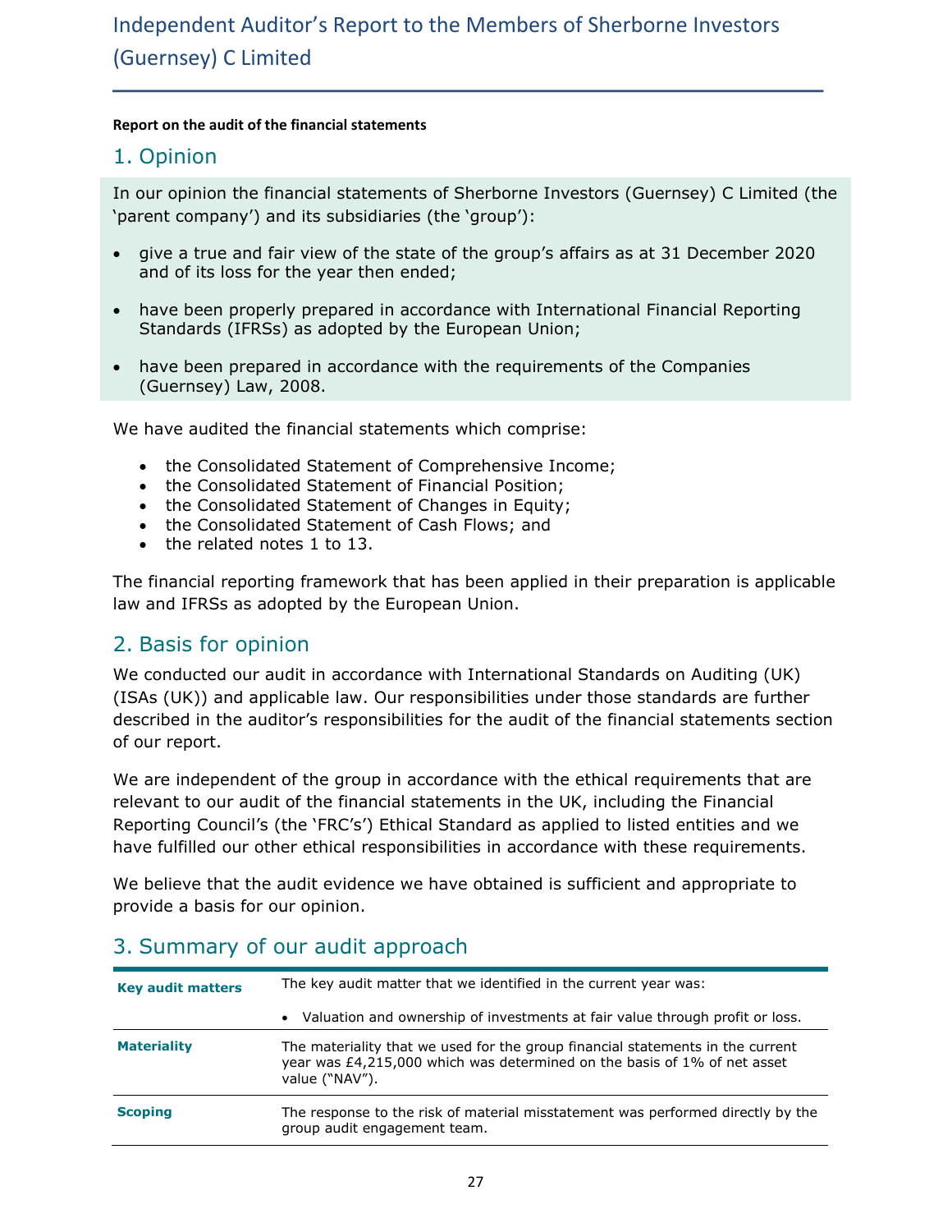# Independent Auditor's Report to the Members of Sherborne Investors (Guernsey) C Limited

**Report on the audit of the financial statements**

## 1. Opinion

In our opinion the financial statements of Sherborne Investors (Guernsey) C Limited (the 'parent company') and its subsidiaries (the 'group'):

- give a true and fair view of the state of the group's affairs as at 31 December 2020 and of its loss for the year then ended;
- have been properly prepared in accordance with International Financial Reporting Standards (IFRSs) as adopted by the European Union;
- have been prepared in accordance with the requirements of the Companies (Guernsey) Law, 2008.

We have audited the financial statements which comprise:

- the Consolidated Statement of Comprehensive Income;
- the Consolidated Statement of Financial Position;
- the Consolidated Statement of Changes in Equity;
- the Consolidated Statement of Cash Flows; and
- the related notes 1 to 13.

The financial reporting framework that has been applied in their preparation is applicable law and IFRSs as adopted by the European Union.

## 2. Basis for opinion

We conducted our audit in accordance with International Standards on Auditing (UK) (ISAs (UK)) and applicable law. Our responsibilities under those standards are further described in the auditor's responsibilities for the audit of the financial statements section of our report.

We are independent of the group in accordance with the ethical requirements that are relevant to our audit of the financial statements in the UK, including the Financial Reporting Council's (the 'FRC's') Ethical Standard as applied to listed entities and we have fulfilled our other ethical responsibilities in accordance with these requirements.

We believe that the audit evidence we have obtained is sufficient and appropriate to provide a basis for our opinion.

## 3. Summary of our audit approach

| | |
|---|---|
| **Key audit matters** | The key audit matter that we identified in the current year was:<br>• Valuation and ownership of investments at fair value through profit or loss. |
| **Materiality** | The materiality that we used for the group financial statements in the current year was £4,215,000 which was determined on the basis of 1% of net asset value ("NAV"). |
| **Scoping** | The response to the risk of material misstatement was performed directly by the group audit engagement team. |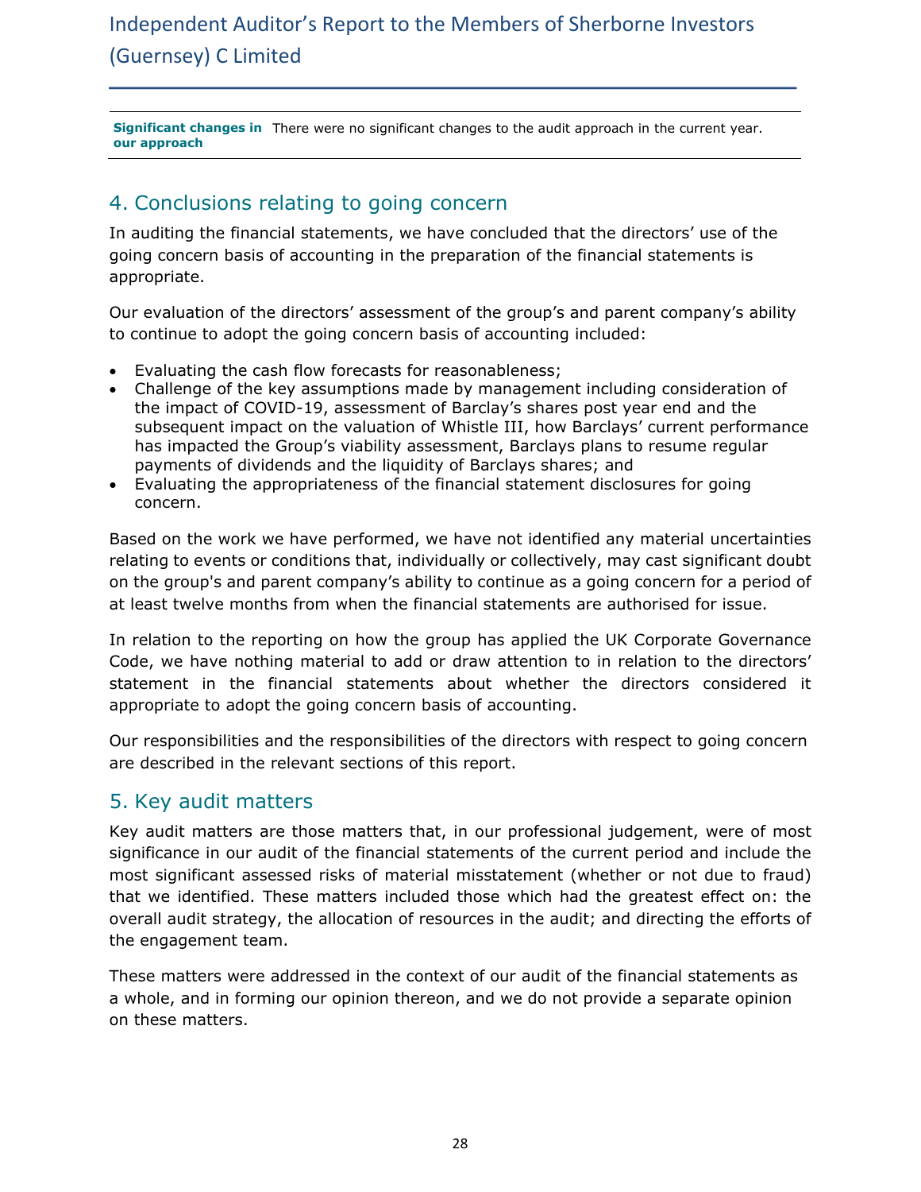| **Significant changes in our approach** | There were no significant changes to the audit approach in the current year. |
| --- | --- |

## 4. Conclusions relating to going concern

In auditing the financial statements, we have concluded that the directors' use of the going concern basis of accounting in the preparation of the financial statements is appropriate.

Our evaluation of the directors' assessment of the group's and parent company's ability to continue to adopt the going concern basis of accounting included:

- Evaluating the cash flow forecasts for reasonableness;
- Challenge of the key assumptions made by management including consideration of the impact of COVID-19, assessment of Barclay's shares post year end and the subsequent impact on the valuation of Whistle III, how Barclays' current performance has impacted the Group's viability assessment, Barclays plans to resume regular payments of dividends and the liquidity of Barclays shares; and
- Evaluating the appropriateness of the financial statement disclosures for going concern.

Based on the work we have performed, we have not identified any material uncertainties relating to events or conditions that, individually or collectively, may cast significant doubt on the group's and parent company's ability to continue as a going concern for a period of at least twelve months from when the financial statements are authorised for issue.

In relation to the reporting on how the group has applied the UK Corporate Governance Code, we have nothing material to add or draw attention to in relation to the directors' statement in the financial statements about whether the directors considered it appropriate to adopt the going concern basis of accounting.

Our responsibilities and the responsibilities of the directors with respect to going concern are described in the relevant sections of this report.

## 5. Key audit matters

Key audit matters are those matters that, in our professional judgement, were of most significance in our audit of the financial statements of the current period and include the most significant assessed risks of material misstatement (whether or not due to fraud) that we identified. These matters included those which had the greatest effect on: the overall audit strategy, the allocation of resources in the audit; and directing the efforts of the engagement team.

These matters were addressed in the context of our audit of the financial statements as a whole, and in forming our opinion thereon, and we do not provide a separate opinion on these matters.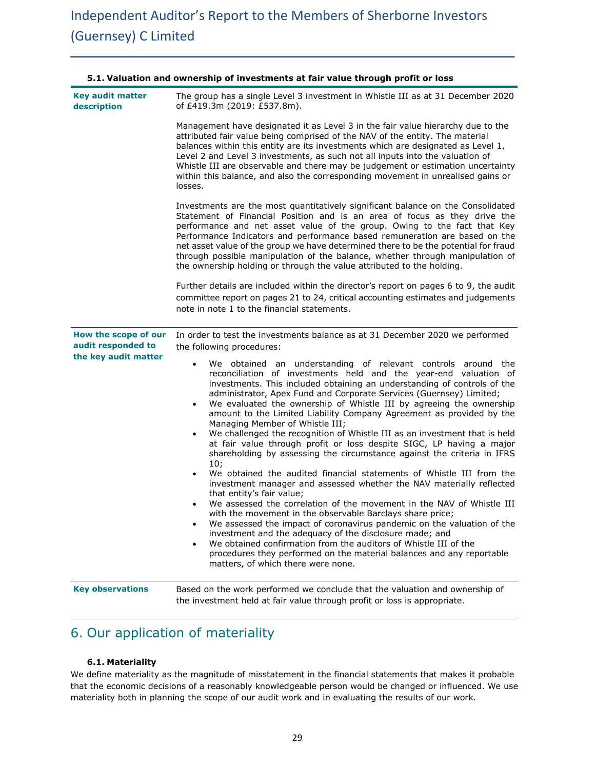### 5.1. Valuation and ownership of investments at fair value through profit or loss

**Key audit matter description**

The group has a single Level 3 investment in Whistle III as at 31 December 2020 of £419.3m (2019: £537.8m).

Management have designated it as Level 3 in the fair value hierarchy due to the attributed fair value being comprised of the NAV of the entity. The material balances within this entity are its investments which are designated as Level 1, Level 2 and Level 3 investments, as such not all inputs into the valuation of Whistle III are observable and there may be judgement or estimation uncertainty within this balance, and also the corresponding movement in unrealised gains or losses.

Investments are the most quantitatively significant balance on the Consolidated Statement of Financial Position and is an area of focus as they drive the performance and net asset value of the group. Owing to the fact that Key Performance Indicators and performance based remuneration are based on the net asset value of the group we have determined there to be the potential for fraud through possible manipulation of the balance, whether through manipulation of the ownership holding or through the value attributed to the holding.

Further details are included within the director's report on pages 6 to 9, the audit committee report on pages 21 to 24, critical accounting estimates and judgements note in note 1 to the financial statements.

**How the scope of our audit responded to the key audit matter**

In order to test the investments balance as at 31 December 2020 we performed the following procedures:

- We obtained an understanding of relevant controls around the reconciliation of investments held and the year-end valuation of investments. This included obtaining an understanding of controls of the administrator, Apex Fund and Corporate Services (Guernsey) Limited;
- We evaluated the ownership of Whistle III by agreeing the ownership amount to the Limited Liability Company Agreement as provided by the Managing Member of Whistle III;
- We challenged the recognition of Whistle III as an investment that is held at fair value through profit or loss despite SIGC, LP having a major shareholding by assessing the circumstance against the criteria in IFRS 10;
- We obtained the audited financial statements of Whistle III from the investment manager and assessed whether the NAV materially reflected that entity's fair value;
- We assessed the correlation of the movement in the NAV of Whistle III with the movement in the observable Barclays share price;
- We assessed the impact of coronavirus pandemic on the valuation of the investment and the adequacy of the disclosure made; and
- We obtained confirmation from the auditors of Whistle III of the procedures they performed on the material balances and any reportable matters, of which there were none.

**Key observations**

Based on the work performed we conclude that the valuation and ownership of the investment held at fair value through profit or loss is appropriate.

## 6. Our application of materiality

### 6.1. Materiality

We define materiality as the magnitude of misstatement in the financial statements that makes it probable that the economic decisions of a reasonably knowledgeable person would be changed or influenced. We use materiality both in planning the scope of our audit work and in evaluating the results of our work.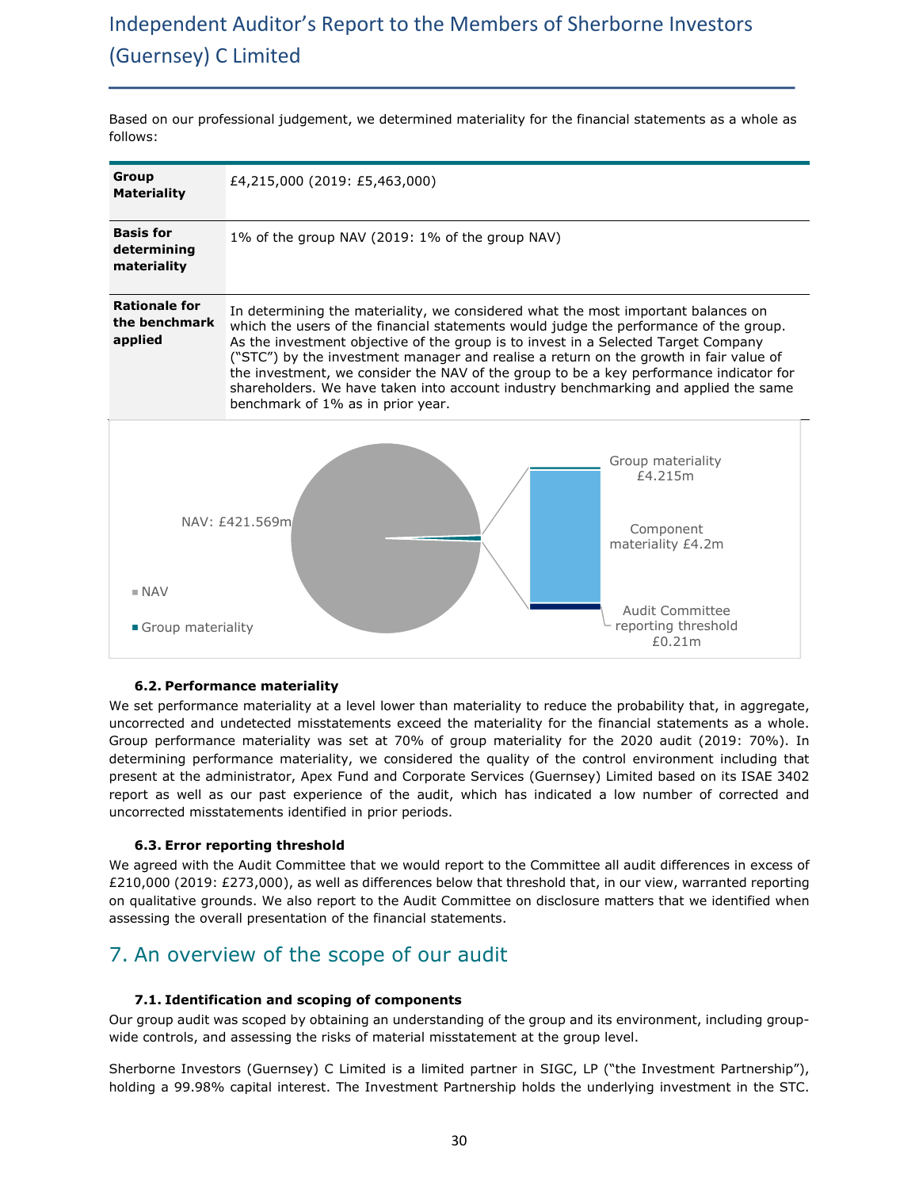# Independent Auditor's Report to the Members of Sherborne Investors (Guernsey) C Limited

Based on our professional judgement, we determined materiality for the financial statements as a whole as follows:

| | |
|---|---|
| **Group Materiality** | £4,215,000 (2019: £5,463,000) |
| **Basis for determining materiality** | 1% of the group NAV (2019: 1% of the group NAV) |
| **Rationale for the benchmark applied** | In determining the materiality, we considered what the most important balances on which the users of the financial statements would judge the performance of the group. As the investment objective of the group is to invest in a Selected Target Company ("STC") by the investment manager and realise a return on the growth in fair value of the investment, we consider the NAV of the group to be a key performance indicator for shareholders. We have taken into account industry benchmarking and applied the same benchmark of 1% as in prior year. |

NAV: £421.569m

Group materiality £4.215m

Component materiality £4.2m

Audit Committee reporting threshold £0.21m

- NAV
- Group materiality

### 6.2. Performance materiality

We set performance materiality at a level lower than materiality to reduce the probability that, in aggregate, uncorrected and undetected misstatements exceed the materiality for the financial statements as a whole. Group performance materiality was set at 70% of group materiality for the 2020 audit (2019: 70%). In determining performance materiality, we considered the quality of the control environment including that present at the administrator, Apex Fund and Corporate Services (Guernsey) Limited based on its ISAE 3402 report as well as our past experience of the audit, which has indicated a low number of corrected and uncorrected misstatements identified in prior periods.

### 6.3. Error reporting threshold

We agreed with the Audit Committee that we would report to the Committee all audit differences in excess of £210,000 (2019: £273,000), as well as differences below that threshold that, in our view, warranted reporting on qualitative grounds. We also report to the Audit Committee on disclosure matters that we identified when assessing the overall presentation of the financial statements.

## 7. An overview of the scope of our audit

### 7.1. Identification and scoping of components

Our group audit was scoped by obtaining an understanding of the group and its environment, including group-wide controls, and assessing the risks of material misstatement at the group level.

Sherborne Investors (Guernsey) C Limited is a limited partner in SIGC, LP ("the Investment Partnership"), holding a 99.98% capital interest. The Investment Partnership holds the underlying investment in the STC.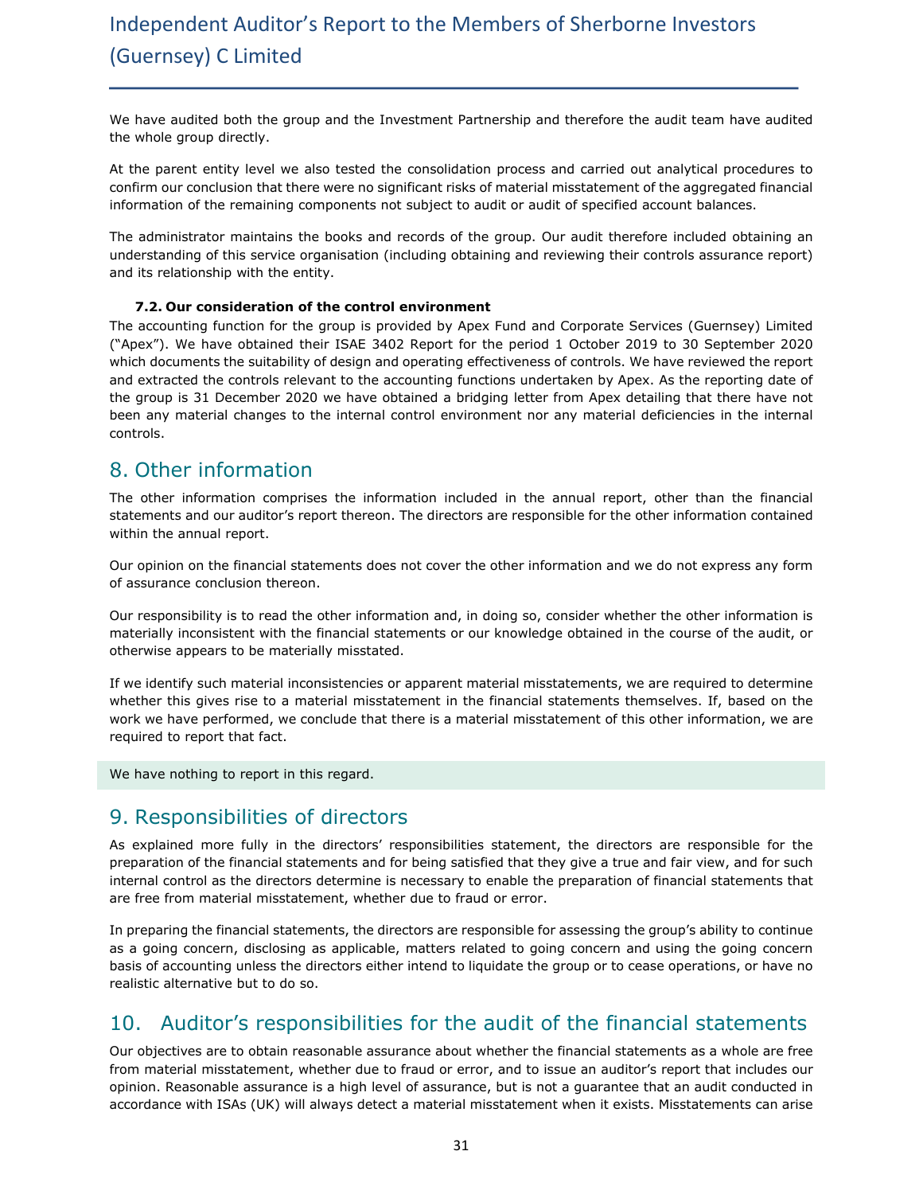We have audited both the group and the Investment Partnership and therefore the audit team have audited the whole group directly.

At the parent entity level we also tested the consolidation process and carried out analytical procedures to confirm our conclusion that there were no significant risks of material misstatement of the aggregated financial information of the remaining components not subject to audit or audit of specified account balances.

The administrator maintains the books and records of the group. Our audit therefore included obtaining an understanding of this service organisation (including obtaining and reviewing their controls assurance report) and its relationship with the entity.

### 7.2. Our consideration of the control environment

The accounting function for the group is provided by Apex Fund and Corporate Services (Guernsey) Limited ("Apex"). We have obtained their ISAE 3402 Report for the period 1 October 2019 to 30 September 2020 which documents the suitability of design and operating effectiveness of controls. We have reviewed the report and extracted the controls relevant to the accounting functions undertaken by Apex. As the reporting date of the group is 31 December 2020 we have obtained a bridging letter from Apex detailing that there have not been any material changes to the internal control environment nor any material deficiencies in the internal controls.

## 8. Other information

The other information comprises the information included in the annual report, other than the financial statements and our auditor's report thereon. The directors are responsible for the other information contained within the annual report.

Our opinion on the financial statements does not cover the other information and we do not express any form of assurance conclusion thereon.

Our responsibility is to read the other information and, in doing so, consider whether the other information is materially inconsistent with the financial statements or our knowledge obtained in the course of the audit, or otherwise appears to be materially misstated.

If we identify such material inconsistencies or apparent material misstatements, we are required to determine whether this gives rise to a material misstatement in the financial statements themselves. If, based on the work we have performed, we conclude that there is a material misstatement of this other information, we are required to report that fact.

We have nothing to report in this regard.

## 9. Responsibilities of directors

As explained more fully in the directors' responsibilities statement, the directors are responsible for the preparation of the financial statements and for being satisfied that they give a true and fair view, and for such internal control as the directors determine is necessary to enable the preparation of financial statements that are free from material misstatement, whether due to fraud or error.

In preparing the financial statements, the directors are responsible for assessing the group's ability to continue as a going concern, disclosing as applicable, matters related to going concern and using the going concern basis of accounting unless the directors either intend to liquidate the group or to cease operations, or have no realistic alternative but to do so.

## 10. Auditor's responsibilities for the audit of the financial statements

Our objectives are to obtain reasonable assurance about whether the financial statements as a whole are free from material misstatement, whether due to fraud or error, and to issue an auditor's report that includes our opinion. Reasonable assurance is a high level of assurance, but is not a guarantee that an audit conducted in accordance with ISAs (UK) will always detect a material misstatement when it exists. Misstatements can arise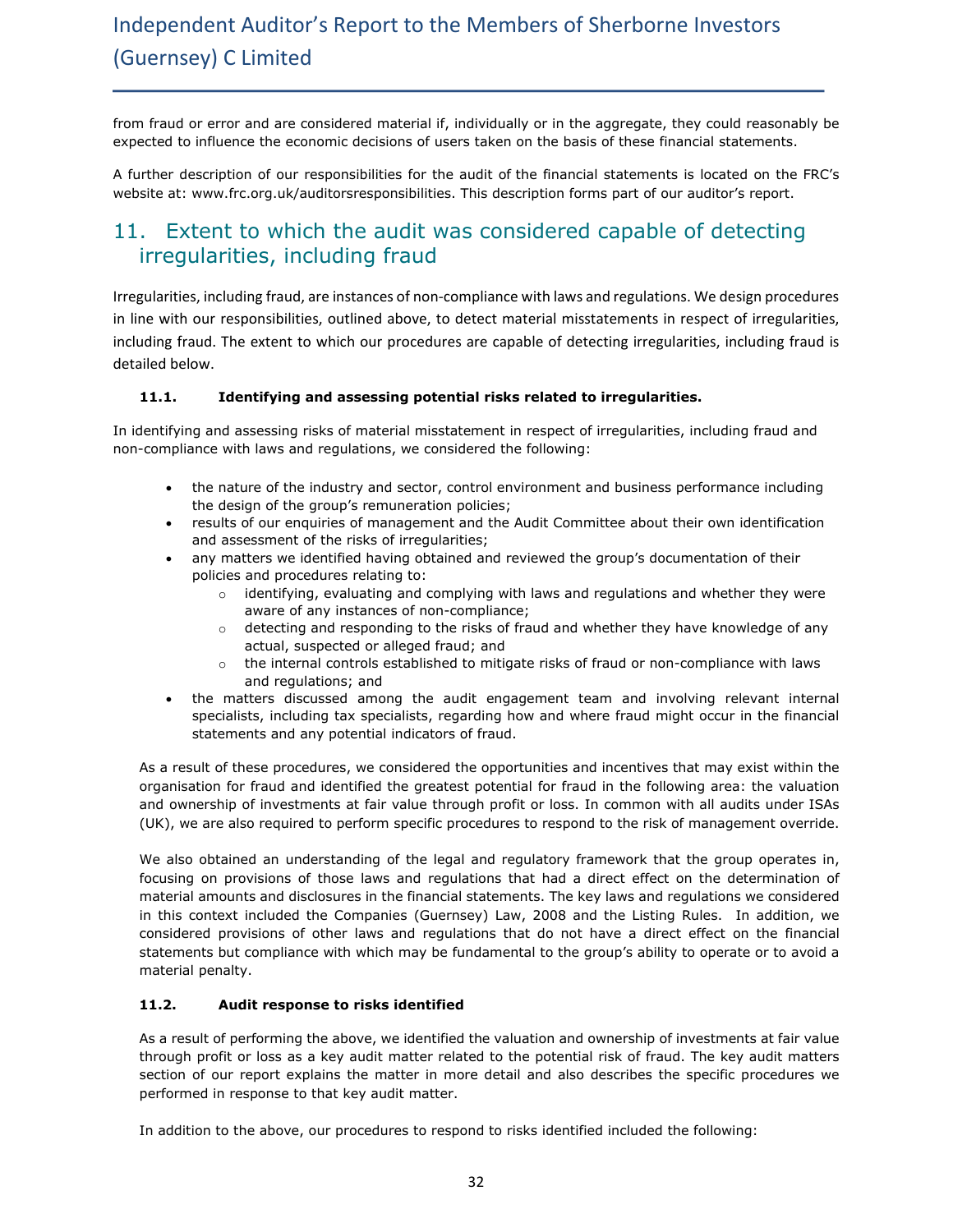from fraud or error and are considered material if, individually or in the aggregate, they could reasonably be expected to influence the economic decisions of users taken on the basis of these financial statements.

A further description of our responsibilities for the audit of the financial statements is located on the FRC's website at: www.frc.org.uk/auditorsresponsibilities. This description forms part of our auditor's report.

## 11. Extent to which the audit was considered capable of detecting irregularities, including fraud

Irregularities, including fraud, are instances of non-compliance with laws and regulations. We design procedures in line with our responsibilities, outlined above, to detect material misstatements in respect of irregularities, including fraud. The extent to which our procedures are capable of detecting irregularities, including fraud is detailed below.

### 11.1. Identifying and assessing potential risks related to irregularities.

In identifying and assessing risks of material misstatement in respect of irregularities, including fraud and non-compliance with laws and regulations, we considered the following:

- the nature of the industry and sector, control environment and business performance including the design of the group's remuneration policies;
- results of our enquiries of management and the Audit Committee about their own identification and assessment of the risks of irregularities;
- any matters we identified having obtained and reviewed the group's documentation of their policies and procedures relating to:
    - identifying, evaluating and complying with laws and regulations and whether they were aware of any instances of non-compliance;
    - detecting and responding to the risks of fraud and whether they have knowledge of any actual, suspected or alleged fraud; and
    - the internal controls established to mitigate risks of fraud or non-compliance with laws and regulations; and
- the matters discussed among the audit engagement team and involving relevant internal specialists, including tax specialists, regarding how and where fraud might occur in the financial statements and any potential indicators of fraud.

As a result of these procedures, we considered the opportunities and incentives that may exist within the organisation for fraud and identified the greatest potential for fraud in the following area: the valuation and ownership of investments at fair value through profit or loss. In common with all audits under ISAs (UK), we are also required to perform specific procedures to respond to the risk of management override.

We also obtained an understanding of the legal and regulatory framework that the group operates in, focusing on provisions of those laws and regulations that had a direct effect on the determination of material amounts and disclosures in the financial statements. The key laws and regulations we considered in this context included the Companies (Guernsey) Law, 2008 and the Listing Rules. In addition, we considered provisions of other laws and regulations that do not have a direct effect on the financial statements but compliance with which may be fundamental to the group's ability to operate or to avoid a material penalty.

### 11.2. Audit response to risks identified

As a result of performing the above, we identified the valuation and ownership of investments at fair value through profit or loss as a key audit matter related to the potential risk of fraud. The key audit matters section of our report explains the matter in more detail and also describes the specific procedures we performed in response to that key audit matter.

In addition to the above, our procedures to respond to risks identified included the following: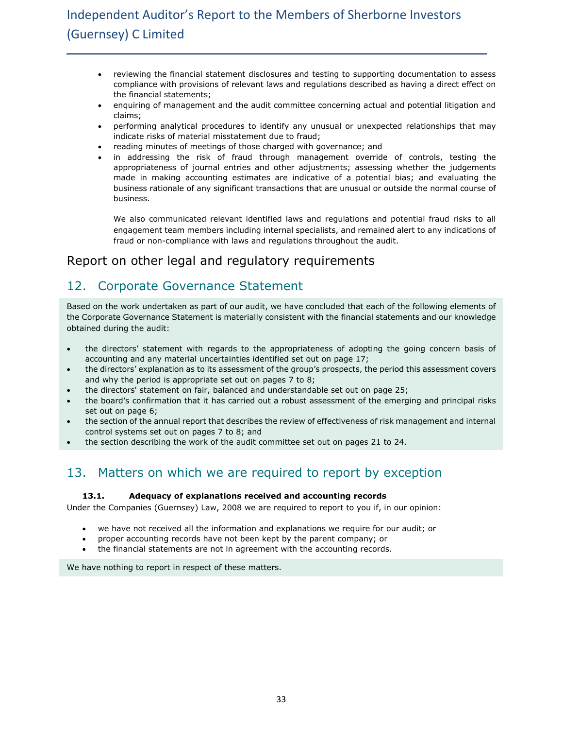- reviewing the financial statement disclosures and testing to supporting documentation to assess compliance with provisions of relevant laws and regulations described as having a direct effect on the financial statements;
- enquiring of management and the audit committee concerning actual and potential litigation and claims;
- performing analytical procedures to identify any unusual or unexpected relationships that may indicate risks of material misstatement due to fraud;
- reading minutes of meetings of those charged with governance; and
- in addressing the risk of fraud through management override of controls, testing the appropriateness of journal entries and other adjustments; assessing whether the judgements made in making accounting estimates are indicative of a potential bias; and evaluating the business rationale of any significant transactions that are unusual or outside the normal course of business.

  We also communicated relevant identified laws and regulations and potential fraud risks to all engagement team members including internal specialists, and remained alert to any indications of fraud or non-compliance with laws and regulations throughout the audit.

# Report on other legal and regulatory requirements

## 12. Corporate Governance Statement

Based on the work undertaken as part of our audit, we have concluded that each of the following elements of the Corporate Governance Statement is materially consistent with the financial statements and our knowledge obtained during the audit:

- the directors' statement with regards to the appropriateness of adopting the going concern basis of accounting and any material uncertainties identified set out on page 17;
- the directors' explanation as to its assessment of the group's prospects, the period this assessment covers and why the period is appropriate set out on pages 7 to 8;
- the directors' statement on fair, balanced and understandable set out on page 25;
- the board's confirmation that it has carried out a robust assessment of the emerging and principal risks set out on page 6;
- the section of the annual report that describes the review of effectiveness of risk management and internal control systems set out on pages 7 to 8; and
- the section describing the work of the audit committee set out on pages 21 to 24.

## 13. Matters on which we are required to report by exception

### 13.1. Adequacy of explanations received and accounting records

Under the Companies (Guernsey) Law, 2008 we are required to report to you if, in our opinion:

- we have not received all the information and explanations we require for our audit; or
- proper accounting records have not been kept by the parent company; or
- the financial statements are not in agreement with the accounting records.

We have nothing to report in respect of these matters.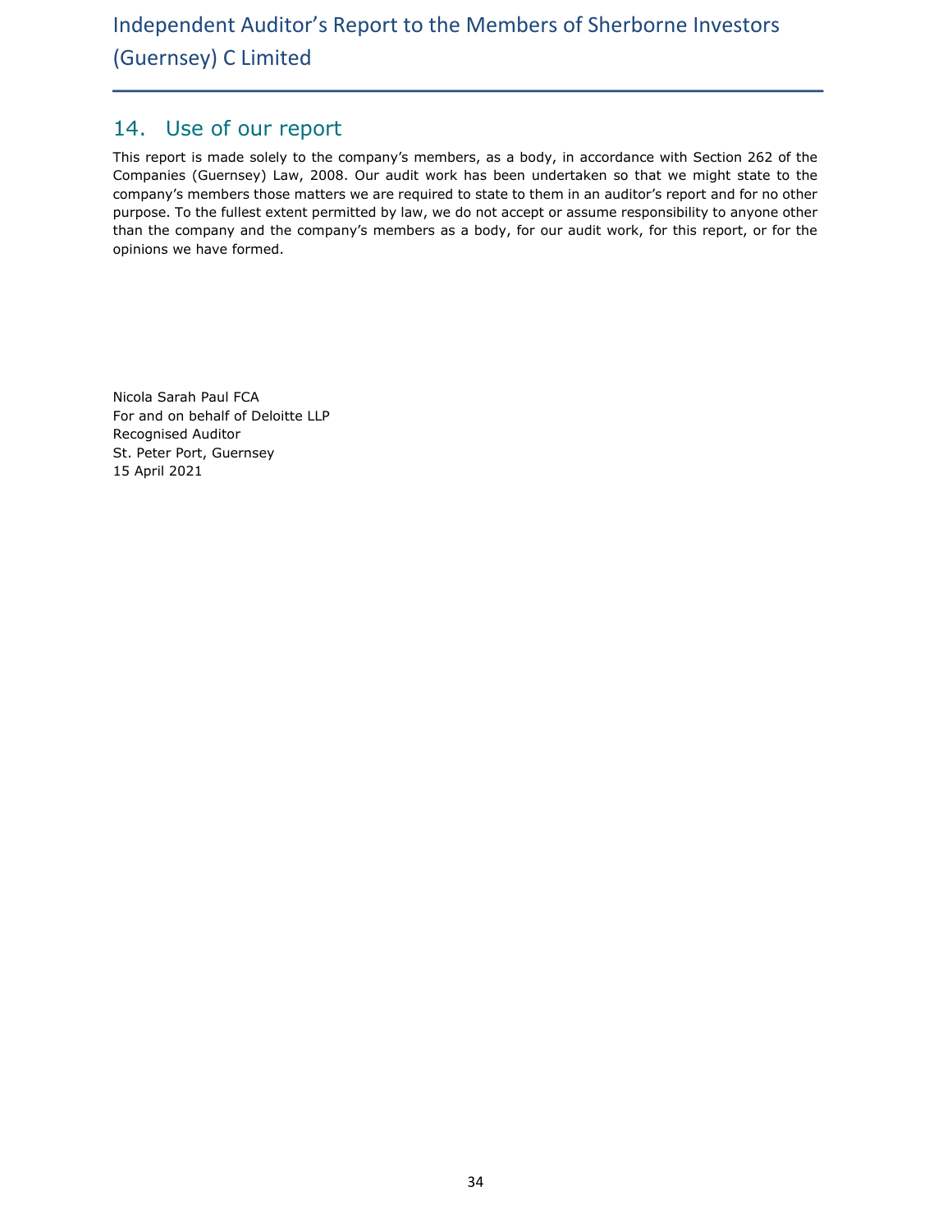## 14. Use of our report

This report is made solely to the company's members, as a body, in accordance with Section 262 of the Companies (Guernsey) Law, 2008. Our audit work has been undertaken so that we might state to the company's members those matters we are required to state to them in an auditor's report and for no other purpose. To the fullest extent permitted by law, we do not accept or assume responsibility to anyone other than the company and the company's members as a body, for our audit work, for this report, or for the opinions we have formed.

Nicola Sarah Paul FCA
For and on behalf of Deloitte LLP
Recognised Auditor
St. Peter Port, Guernsey
15 April 2021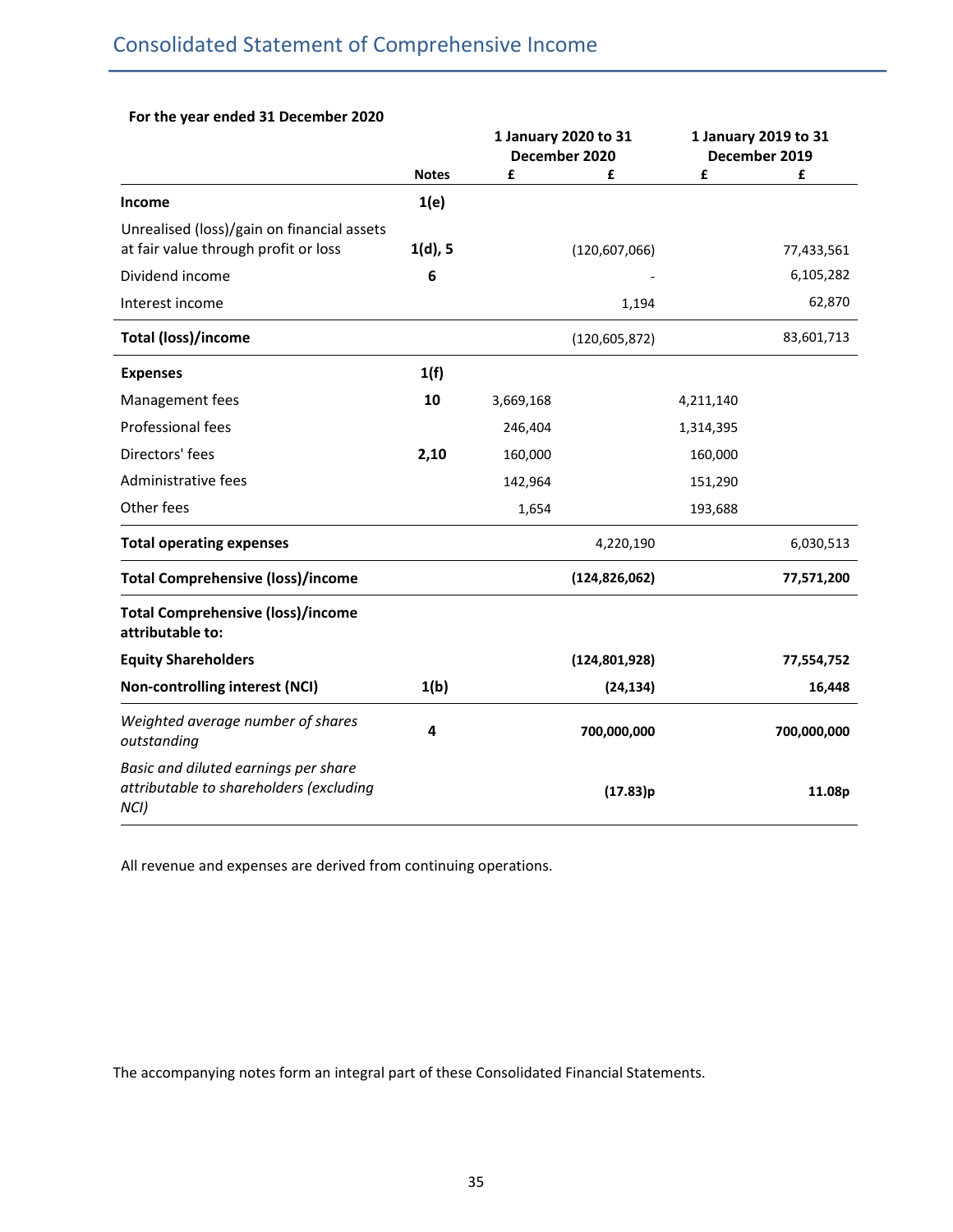# Consolidated Statement of Comprehensive Income

**For the year ended 31 December 2020**

| | Notes | 1 January 2020 to 31 December 2020 £ | £ | 1 January 2019 to 31 December 2019 £ | £ |
|---|---|---|---|---|---|
| **Income** | **1(e)** | | | | |
| Unrealised (loss)/gain on financial assets at fair value through profit or loss | **1(d), 5** | | (120,607,066) | | 77,433,561 |
| Dividend income | **6** | | - | | 6,105,282 |
| Interest income | | | 1,194 | | 62,870 |
| **Total (loss)/income** | | | (120,605,872) | | 83,601,713 |
| **Expenses** | **1(f)** | | | | |
| Management fees | **10** | 3,669,168 | | 4,211,140 | |
| Professional fees | | 246,404 | | 1,314,395 | |
| Directors' fees | **2,10** | 160,000 | | 160,000 | |
| Administrative fees | | 142,964 | | 151,290 | |
| Other fees | | 1,654 | | 193,688 | |
| **Total operating expenses** | | | 4,220,190 | | 6,030,513 |
| **Total Comprehensive (loss)/income** | | | **(124,826,062)** | | **77,571,200** |
| **Total Comprehensive (loss)/income attributable to:** | | | | | |
| **Equity Shareholders** | | | **(124,801,928)** | | **77,554,752** |
| **Non-controlling interest (NCI)** | **1(b)** | | **(24,134)** | | **16,448** |
| *Weighted average number of shares outstanding* | **4** | | **700,000,000** | | **700,000,000** |
| *Basic and diluted earnings per share attributable to shareholders (excluding NCI)* | | | **(17.83)p** | | **11.08p** |

All revenue and expenses are derived from continuing operations.

The accompanying notes form an integral part of these Consolidated Financial Statements.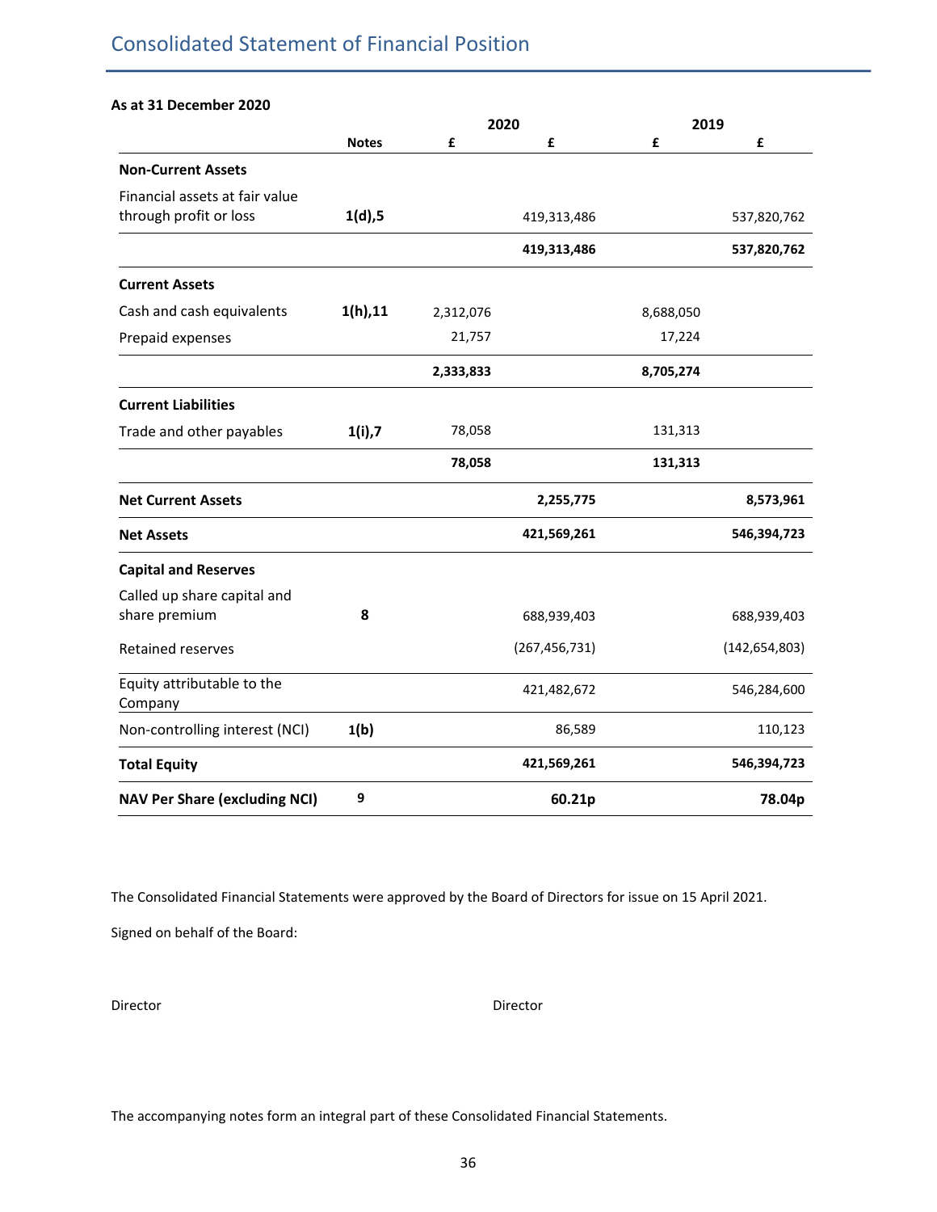# Consolidated Statement of Financial Position

**As at 31 December 2020**

| | Notes | 2020 £ | 2020 £ | 2019 £ | 2019 £ |
|---|---|---|---|---|---|
| **Non-Current Assets** | | | | | |
| Financial assets at fair value through profit or loss | **1(d),5** | | 419,313,486 | | 537,820,762 |
| | | | **419,313,486** | | **537,820,762** |
| **Current Assets** | | | | | |
| Cash and cash equivalents | **1(h),11** | 2,312,076 | | 8,688,050 | |
| Prepaid expenses | | 21,757 | | 17,224 | |
| | | **2,333,833** | | **8,705,274** | |
| **Current Liabilities** | | | | | |
| Trade and other payables | **1(i),7** | 78,058 | | 131,313 | |
| | | **78,058** | | **131,313** | |
| **Net Current Assets** | | | **2,255,775** | | **8,573,961** |
| **Net Assets** | | | **421,569,261** | | **546,394,723** |
| **Capital and Reserves** | | | | | |
| Called up share capital and share premium | **8** | | 688,939,403 | | 688,939,403 |
| Retained reserves | | | (267,456,731) | | (142,654,803) |
| Equity attributable to the Company | | | 421,482,672 | | 546,284,600 |
| Non-controlling interest (NCI) | **1(b)** | | 86,589 | | 110,123 |
| **Total Equity** | | | **421,569,261** | | **546,394,723** |
| **NAV Per Share (excluding NCI)** | **9** | | **60.21p** | | **78.04p** |

The Consolidated Financial Statements were approved by the Board of Directors for issue on 15 April 2021.

Signed on behalf of the Board:

Director

Director

The accompanying notes form an integral part of these Consolidated Financial Statements.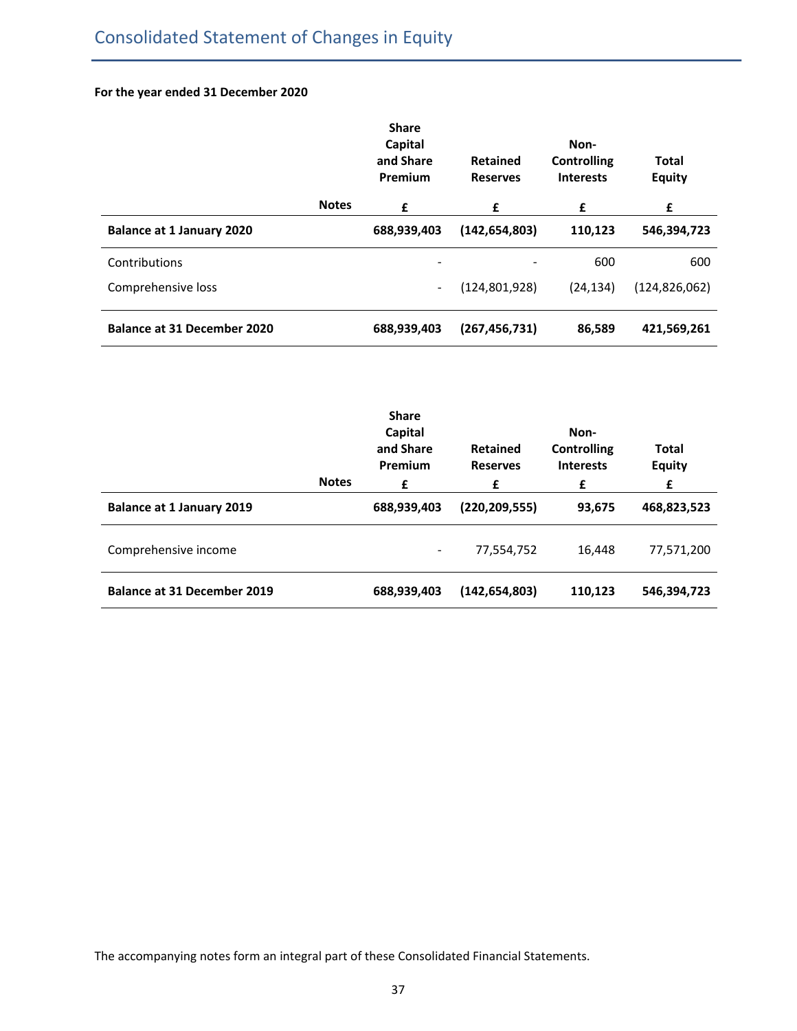# Consolidated Statement of Changes in Equity

**For the year ended 31 December 2020**

| | Notes | Share Capital and Share Premium | Retained Reserves | Non-Controlling Interests | Total Equity |
|---|---|---|---|---|---|
| | | £ | £ | £ | £ |
| **Balance at 1 January 2020** | | **688,939,403** | **(142,654,803)** | **110,123** | **546,394,723** |
| Contributions | | - | - | 600 | 600 |
| Comprehensive loss | | - | (124,801,928) | (24,134) | (124,826,062) |
| **Balance at 31 December 2020** | | **688,939,403** | **(267,456,731)** | **86,589** | **421,569,261** |

| | Notes | Share Capital and Share Premium | Retained Reserves | Non-Controlling Interests | Total Equity |
|---|---|---|---|---|---|
| | | £ | £ | £ | £ |
| **Balance at 1 January 2019** | | **688,939,403** | **(220,209,555)** | **93,675** | **468,823,523** |
| Comprehensive income | | - | 77,554,752 | 16,448 | 77,571,200 |
| **Balance at 31 December 2019** | | **688,939,403** | **(142,654,803)** | **110,123** | **546,394,723** |

The accompanying notes form an integral part of these Consolidated Financial Statements.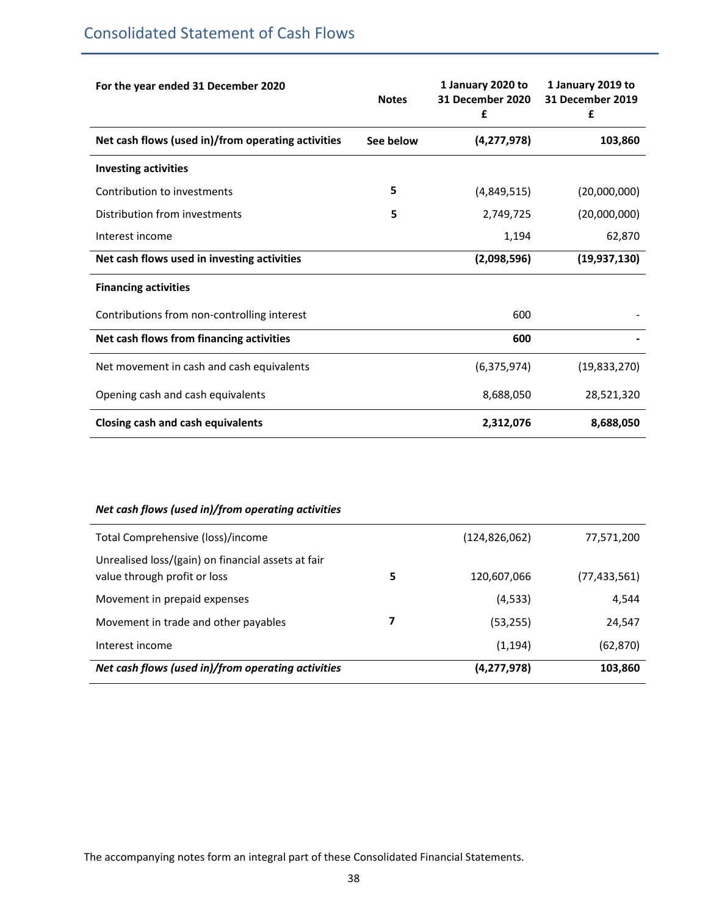# Consolidated Statement of Cash Flows

| For the year ended 31 December 2020 | Notes | 1 January 2020 to 31 December 2020 £ | 1 January 2019 to 31 December 2019 £ |
|---|---|---|---|
| **Net cash flows (used in)/from operating activities** | **See below** | **(4,277,978)** | **103,860** |
| **Investing activities** | | | |
| Contribution to investments | 5 | (4,849,515) | (20,000,000) |
| Distribution from investments | 5 | 2,749,725 | (20,000,000) |
| Interest income | | 1,194 | 62,870 |
| **Net cash flows used in investing activities** | | **(2,098,596)** | **(19,937,130)** |
| **Financing activities** | | | |
| Contributions from non-controlling interest | | 600 | - |
| **Net cash flows from financing activities** | | **600** | **-** |
| Net movement in cash and cash equivalents | | (6,375,974) | (19,833,270) |
| Opening cash and cash equivalents | | 8,688,050 | 28,521,320 |
| **Closing cash and cash equivalents** | | **2,312,076** | **8,688,050** |

***Net cash flows (used in)/from operating activities***

| | Notes | 1 January 2020 to 31 December 2020 £ | 1 January 2019 to 31 December 2019 £ |
|---|---|---|---|
| Total Comprehensive (loss)/income | | (124,826,062) | 77,571,200 |
| Unrealised loss/(gain) on financial assets at fair value through profit or loss | 5 | 120,607,066 | (77,433,561) |
| Movement in prepaid expenses | | (4,533) | 4,544 |
| Movement in trade and other payables | 7 | (53,255) | 24,547 |
| Interest income | | (1,194) | (62,870) |
| ***Net cash flows (used in)/from operating activities*** | | **(4,277,978)** | **103,860** |

The accompanying notes form an integral part of these Consolidated Financial Statements.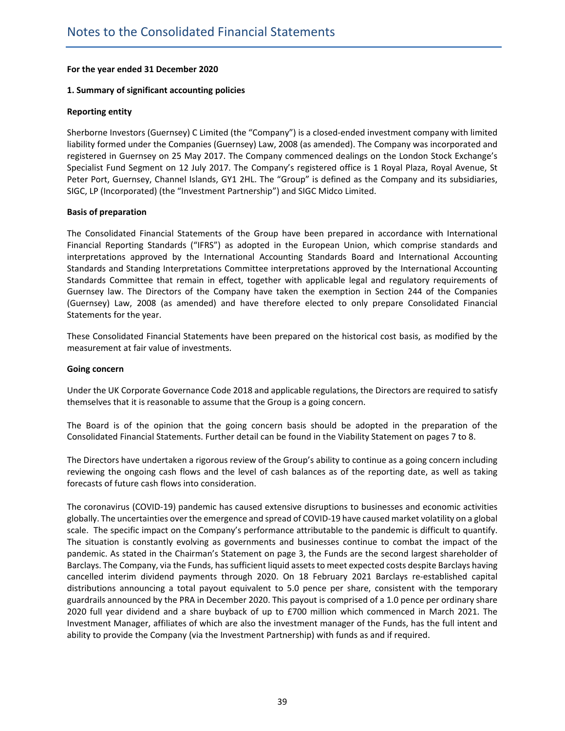# Notes to the Consolidated Financial Statements

**For the year ended 31 December 2020**

**1. Summary of significant accounting policies**

**Reporting entity**

Sherborne Investors (Guernsey) C Limited (the "Company") is a closed-ended investment company with limited liability formed under the Companies (Guernsey) Law, 2008 (as amended). The Company was incorporated and registered in Guernsey on 25 May 2017. The Company commenced dealings on the London Stock Exchange's Specialist Fund Segment on 12 July 2017. The Company's registered office is 1 Royal Plaza, Royal Avenue, St Peter Port, Guernsey, Channel Islands, GY1 2HL. The "Group" is defined as the Company and its subsidiaries, SIGC, LP (Incorporated) (the "Investment Partnership") and SIGC Midco Limited.

**Basis of preparation**

The Consolidated Financial Statements of the Group have been prepared in accordance with International Financial Reporting Standards ("IFRS") as adopted in the European Union, which comprise standards and interpretations approved by the International Accounting Standards Board and International Accounting Standards and Standing Interpretations Committee interpretations approved by the International Accounting Standards Committee that remain in effect, together with applicable legal and regulatory requirements of Guernsey law. The Directors of the Company have taken the exemption in Section 244 of the Companies (Guernsey) Law, 2008 (as amended) and have therefore elected to only prepare Consolidated Financial Statements for the year.

These Consolidated Financial Statements have been prepared on the historical cost basis, as modified by the measurement at fair value of investments.

**Going concern**

Under the UK Corporate Governance Code 2018 and applicable regulations, the Directors are required to satisfy themselves that it is reasonable to assume that the Group is a going concern.

The Board is of the opinion that the going concern basis should be adopted in the preparation of the Consolidated Financial Statements. Further detail can be found in the Viability Statement on pages 7 to 8.

The Directors have undertaken a rigorous review of the Group's ability to continue as a going concern including reviewing the ongoing cash flows and the level of cash balances as of the reporting date, as well as taking forecasts of future cash flows into consideration.

The coronavirus (COVID-19) pandemic has caused extensive disruptions to businesses and economic activities globally. The uncertainties over the emergence and spread of COVID-19 have caused market volatility on a global scale. The specific impact on the Company's performance attributable to the pandemic is difficult to quantify. The situation is constantly evolving as governments and businesses continue to combat the impact of the pandemic. As stated in the Chairman's Statement on page 3, the Funds are the second largest shareholder of Barclays. The Company, via the Funds, has sufficient liquid assets to meet expected costs despite Barclays having cancelled interim dividend payments through 2020. On 18 February 2021 Barclays re-established capital distributions announcing a total payout equivalent to 5.0 pence per share, consistent with the temporary guardrails announced by the PRA in December 2020. This payout is comprised of a 1.0 pence per ordinary share 2020 full year dividend and a share buyback of up to £700 million which commenced in March 2021. The Investment Manager, affiliates of which are also the investment manager of the Funds, has the full intent and ability to provide the Company (via the Investment Partnership) with funds as and if required.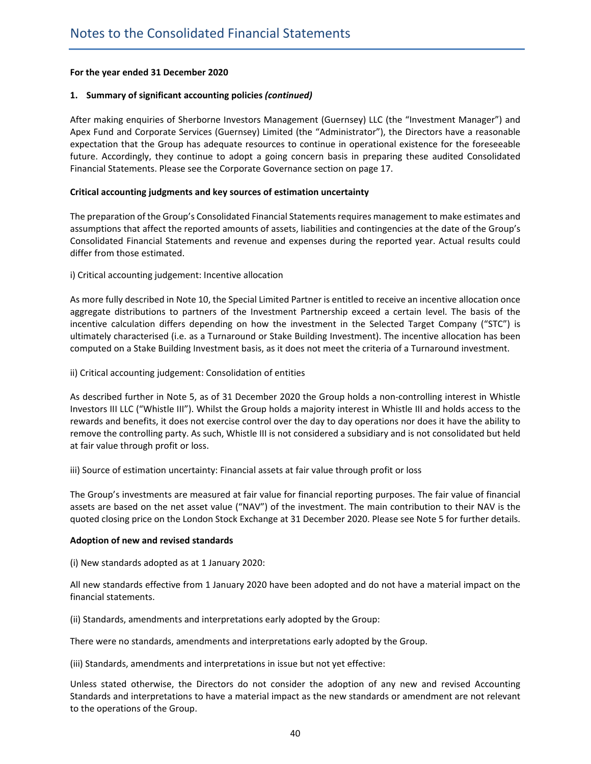# Notes to the Consolidated Financial Statements

**For the year ended 31 December 2020**

**1. Summary of significant accounting policies *(continued)***

After making enquiries of Sherborne Investors Management (Guernsey) LLC (the "Investment Manager") and Apex Fund and Corporate Services (Guernsey) Limited (the "Administrator"), the Directors have a reasonable expectation that the Group has adequate resources to continue in operational existence for the foreseeable future. Accordingly, they continue to adopt a going concern basis in preparing these audited Consolidated Financial Statements. Please see the Corporate Governance section on page 17.

**Critical accounting judgments and key sources of estimation uncertainty**

The preparation of the Group's Consolidated Financial Statements requires management to make estimates and assumptions that affect the reported amounts of assets, liabilities and contingencies at the date of the Group's Consolidated Financial Statements and revenue and expenses during the reported year. Actual results could differ from those estimated.

i) Critical accounting judgement: Incentive allocation

As more fully described in Note 10, the Special Limited Partner is entitled to receive an incentive allocation once aggregate distributions to partners of the Investment Partnership exceed a certain level. The basis of the incentive calculation differs depending on how the investment in the Selected Target Company ("STC") is ultimately characterised (i.e. as a Turnaround or Stake Building Investment). The incentive allocation has been computed on a Stake Building Investment basis, as it does not meet the criteria of a Turnaround investment.

ii) Critical accounting judgement: Consolidation of entities

As described further in Note 5, as of 31 December 2020 the Group holds a non-controlling interest in Whistle Investors III LLC ("Whistle III"). Whilst the Group holds a majority interest in Whistle III and holds access to the rewards and benefits, it does not exercise control over the day to day operations nor does it have the ability to remove the controlling party. As such, Whistle III is not considered a subsidiary and is not consolidated but held at fair value through profit or loss.

iii) Source of estimation uncertainty: Financial assets at fair value through profit or loss

The Group's investments are measured at fair value for financial reporting purposes. The fair value of financial assets are based on the net asset value ("NAV") of the investment. The main contribution to their NAV is the quoted closing price on the London Stock Exchange at 31 December 2020. Please see Note 5 for further details.

**Adoption of new and revised standards**

(i) New standards adopted as at 1 January 2020:

All new standards effective from 1 January 2020 have been adopted and do not have a material impact on the financial statements.

(ii) Standards, amendments and interpretations early adopted by the Group:

There were no standards, amendments and interpretations early adopted by the Group.

(iii) Standards, amendments and interpretations in issue but not yet effective:

Unless stated otherwise, the Directors do not consider the adoption of any new and revised Accounting Standards and interpretations to have a material impact as the new standards or amendment are not relevant to the operations of the Group.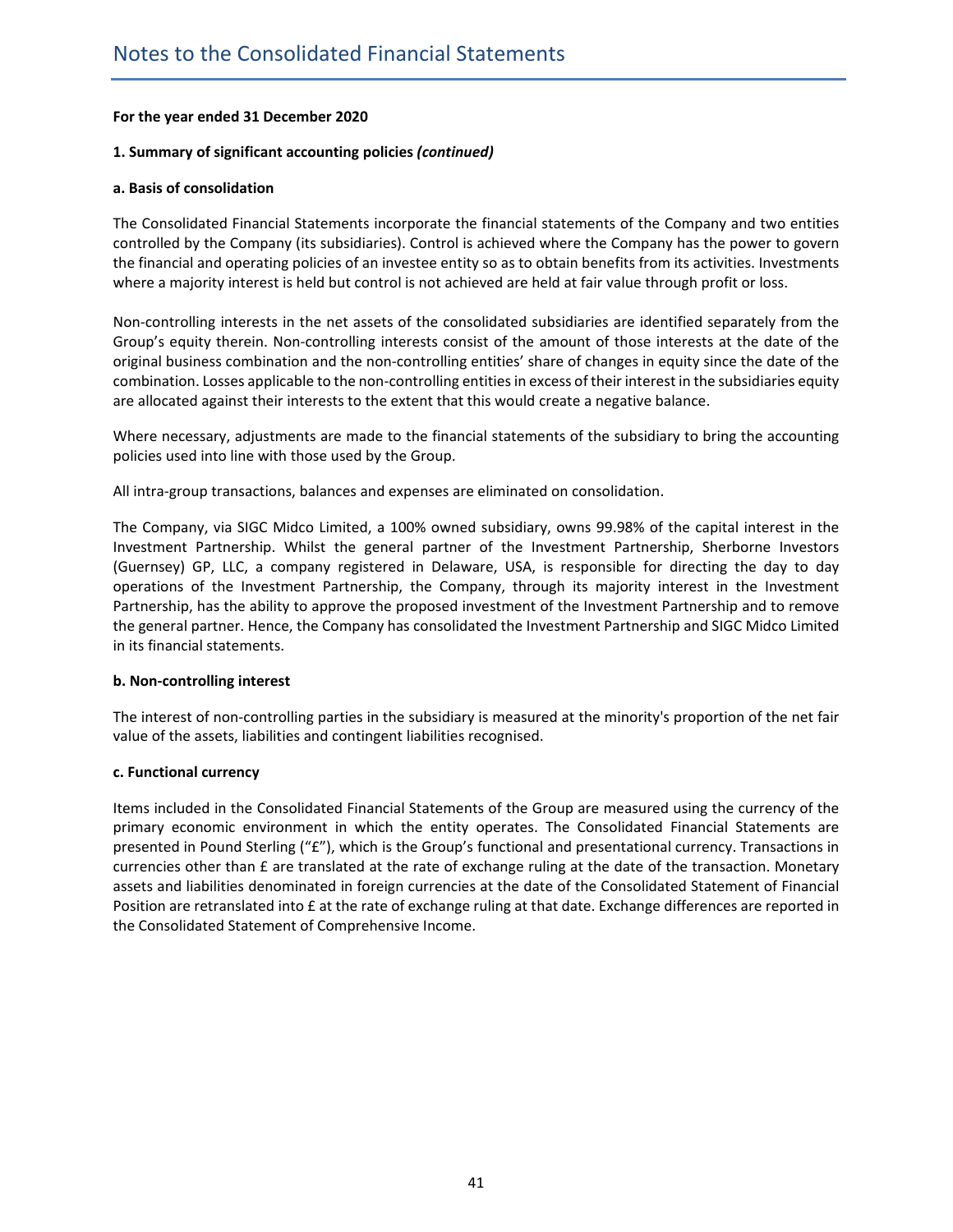# Notes to the Consolidated Financial Statements

**For the year ended 31 December 2020**

**1. Summary of significant accounting policies *(continued)***

**a. Basis of consolidation**

The Consolidated Financial Statements incorporate the financial statements of the Company and two entities controlled by the Company (its subsidiaries). Control is achieved where the Company has the power to govern the financial and operating policies of an investee entity so as to obtain benefits from its activities. Investments where a majority interest is held but control is not achieved are held at fair value through profit or loss.

Non-controlling interests in the net assets of the consolidated subsidiaries are identified separately from the Group's equity therein. Non-controlling interests consist of the amount of those interests at the date of the original business combination and the non-controlling entities' share of changes in equity since the date of the combination. Losses applicable to the non-controlling entities in excess of their interest in the subsidiaries equity are allocated against their interests to the extent that this would create a negative balance.

Where necessary, adjustments are made to the financial statements of the subsidiary to bring the accounting policies used into line with those used by the Group.

All intra-group transactions, balances and expenses are eliminated on consolidation.

The Company, via SIGC Midco Limited, a 100% owned subsidiary, owns 99.98% of the capital interest in the Investment Partnership. Whilst the general partner of the Investment Partnership, Sherborne Investors (Guernsey) GP, LLC, a company registered in Delaware, USA, is responsible for directing the day to day operations of the Investment Partnership, the Company, through its majority interest in the Investment Partnership, has the ability to approve the proposed investment of the Investment Partnership and to remove the general partner. Hence, the Company has consolidated the Investment Partnership and SIGC Midco Limited in its financial statements.

**b. Non-controlling interest**

The interest of non-controlling parties in the subsidiary is measured at the minority's proportion of the net fair value of the assets, liabilities and contingent liabilities recognised.

**c. Functional currency**

Items included in the Consolidated Financial Statements of the Group are measured using the currency of the primary economic environment in which the entity operates. The Consolidated Financial Statements are presented in Pound Sterling ("£"), which is the Group's functional and presentational currency. Transactions in currencies other than £ are translated at the rate of exchange ruling at the date of the transaction. Monetary assets and liabilities denominated in foreign currencies at the date of the Consolidated Statement of Financial Position are retranslated into £ at the rate of exchange ruling at that date. Exchange differences are reported in the Consolidated Statement of Comprehensive Income.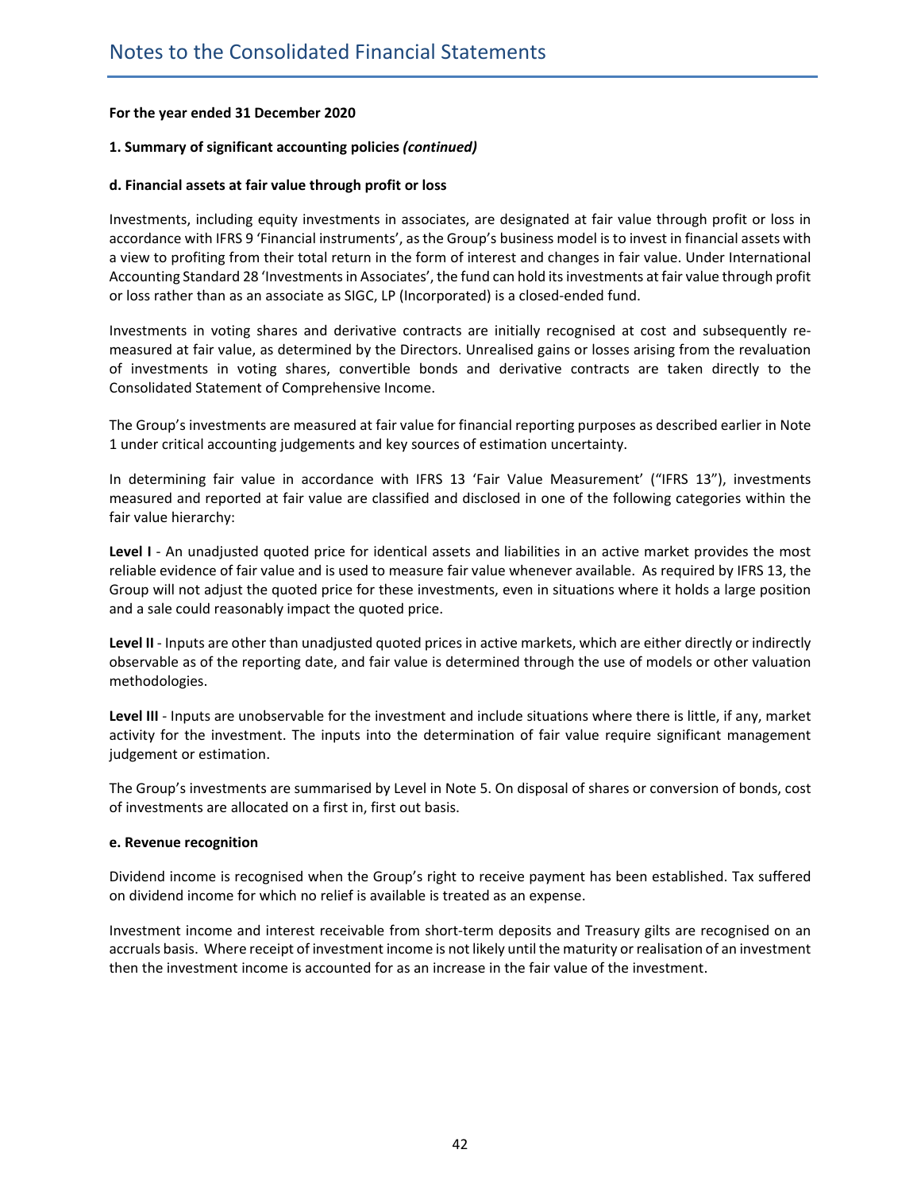# Notes to the Consolidated Financial Statements

**For the year ended 31 December 2020**

**1. Summary of significant accounting policies *(continued)***

**d. Financial assets at fair value through profit or loss**

Investments, including equity investments in associates, are designated at fair value through profit or loss in accordance with IFRS 9 'Financial instruments', as the Group's business model is to invest in financial assets with a view to profiting from their total return in the form of interest and changes in fair value. Under International Accounting Standard 28 'Investments in Associates', the fund can hold its investments at fair value through profit or loss rather than as an associate as SIGC, LP (Incorporated) is a closed-ended fund.

Investments in voting shares and derivative contracts are initially recognised at cost and subsequently re-measured at fair value, as determined by the Directors. Unrealised gains or losses arising from the revaluation of investments in voting shares, convertible bonds and derivative contracts are taken directly to the Consolidated Statement of Comprehensive Income.

The Group's investments are measured at fair value for financial reporting purposes as described earlier in Note 1 under critical accounting judgements and key sources of estimation uncertainty.

In determining fair value in accordance with IFRS 13 'Fair Value Measurement' ("IFRS 13"), investments measured and reported at fair value are classified and disclosed in one of the following categories within the fair value hierarchy:

**Level I** - An unadjusted quoted price for identical assets and liabilities in an active market provides the most reliable evidence of fair value and is used to measure fair value whenever available. As required by IFRS 13, the Group will not adjust the quoted price for these investments, even in situations where it holds a large position and a sale could reasonably impact the quoted price.

**Level II** - Inputs are other than unadjusted quoted prices in active markets, which are either directly or indirectly observable as of the reporting date, and fair value is determined through the use of models or other valuation methodologies.

**Level III** - Inputs are unobservable for the investment and include situations where there is little, if any, market activity for the investment. The inputs into the determination of fair value require significant management judgement or estimation.

The Group's investments are summarised by Level in Note 5. On disposal of shares or conversion of bonds, cost of investments are allocated on a first in, first out basis.

**e. Revenue recognition**

Dividend income is recognised when the Group's right to receive payment has been established. Tax suffered on dividend income for which no relief is available is treated as an expense.

Investment income and interest receivable from short-term deposits and Treasury gilts are recognised on an accruals basis. Where receipt of investment income is not likely until the maturity or realisation of an investment then the investment income is accounted for as an increase in the fair value of the investment.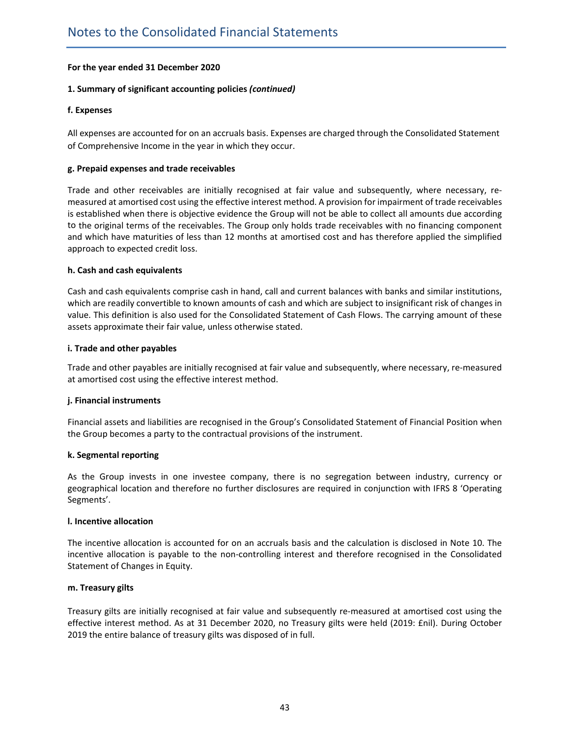# Notes to the Consolidated Financial Statements

**For the year ended 31 December 2020**

**1. Summary of significant accounting policies *(continued)***

**f. Expenses**

All expenses are accounted for on an accruals basis. Expenses are charged through the Consolidated Statement of Comprehensive Income in the year in which they occur.

**g. Prepaid expenses and trade receivables**

Trade and other receivables are initially recognised at fair value and subsequently, where necessary, re-measured at amortised cost using the effective interest method. A provision for impairment of trade receivables is established when there is objective evidence the Group will not be able to collect all amounts due according to the original terms of the receivables. The Group only holds trade receivables with no financing component and which have maturities of less than 12 months at amortised cost and has therefore applied the simplified approach to expected credit loss.

**h. Cash and cash equivalents**

Cash and cash equivalents comprise cash in hand, call and current balances with banks and similar institutions, which are readily convertible to known amounts of cash and which are subject to insignificant risk of changes in value. This definition is also used for the Consolidated Statement of Cash Flows. The carrying amount of these assets approximate their fair value, unless otherwise stated.

**i. Trade and other payables**

Trade and other payables are initially recognised at fair value and subsequently, where necessary, re-measured at amortised cost using the effective interest method.

**j. Financial instruments**

Financial assets and liabilities are recognised in the Group's Consolidated Statement of Financial Position when the Group becomes a party to the contractual provisions of the instrument.

**k. Segmental reporting**

As the Group invests in one investee company, there is no segregation between industry, currency or geographical location and therefore no further disclosures are required in conjunction with IFRS 8 'Operating Segments'.

**l. Incentive allocation**

The incentive allocation is accounted for on an accruals basis and the calculation is disclosed in Note 10. The incentive allocation is payable to the non-controlling interest and therefore recognised in the Consolidated Statement of Changes in Equity.

**m. Treasury gilts**

Treasury gilts are initially recognised at fair value and subsequently re-measured at amortised cost using the effective interest method. As at 31 December 2020, no Treasury gilts were held (2019: £nil). During October 2019 the entire balance of treasury gilts was disposed of in full.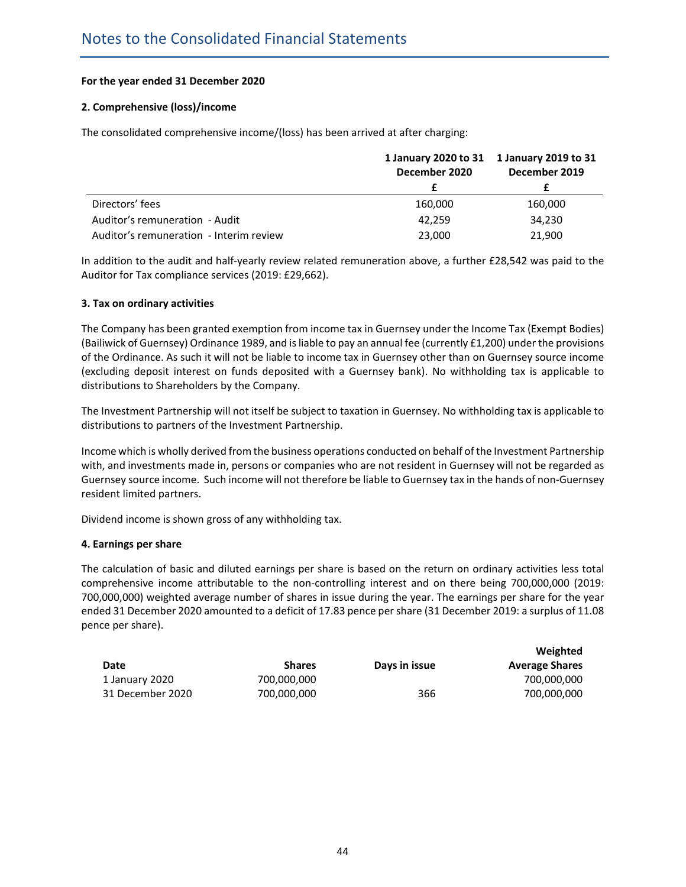# Notes to the Consolidated Financial Statements

**For the year ended 31 December 2020**

**2. Comprehensive (loss)/income**

The consolidated comprehensive income/(loss) has been arrived at after charging:

| | 1 January 2020 to 31 December 2020 | 1 January 2019 to 31 December 2019 |
|---|---|---|
| | £ | £ |
| Directors' fees | 160,000 | 160,000 |
| Auditor's remuneration - Audit | 42,259 | 34,230 |
| Auditor's remuneration - Interim review | 23,000 | 21,900 |

In addition to the audit and half-yearly review related remuneration above, a further £28,542 was paid to the Auditor for Tax compliance services (2019: £29,662).

**3. Tax on ordinary activities**

The Company has been granted exemption from income tax in Guernsey under the Income Tax (Exempt Bodies) (Bailiwick of Guernsey) Ordinance 1989, and is liable to pay an annual fee (currently £1,200) under the provisions of the Ordinance. As such it will not be liable to income tax in Guernsey other than on Guernsey source income (excluding deposit interest on funds deposited with a Guernsey bank). No withholding tax is applicable to distributions to Shareholders by the Company.

The Investment Partnership will not itself be subject to taxation in Guernsey. No withholding tax is applicable to distributions to partners of the Investment Partnership.

Income which is wholly derived from the business operations conducted on behalf of the Investment Partnership with, and investments made in, persons or companies who are not resident in Guernsey will not be regarded as Guernsey source income. Such income will not therefore be liable to Guernsey tax in the hands of non-Guernsey resident limited partners.

Dividend income is shown gross of any withholding tax.

**4. Earnings per share**

The calculation of basic and diluted earnings per share is based on the return on ordinary activities less total comprehensive income attributable to the non-controlling interest and on there being 700,000,000 (2019: 700,000,000) weighted average number of shares in issue during the year. The earnings per share for the year ended 31 December 2020 amounted to a deficit of 17.83 pence per share (31 December 2019: a surplus of 11.08 pence per share).

| Date | Shares | Days in issue | Weighted Average Shares |
|---|---|---|---|
| 1 January 2020 | 700,000,000 | | 700,000,000 |
| 31 December 2020 | 700,000,000 | 366 | 700,000,000 |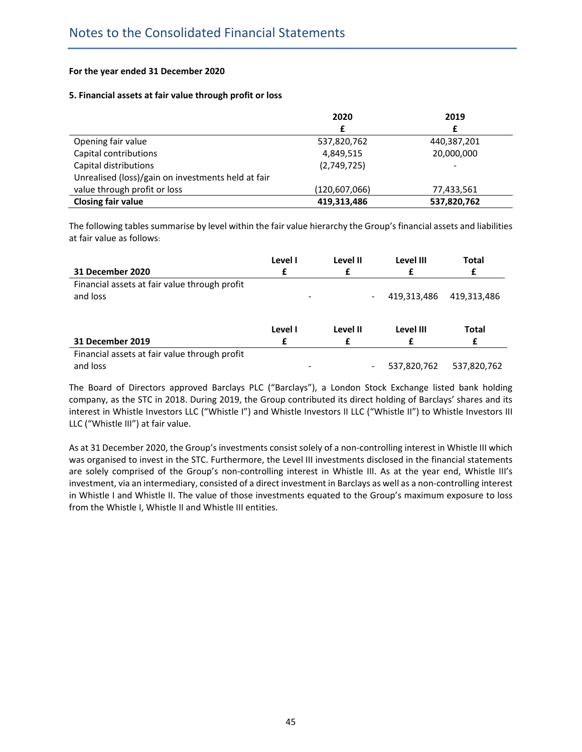# Notes to the Consolidated Financial Statements

**For the year ended 31 December 2020**

**5. Financial assets at fair value through profit or loss**

| | 2020 | 2019 |
|---|---|---|
| | £ | £ |
| Opening fair value | 537,820,762 | 440,387,201 |
| Capital contributions | 4,849,515 | 20,000,000 |
| Capital distributions | (2,749,725) | - |
| Unrealised (loss)/gain on investments held at fair value through profit or loss | (120,607,066) | 77,433,561 |
| **Closing fair value** | **419,313,486** | **537,820,762** |

The following tables summarise by level within the fair value hierarchy the Group's financial assets and liabilities at fair value as follows:

| **31 December 2020** | **Level I**<br>**£** | **Level II**<br>**£** | **Level III**<br>**£** | **Total**<br>**£** |
|---|---|---|---|---|
| Financial assets at fair value through profit and loss | - | - | 419,313,486 | 419,313,486 |

| **31 December 2019** | **Level I**<br>**£** | **Level II**<br>**£** | **Level III**<br>**£** | **Total**<br>**£** |
|---|---|---|---|---|
| Financial assets at fair value through profit and loss | - | - | 537,820,762 | 537,820,762 |

The Board of Directors approved Barclays PLC ("Barclays"), a London Stock Exchange listed bank holding company, as the STC in 2018. During 2019, the Group contributed its direct holding of Barclays' shares and its interest in Whistle Investors LLC ("Whistle I") and Whistle Investors II LLC ("Whistle II") to Whistle Investors III LLC ("Whistle III") at fair value.

As at 31 December 2020, the Group's investments consist solely of a non-controlling interest in Whistle III which was organised to invest in the STC. Furthermore, the Level III investments disclosed in the financial statements are solely comprised of the Group's non-controlling interest in Whistle III. As at the year end, Whistle III's investment, via an intermediary, consisted of a direct investment in Barclays as well as a non-controlling interest in Whistle I and Whistle II. The value of those investments equated to the Group's maximum exposure to loss from the Whistle I, Whistle II and Whistle III entities.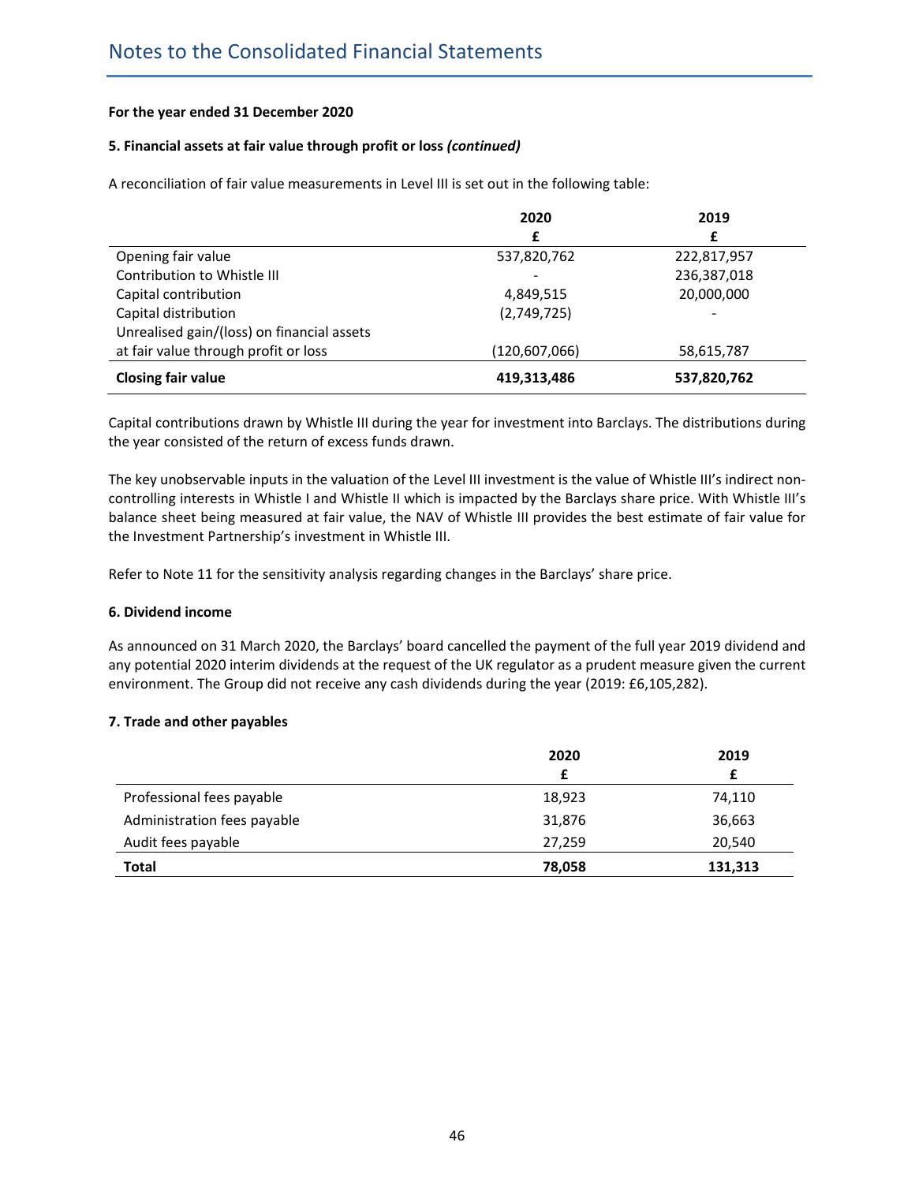# Notes to the Consolidated Financial Statements

**For the year ended 31 December 2020**

**5. Financial assets at fair value through profit or loss *(continued)***

A reconciliation of fair value measurements in Level III is set out in the following table:

| | 2020 | 2019 |
|---|---|---|
| | £ | £ |
| Opening fair value | 537,820,762 | 222,817,957 |
| Contribution to Whistle III | - | 236,387,018 |
| Capital contribution | 4,849,515 | 20,000,000 |
| Capital distribution | (2,749,725) | - |
| Unrealised gain/(loss) on financial assets at fair value through profit or loss | (120,607,066) | 58,615,787 |
| **Closing fair value** | **419,313,486** | **537,820,762** |

Capital contributions drawn by Whistle III during the year for investment into Barclays. The distributions during the year consisted of the return of excess funds drawn.

The key unobservable inputs in the valuation of the Level III investment is the value of Whistle III's indirect non-controlling interests in Whistle I and Whistle II which is impacted by the Barclays share price. With Whistle III's balance sheet being measured at fair value, the NAV of Whistle III provides the best estimate of fair value for the Investment Partnership's investment in Whistle III.

Refer to Note 11 for the sensitivity analysis regarding changes in the Barclays' share price.

**6. Dividend income**

As announced on 31 March 2020, the Barclays' board cancelled the payment of the full year 2019 dividend and any potential 2020 interim dividends at the request of the UK regulator as a prudent measure given the current environment. The Group did not receive any cash dividends during the year (2019: £6,105,282).

**7. Trade and other payables**

| | 2020 | 2019 |
|---|---|---|
| | £ | £ |
| Professional fees payable | 18,923 | 74,110 |
| Administration fees payable | 31,876 | 36,663 |
| Audit fees payable | 27,259 | 20,540 |
| **Total** | **78,058** | **131,313** |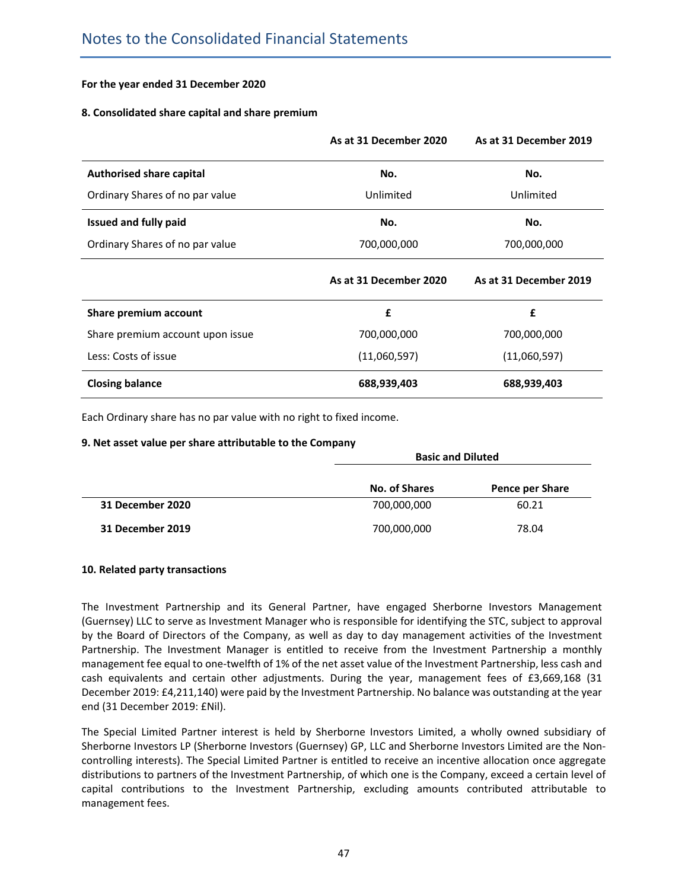# Notes to the Consolidated Financial Statements

**For the year ended 31 December 2020**

**8. Consolidated share capital and share premium**

| | As at 31 December 2020 | As at 31 December 2019 |
|---|---|---|
| **Authorised share capital** | **No.** | **No.** |
| Ordinary Shares of no par value | Unlimited | Unlimited |
| **Issued and fully paid** | **No.** | **No.** |
| Ordinary Shares of no par value | 700,000,000 | 700,000,000 |

| | As at 31 December 2020 | As at 31 December 2019 |
|---|---|---|
| **Share premium account** | **£** | **£** |
| Share premium account upon issue | 700,000,000 | 700,000,000 |
| Less: Costs of issue | (11,060,597) | (11,060,597) |
| **Closing balance** | **688,939,403** | **688,939,403** |

Each Ordinary share has no par value with no right to fixed income.

**9. Net asset value per share attributable to the Company**

| | Basic and Diluted | |
|---|---|---|
| | **No. of Shares** | **Pence per Share** |
| **31 December 2020** | 700,000,000 | 60.21 |
| **31 December 2019** | 700,000,000 | 78.04 |

**10. Related party transactions**

The Investment Partnership and its General Partner, have engaged Sherborne Investors Management (Guernsey) LLC to serve as Investment Manager who is responsible for identifying the STC, subject to approval by the Board of Directors of the Company, as well as day to day management activities of the Investment Partnership. The Investment Manager is entitled to receive from the Investment Partnership a monthly management fee equal to one-twelfth of 1% of the net asset value of the Investment Partnership, less cash and cash equivalents and certain other adjustments. During the year, management fees of £3,669,168 (31 December 2019: £4,211,140) were paid by the Investment Partnership. No balance was outstanding at the year end (31 December 2019: £Nil).

The Special Limited Partner interest is held by Sherborne Investors Limited, a wholly owned subsidiary of Sherborne Investors LP (Sherborne Investors (Guernsey) GP, LLC and Sherborne Investors Limited are the Non-controlling interests). The Special Limited Partner is entitled to receive an incentive allocation once aggregate distributions to partners of the Investment Partnership, of which one is the Company, exceed a certain level of capital contributions to the Investment Partnership, excluding amounts contributed attributable to management fees.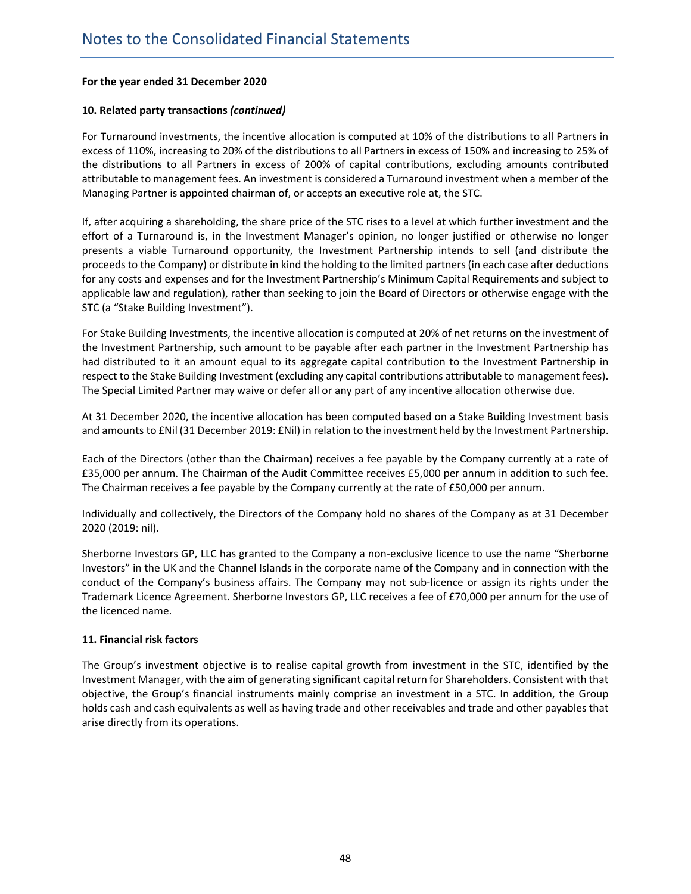# Notes to the Consolidated Financial Statements

**For the year ended 31 December 2020**

**10. Related party transactions *(continued)***

For Turnaround investments, the incentive allocation is computed at 10% of the distributions to all Partners in excess of 110%, increasing to 20% of the distributions to all Partners in excess of 150% and increasing to 25% of the distributions to all Partners in excess of 200% of capital contributions, excluding amounts contributed attributable to management fees. An investment is considered a Turnaround investment when a member of the Managing Partner is appointed chairman of, or accepts an executive role at, the STC.

If, after acquiring a shareholding, the share price of the STC rises to a level at which further investment and the effort of a Turnaround is, in the Investment Manager's opinion, no longer justified or otherwise no longer presents a viable Turnaround opportunity, the Investment Partnership intends to sell (and distribute the proceeds to the Company) or distribute in kind the holding to the limited partners (in each case after deductions for any costs and expenses and for the Investment Partnership's Minimum Capital Requirements and subject to applicable law and regulation), rather than seeking to join the Board of Directors or otherwise engage with the STC (a "Stake Building Investment").

For Stake Building Investments, the incentive allocation is computed at 20% of net returns on the investment of the Investment Partnership, such amount to be payable after each partner in the Investment Partnership has had distributed to it an amount equal to its aggregate capital contribution to the Investment Partnership in respect to the Stake Building Investment (excluding any capital contributions attributable to management fees). The Special Limited Partner may waive or defer all or any part of any incentive allocation otherwise due.

At 31 December 2020, the incentive allocation has been computed based on a Stake Building Investment basis and amounts to £Nil (31 December 2019: £Nil) in relation to the investment held by the Investment Partnership.

Each of the Directors (other than the Chairman) receives a fee payable by the Company currently at a rate of £35,000 per annum. The Chairman of the Audit Committee receives £5,000 per annum in addition to such fee. The Chairman receives a fee payable by the Company currently at the rate of £50,000 per annum.

Individually and collectively, the Directors of the Company hold no shares of the Company as at 31 December 2020 (2019: nil).

Sherborne Investors GP, LLC has granted to the Company a non-exclusive licence to use the name "Sherborne Investors" in the UK and the Channel Islands in the corporate name of the Company and in connection with the conduct of the Company's business affairs. The Company may not sub-licence or assign its rights under the Trademark Licence Agreement. Sherborne Investors GP, LLC receives a fee of £70,000 per annum for the use of the licenced name.

**11. Financial risk factors**

The Group's investment objective is to realise capital growth from investment in the STC, identified by the Investment Manager, with the aim of generating significant capital return for Shareholders. Consistent with that objective, the Group's financial instruments mainly comprise an investment in a STC. In addition, the Group holds cash and cash equivalents as well as having trade and other receivables and trade and other payables that arise directly from its operations.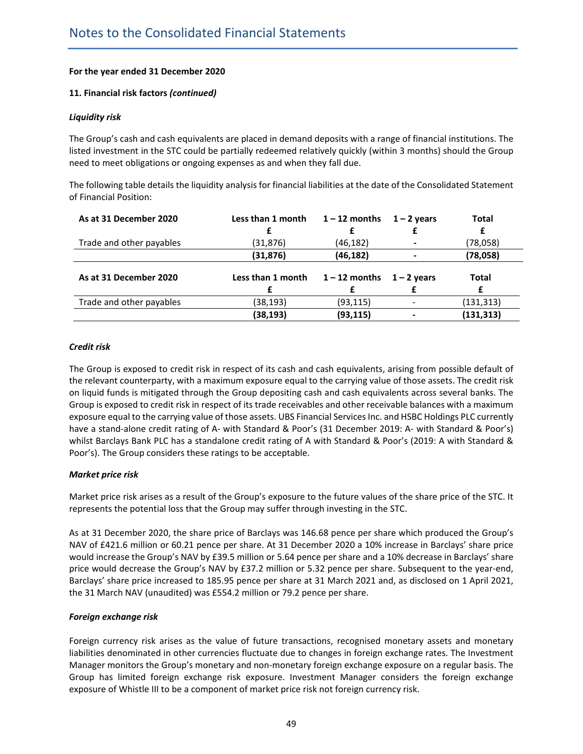# Notes to the Consolidated Financial Statements

**For the year ended 31 December 2020**

**11. Financial risk factors *(continued)***

***Liquidity risk***

The Group's cash and cash equivalents are placed in demand deposits with a range of financial institutions. The listed investment in the STC could be partially redeemed relatively quickly (within 3 months) should the Group need to meet obligations or ongoing expenses as and when they fall due.

The following table details the liquidity analysis for financial liabilities at the date of the Consolidated Statement of Financial Position:

| As at 31 December 2020 | Less than 1 month | 1 – 12 months | 1 – 2 years | Total |
|---|---|---|---|---|
| | £ | £ | £ | £ |
| Trade and other payables | (31,876) | (46,182) | - | (78,058) |
| | **(31,876)** | **(46,182)** | **-** | **(78,058)** |

| As at 31 December 2020 | Less than 1 month | 1 – 12 months | 1 – 2 years | Total |
|---|---|---|---|---|
| | £ | £ | £ | £ |
| Trade and other payables | (38,193) | (93,115) | - | (131,313) |
| | **(38,193)** | **(93,115)** | **-** | **(131,313)** |

***Credit risk***

The Group is exposed to credit risk in respect of its cash and cash equivalents, arising from possible default of the relevant counterparty, with a maximum exposure equal to the carrying value of those assets. The credit risk on liquid funds is mitigated through the Group depositing cash and cash equivalents across several banks. The Group is exposed to credit risk in respect of its trade receivables and other receivable balances with a maximum exposure equal to the carrying value of those assets. UBS Financial Services Inc. and HSBC Holdings PLC currently have a stand-alone credit rating of A- with Standard & Poor's (31 December 2019: A- with Standard & Poor's) whilst Barclays Bank PLC has a standalone credit rating of A with Standard & Poor's (2019: A with Standard & Poor's). The Group considers these ratings to be acceptable.

***Market price risk***

Market price risk arises as a result of the Group's exposure to the future values of the share price of the STC. It represents the potential loss that the Group may suffer through investing in the STC.

As at 31 December 2020, the share price of Barclays was 146.68 pence per share which produced the Group's NAV of £421.6 million or 60.21 pence per share. At 31 December 2020 a 10% increase in Barclays' share price would increase the Group's NAV by £39.5 million or 5.64 pence per share and a 10% decrease in Barclays' share price would decrease the Group's NAV by £37.2 million or 5.32 pence per share. Subsequent to the year-end, Barclays' share price increased to 185.95 pence per share at 31 March 2021 and, as disclosed on 1 April 2021, the 31 March NAV (unaudited) was £554.2 million or 79.2 pence per share.

***Foreign exchange risk***

Foreign currency risk arises as the value of future transactions, recognised monetary assets and monetary liabilities denominated in other currencies fluctuate due to changes in foreign exchange rates. The Investment Manager monitors the Group's monetary and non-monetary foreign exchange exposure on a regular basis. The Group has limited foreign exchange risk exposure. Investment Manager considers the foreign exchange exposure of Whistle III to be a component of market price risk not foreign currency risk.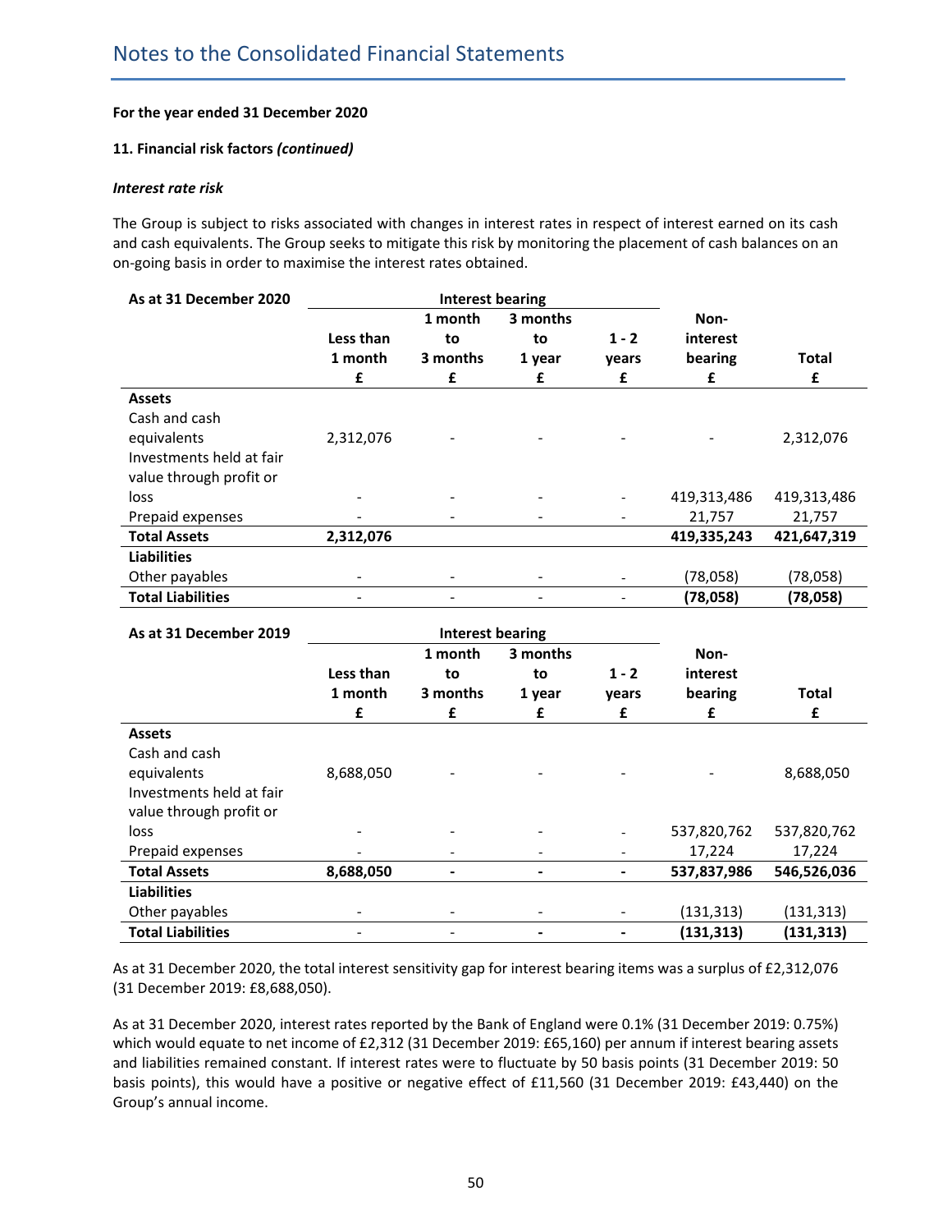**For the year ended 31 December 2020**

**11. Financial risk factors *(continued)***

***Interest rate risk***

The Group is subject to risks associated with changes in interest rates in respect of interest earned on its cash and cash equivalents. The Group seeks to mitigate this risk by monitoring the placement of cash balances on an on-going basis in order to maximise the interest rates obtained.

| As at 31 December 2020 | Interest bearing | | | | | |
|---|---|---|---|---|---|---|
| | Less than 1 month £ | 1 month to 3 months £ | 3 months to 1 year £ | 1 - 2 years £ | Non-interest bearing £ | Total £ |
| **Assets** | | | | | | |
| Cash and cash equivalents | 2,312,076 | - | - | - | - | 2,312,076 |
| Investments held at fair value through profit or loss | - | - | - | - | 419,313,486 | 419,313,486 |
| Prepaid expenses | - | - | - | - | 21,757 | 21,757 |
| **Total Assets** | **2,312,076** | | | | **419,335,243** | **421,647,319** |
| **Liabilities** | | | | | | |
| Other payables | - | - | - | - | (78,058) | (78,058) |
| **Total Liabilities** | - | - | - | - | **(78,058)** | **(78,058)** |

| As at 31 December 2019 | Interest bearing | | | | | |
|---|---|---|---|---|---|---|
| | Less than 1 month £ | 1 month to 3 months £ | 3 months to 1 year £ | 1 - 2 years £ | Non-interest bearing £ | Total £ |
| **Assets** | | | | | | |
| Cash and cash equivalents | 8,688,050 | - | - | - | - | 8,688,050 |
| Investments held at fair value through profit or loss | - | - | - | - | 537,820,762 | 537,820,762 |
| Prepaid expenses | - | - | - | - | 17,224 | 17,224 |
| **Total Assets** | **8,688,050** | **-** | **-** | **-** | **537,837,986** | **546,526,036** |
| **Liabilities** | | | | | | |
| Other payables | - | - | - | - | (131,313) | (131,313) |
| **Total Liabilities** | - | - | **-** | **-** | **(131,313)** | **(131,313)** |

As at 31 December 2020, the total interest sensitivity gap for interest bearing items was a surplus of £2,312,076 (31 December 2019: £8,688,050).

As at 31 December 2020, interest rates reported by the Bank of England were 0.1% (31 December 2019: 0.75%) which would equate to net income of £2,312 (31 December 2019: £65,160) per annum if interest bearing assets and liabilities remained constant. If interest rates were to fluctuate by 50 basis points (31 December 2019: 50 basis points), this would have a positive or negative effect of £11,560 (31 December 2019: £43,440) on the Group's annual income.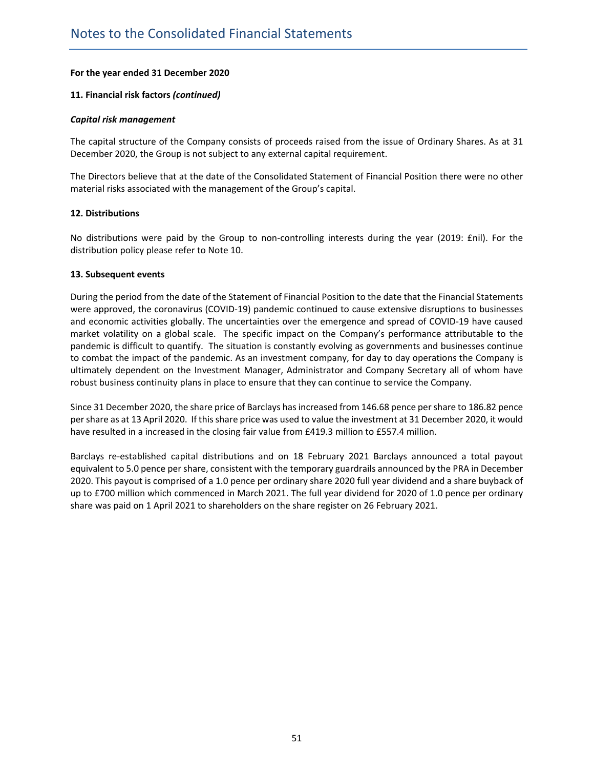# Notes to the Consolidated Financial Statements

**For the year ended 31 December 2020**

**11. Financial risk factors *(continued)***

***Capital risk management***

The capital structure of the Company consists of proceeds raised from the issue of Ordinary Shares. As at 31 December 2020, the Group is not subject to any external capital requirement.

The Directors believe that at the date of the Consolidated Statement of Financial Position there were no other material risks associated with the management of the Group's capital.

**12. Distributions**

No distributions were paid by the Group to non-controlling interests during the year (2019: £nil). For the distribution policy please refer to Note 10.

**13. Subsequent events**

During the period from the date of the Statement of Financial Position to the date that the Financial Statements were approved, the coronavirus (COVID-19) pandemic continued to cause extensive disruptions to businesses and economic activities globally. The uncertainties over the emergence and spread of COVID-19 have caused market volatility on a global scale. The specific impact on the Company's performance attributable to the pandemic is difficult to quantify. The situation is constantly evolving as governments and businesses continue to combat the impact of the pandemic. As an investment company, for day to day operations the Company is ultimately dependent on the Investment Manager, Administrator and Company Secretary all of whom have robust business continuity plans in place to ensure that they can continue to service the Company.

Since 31 December 2020, the share price of Barclays has increased from 146.68 pence per share to 186.82 pence per share as at 13 April 2020. If this share price was used to value the investment at 31 December 2020, it would have resulted in a increased in the closing fair value from £419.3 million to £557.4 million.

Barclays re-established capital distributions and on 18 February 2021 Barclays announced a total payout equivalent to 5.0 pence per share, consistent with the temporary guardrails announced by the PRA in December 2020. This payout is comprised of a 1.0 pence per ordinary share 2020 full year dividend and a share buyback of up to £700 million which commenced in March 2021. The full year dividend for 2020 of 1.0 pence per ordinary share was paid on 1 April 2021 to shareholders on the share register on 26 February 2021.